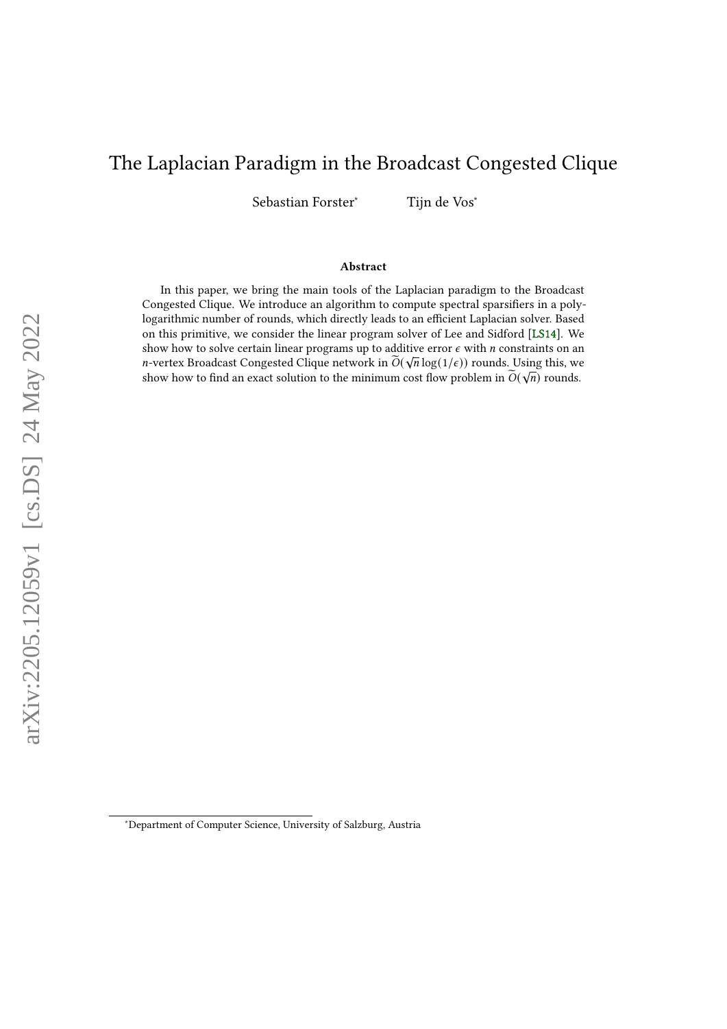# The Laplacian Paradigm in the Broadcast Congested Clique

Sebastian Forster[*] Tijn de Vos[*]

### Abstract

In this paper, we bring the main tools of the Laplacian paradigm to the Broadcast Congested Clique. We introduce an algorithm to compute spectral sparsifiers in a polylogarithmic number of rounds, which directly leads to an efficient Laplacian solver. Based on this primitive, we consider the linear program solver of Lee and Sidford [LS14]. We show how to solve certain linear programs up to additive error $\epsilon$ with $n$ constraints on an $n$-vertex Broadcast Congested Clique network in $\widetilde{O}(\sqrt{n}\log(1/\epsilon))$ rounds. Using this, we show how to find an exact solution to the minimum cost flow problem in $\widetilde{O}(\sqrt{n})$ rounds.

[*]Department of Computer Science, University of Salzburg, Austria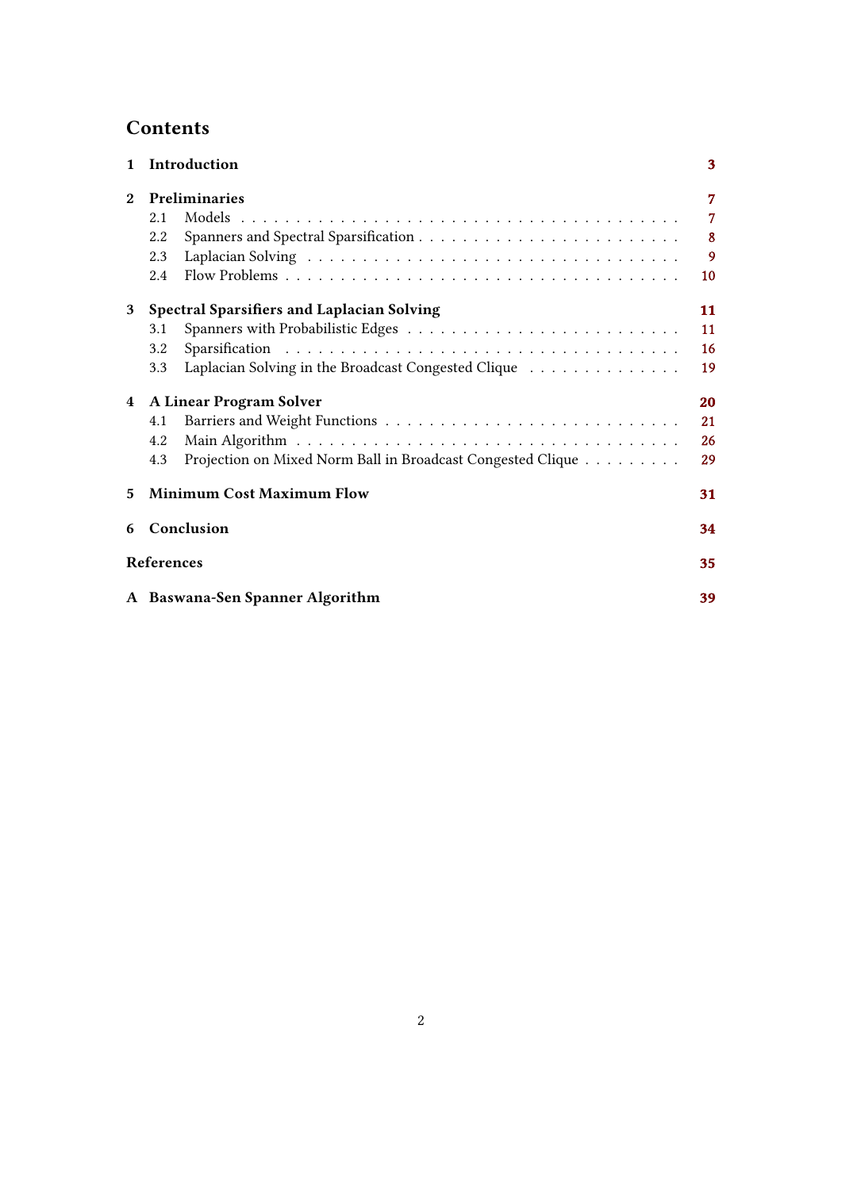# Contents

**1 Introduction** — 3

**2 Preliminaries** — 7
- 2.1 Models — 7
- 2.2 Spanners and Spectral Sparsification — 8
- 2.3 Laplacian Solving — 9
- 2.4 Flow Problems — 10

**3 Spectral Sparsifiers and Laplacian Solving** — 11
- 3.1 Spanners with Probabilistic Edges — 11
- 3.2 Sparsification — 16
- 3.3 Laplacian Solving in the Broadcast Congested Clique — 19

**4 A Linear Program Solver** — 20
- 4.1 Barriers and Weight Functions — 21
- 4.2 Main Algorithm — 26
- 4.3 Projection on Mixed Norm Ball in Broadcast Congested Clique — 29

**5 Minimum Cost Maximum Flow** — 31

**6 Conclusion** — 34

**References** — 35

**A Baswana-Sen Spanner Algorithm** — 39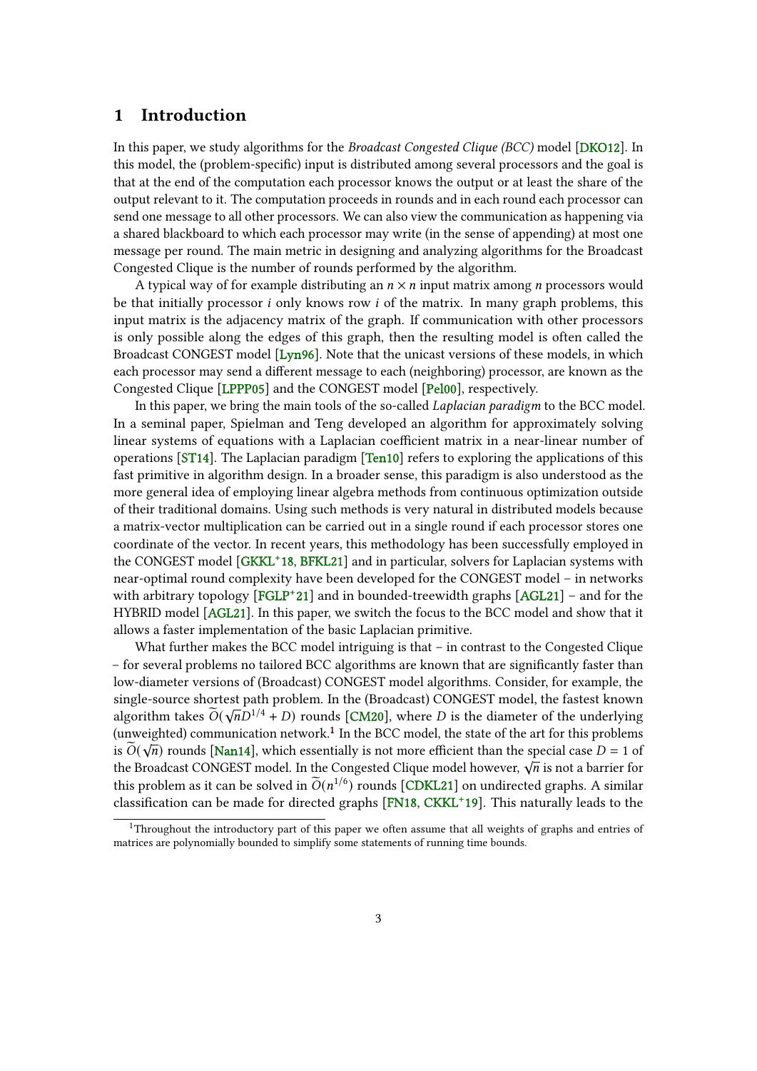# 1 Introduction

In this paper, we study algorithms for the *Broadcast Congested Clique (BCC)* model [DKO12]. In this model, the (problem-specific) input is distributed among several processors and the goal is that at the end of the computation each processor knows the output or at least the share of the output relevant to it. The computation proceeds in rounds and in each round each processor can send one message to all other processors. We can also view the communication as happening via a shared blackboard to which each processor may write (in the sense of appending) at most one message per round. The main metric in designing and analyzing algorithms for the Broadcast Congested Clique is the number of rounds performed by the algorithm.

A typical way of for example distributing an $n \times n$ input matrix among $n$ processors would be that initially processor $i$ only knows row $i$ of the matrix. In many graph problems, this input matrix is the adjacency matrix of the graph. If communication with other processors is only possible along the edges of this graph, then the resulting model is often called the Broadcast CONGEST model [Lyn96]. Note that the unicast versions of these models, in which each processor may send a different message to each (neighboring) processor, are known as the Congested Clique [LPPP05] and the CONGEST model [Pel00], respectively.

In this paper, we bring the main tools of the so-called *Laplacian paradigm* to the BCC model. In a seminal paper, Spielman and Teng developed an algorithm for approximately solving linear systems of equations with a Laplacian coefficient matrix in a near-linear number of operations [ST14]. The Laplacian paradigm [Ten10] refers to exploring the applications of this fast primitive in algorithm design. In a broader sense, this paradigm is also understood as the more general idea of employing linear algebra methods from continuous optimization outside of their traditional domains. Using such methods is very natural in distributed models because a matrix-vector multiplication can be carried out in a single round if each processor stores one coordinate of the vector. In recent years, this methodology has been successfully employed in the CONGEST model [GKKL+18, BFKL21] and in particular, solvers for Laplacian systems with near-optimal round complexity have been developed for the CONGEST model – in networks with arbitrary topology [FGLP+21] and in bounded-treewidth graphs [AGL21] – and for the HYBRID model [AGL21]. In this paper, we switch the focus to the BCC model and show that it allows a faster implementation of the basic Laplacian primitive.

What further makes the BCC model intriguing is that – in contrast to the Congested Clique – for several problems no tailored BCC algorithms are known that are significantly faster than low-diameter versions of (Broadcast) CONGEST model algorithms. Consider, for example, the single-source shortest path problem. In the (Broadcast) CONGEST model, the fastest known algorithm takes $\widetilde{O}(\sqrt{n}D^{1/4} + D)$ rounds [CM20], where $D$ is the diameter of the underlying (unweighted) communication network.[1] In the BCC model, the state of the art for this problems is $\widetilde{O}(\sqrt{n})$ rounds [Nan14], which essentially is not more efficient than the special case $D = 1$ of the Broadcast CONGEST model. In the Congested Clique model however, $\sqrt{n}$ is not a barrier for this problem as it can be solved in $\widetilde{O}(n^{1/6})$ rounds [CDKL21] on undirected graphs. A similar classification can be made for directed graphs [FN18, CKKL+19]. This naturally leads to the

[1] Throughout the introductory part of this paper we often assume that all weights of graphs and entries of matrices are polynomially bounded to simplify some statements of running time bounds.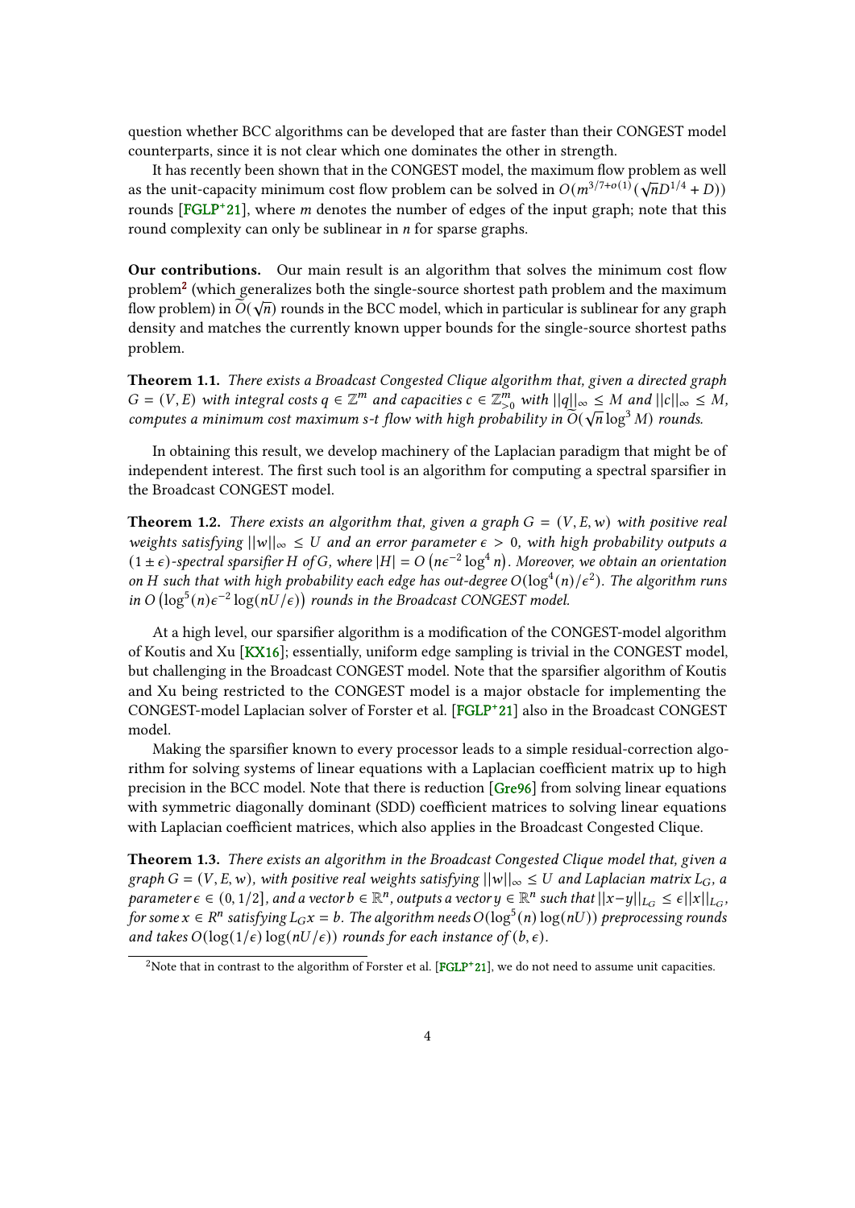question whether BCC algorithms can be developed that are faster than their CONGEST model counterparts, since it is not clear which one dominates the other in strength.

It has recently been shown that in the CONGEST model, the maximum flow problem as well as the unit-capacity minimum cost flow problem can be solved in $O(m^{3/7+o(1)}(\sqrt{n}D^{1/4} + D))$ rounds [FGLP+21], where $m$ denotes the number of edges of the input graph; note that this round complexity can only be sublinear in $n$ for sparse graphs.

**Our contributions.** Our main result is an algorithm that solves the minimum cost flow problem[2] (which generalizes both the single-source shortest path problem and the maximum flow problem) in $\widetilde{O}(\sqrt{n})$ rounds in the BCC model, which in particular is sublinear for any graph density and matches the currently known upper bounds for the single-source shortest paths problem.

**Theorem 1.1.** *There exists a Broadcast Congested Clique algorithm that, given a directed graph $G = (V, E)$ with integral costs $q \in \mathbb{Z}^m$ and capacities $c \in \mathbb{Z}^m_{>0}$ with $||q||_\infty \leq M$ and $||c||_\infty \leq M$, computes a minimum cost maximum s-t flow with high probability in $\widetilde{O}(\sqrt{n}\log^3 M)$ rounds.*

In obtaining this result, we develop machinery of the Laplacian paradigm that might be of independent interest. The first such tool is an algorithm for computing a spectral sparsifier in the Broadcast CONGEST model.

**Theorem 1.2.** *There exists an algorithm that, given a graph $G = (V, E, w)$ with positive real weights satisfying $||w||_\infty \leq U$ and an error parameter $\epsilon > 0$, with high probability outputs a $(1 \pm \epsilon)$-spectral sparsifier $H$ of $G$, where $|H| = O\left(n\epsilon^{-2}\log^4 n\right)$. Moreover, we obtain an orientation on $H$ such that with high probability each edge has out-degree $O(\log^4(n)/\epsilon^2)$. The algorithm runs in $O\left(\log^5(n)\epsilon^{-2}\log(nU/\epsilon)\right)$ rounds in the Broadcast CONGEST model.*

At a high level, our sparsifier algorithm is a modification of the CONGEST-model algorithm of Koutis and Xu [KX16]; essentially, uniform edge sampling is trivial in the CONGEST model, but challenging in the Broadcast CONGEST model. Note that the sparsifier algorithm of Koutis and Xu being restricted to the CONGEST model is a major obstacle for implementing the CONGEST-model Laplacian solver of Forster et al. [FGLP+21] also in the Broadcast CONGEST model.

Making the sparsifier known to every processor leads to a simple residual-correction algorithm for solving systems of linear equations with a Laplacian coefficient matrix up to high precision in the BCC model. Note that there is reduction [Gre96] from solving linear equations with symmetric diagonally dominant (SDD) coefficient matrices to solving linear equations with Laplacian coefficient matrices, which also applies in the Broadcast Congested Clique.

**Theorem 1.3.** *There exists an algorithm in the Broadcast Congested Clique model that, given a graph $G = (V, E, w)$, with positive real weights satisfying $||w||_\infty \leq U$ and Laplacian matrix $L_G$, a parameter $\epsilon \in (0, 1/2]$, and a vector $b \in \mathbb{R}^n$, outputs a vector $y \in \mathbb{R}^n$ such that $||x-y||_{L_G} \leq \epsilon||x||_{L_G}$, for some $x \in R^n$ satisfying $L_G x = b$. The algorithm needs $O(\log^5(n)\log(nU))$ preprocessing rounds and takes $O(\log(1/\epsilon)\log(nU/\epsilon))$ rounds for each instance of $(b, \epsilon)$.*

[2] Note that in contrast to the algorithm of Forster et al. [FGLP+21], we do not need to assume unit capacities.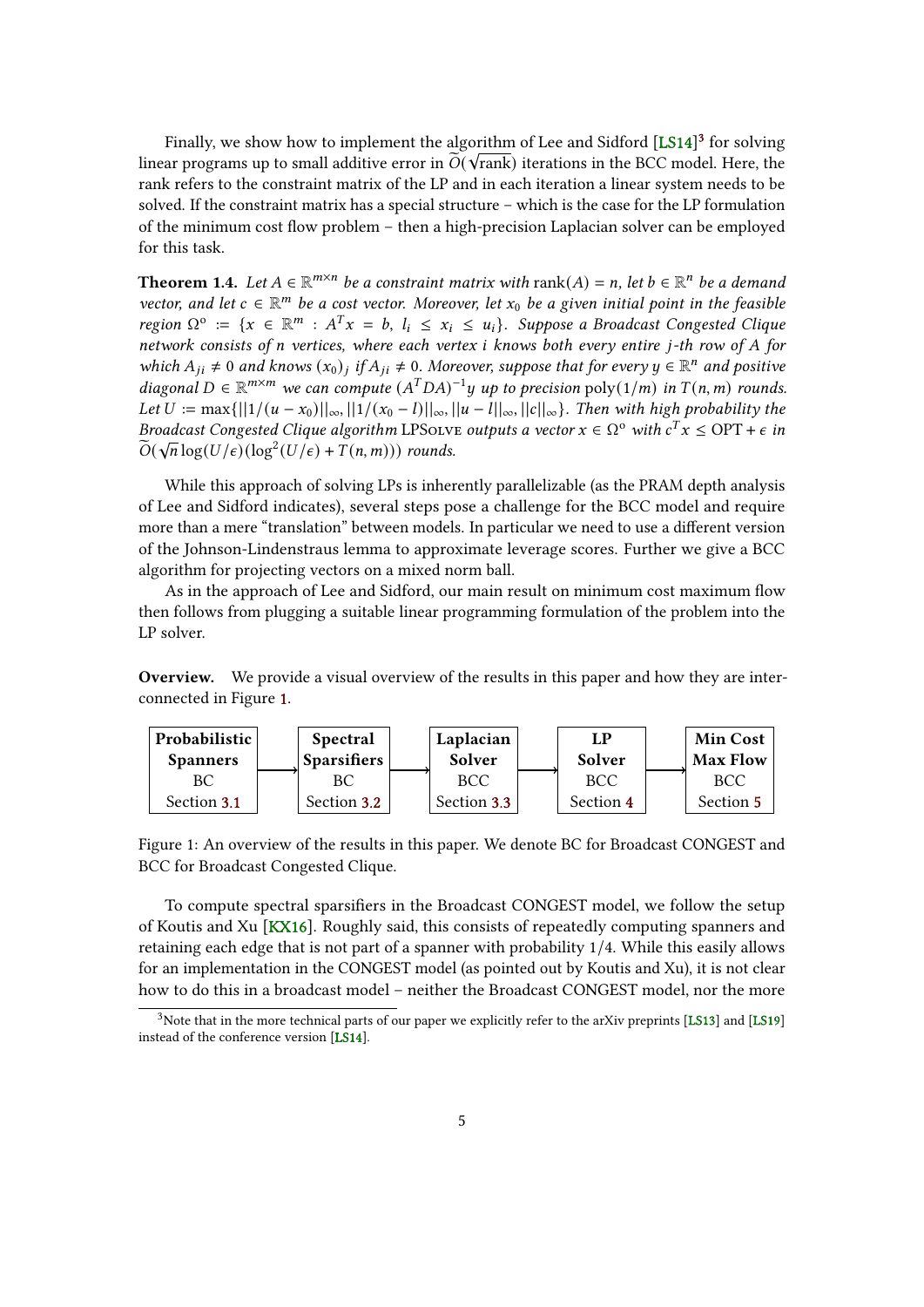Finally, we show how to implement the algorithm of Lee and Sidford [LS14][3] for solving linear programs up to small additive error in $\widetilde{O}(\sqrt{\text{rank}})$ iterations in the BCC model. Here, the rank refers to the constraint matrix of the LP and in each iteration a linear system needs to be solved. If the constraint matrix has a special structure – which is the case for the LP formulation of the minimum cost flow problem – then a high-precision Laplacian solver can be employed for this task.

**Theorem 1.4.** *Let $A \in \mathbb{R}^{m \times n}$ be a constraint matrix with $\text{rank}(A) = n$, let $b \in \mathbb{R}^n$ be a demand vector, and let $c \in \mathbb{R}^m$ be a cost vector. Moreover, let $x_0$ be a given initial point in the feasible region $\Omega^\circ := \{x \in \mathbb{R}^m : A^T x = b,\ l_i \le x_i \le u_i\}$. Suppose a Broadcast Congested Clique network consists of $n$ vertices, where each vertex $i$ knows both every entire $j$-th row of $A$ for which $A_{ji} \neq 0$ and knows $(x_0)_j$ if $A_{ji} \neq 0$. Moreover, suppose that for every $y \in \mathbb{R}^n$ and positive diagonal $D \in \mathbb{R}^{m \times m}$ we can compute $(A^T D A)^{-1} y$ up to precision $\text{poly}(1/m)$ in $T(n,m)$ rounds. Let $U := \max\{||1/(u - x_0)||_\infty, ||1/(x_0 - l)||_\infty, ||u - l||_\infty, ||c||_\infty\}$. Then with high probability the Broadcast Congested Clique algorithm* LPSolve *outputs a vector $x \in \Omega^\circ$ with $c^T x \le \text{OPT} + \epsilon$ in $\widetilde{O}(\sqrt{n} \log(U/\epsilon)(\log^2(U/\epsilon) + T(n,m)))$ rounds.*

While this approach of solving LPs is inherently parallelizable (as the PRAM depth analysis of Lee and Sidford indicates), several steps pose a challenge for the BCC model and require more than a mere "translation" between models. In particular we need to use a different version of the Johnson-Lindenstraus lemma to approximate leverage scores. Further we give a BCC algorithm for projecting vectors on a mixed norm ball.

As in the approach of Lee and Sidford, our main result on minimum cost maximum flow then follows from plugging a suitable linear programming formulation of the problem into the LP solver.

**Overview.** We provide a visual overview of the results in this paper and how they are interconnected in Figure 1.

| **Probabilistic Spanners** BC Section 3.1 | → | **Spectral Sparsifiers** BC Section 3.2 | → | **Laplacian Solver** BCC Section 3.3 | → | **LP Solver** BCC Section 4 | → | **Min Cost Max Flow** BCC Section 5 |
|---|---|---|---|---|---|---|---|---|

Figure 1: An overview of the results in this paper. We denote BC for Broadcast CONGEST and BCC for Broadcast Congested Clique.

To compute spectral sparsifiers in the Broadcast CONGEST model, we follow the setup of Koutis and Xu [KX16]. Roughly said, this consists of repeatedly computing spanners and retaining each edge that is not part of a spanner with probability 1/4. While this easily allows for an implementation in the CONGEST model (as pointed out by Koutis and Xu), it is not clear how to do this in a broadcast model – neither the Broadcast CONGEST model, nor the more

[3] Note that in the more technical parts of our paper we explicitly refer to the arXiv preprints [LS13] and [LS19] instead of the conference version [LS14].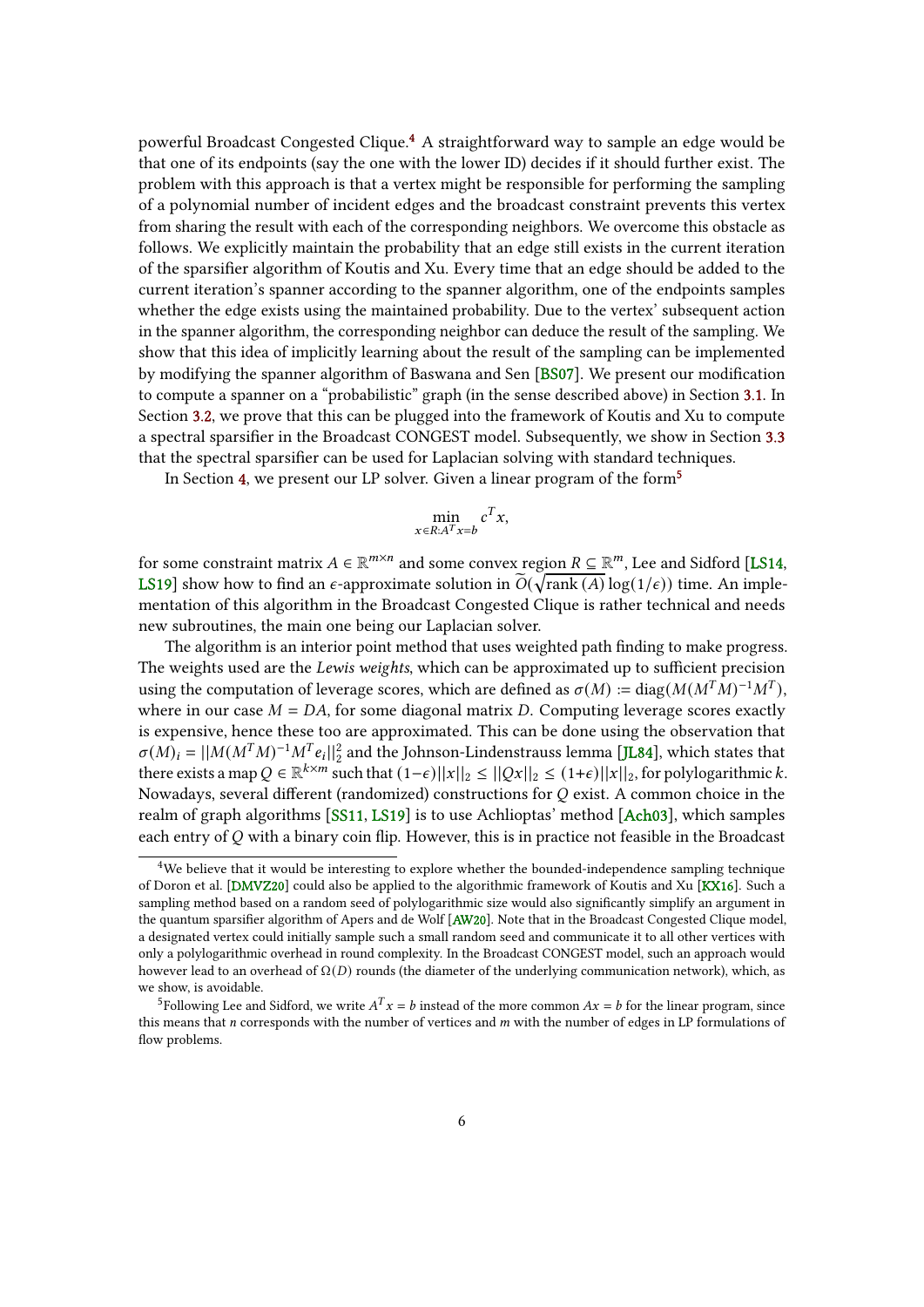powerful Broadcast Congested Clique.[4] A straightforward way to sample an edge would be that one of its endpoints (say the one with the lower ID) decides if it should further exist. The problem with this approach is that a vertex might be responsible for performing the sampling of a polynomial number of incident edges and the broadcast constraint prevents this vertex from sharing the result with each of the corresponding neighbors. We overcome this obstacle as follows. We explicitly maintain the probability that an edge still exists in the current iteration of the sparsifier algorithm of Koutis and Xu. Every time that an edge should be added to the current iteration's spanner according to the spanner algorithm, one of the endpoints samples whether the edge exists using the maintained probability. Due to the vertex' subsequent action in the spanner algorithm, the corresponding neighbor can deduce the result of the sampling. We show that this idea of implicitly learning about the result of the sampling can be implemented by modifying the spanner algorithm of Baswana and Sen [BS07]. We present our modification to compute a spanner on a "probabilistic" graph (in the sense described above) in Section 3.1. In Section 3.2, we prove that this can be plugged into the framework of Koutis and Xu to compute a spectral sparsifier in the Broadcast CONGEST model. Subsequently, we show in Section 3.3 that the spectral sparsifier can be used for Laplacian solving with standard techniques.

In Section 4, we present our LP solver. Given a linear program of the form[5]

$$\min_{x \in R : A^T x = b} c^T x,$$

for some constraint matrix $A \in \mathbb{R}^{m \times n}$ and some convex region $R \subseteq \mathbb{R}^m$, Lee and Sidford [LS14, LS19] show how to find an $\epsilon$-approximate solution in $\widetilde{O}(\sqrt{\operatorname{rank}(A)} \log(1/\epsilon))$ time. An implementation of this algorithm in the Broadcast Congested Clique is rather technical and needs new subroutines, the main one being our Laplacian solver.

The algorithm is an interior point method that uses weighted path finding to make progress. The weights used are the *Lewis weights*, which can be approximated up to sufficient precision using the computation of leverage scores, which are defined as $\sigma(M) := \operatorname{diag}(M(M^T M)^{-1} M^T)$, where in our case $M = DA$, for some diagonal matrix $D$. Computing leverage scores exactly is expensive, hence these too are approximated. This can be done using the observation that $\sigma(M)_i = ||M(M^T M)^{-1} M^T e_i||_2^2$ and the Johnson-Lindenstrauss lemma [JL84], which states that there exists a map $Q \in \mathbb{R}^{k \times m}$ such that $(1-\epsilon)||x||_2 \leq ||Qx||_2 \leq (1+\epsilon)||x||_2$, for polylogarithmic $k$. Nowadays, several different (randomized) constructions for $Q$ exist. A common choice in the realm of graph algorithms [SS11, LS19] is to use Achlioptas' method [Ach03], which samples each entry of $Q$ with a binary coin flip. However, this is in practice not feasible in the Broadcast

---

[4] We believe that it would be interesting to explore whether the bounded-independence sampling technique of Doron et al. [DMVZ20] could also be applied to the algorithmic framework of Koutis and Xu [KX16]. Such a sampling method based on a random seed of polylogarithmic size would also significantly simplify an argument in the quantum sparsifier algorithm of Apers and de Wolf [AW20]. Note that in the Broadcast Congested Clique model, a designated vertex could initially sample such a small random seed and communicate it to all other vertices with only a polylogarithmic overhead in round complexity. In the Broadcast CONGEST model, such an approach would however lead to an overhead of $\Omega(D)$ rounds (the diameter of the underlying communication network), which, as we show, is avoidable.

[5] Following Lee and Sidford, we write $A^T x = b$ instead of the more common $Ax = b$ for the linear program, since this means that $n$ corresponds with the number of vertices and $m$ with the number of edges in LP formulations of flow problems.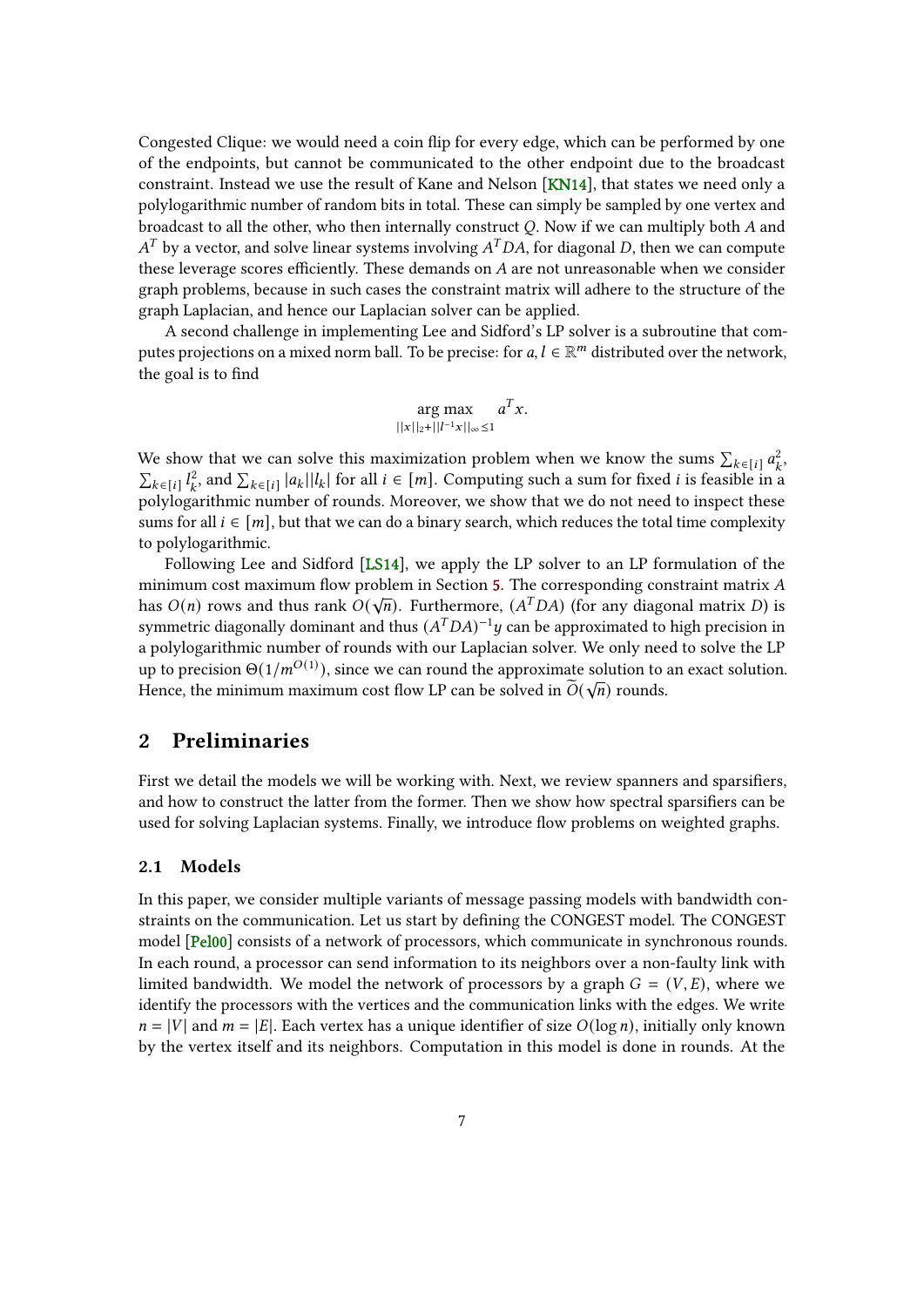Congested Clique: we would need a coin flip for every edge, which can be performed by one of the endpoints, but cannot be communicated to the other endpoint due to the broadcast constraint. Instead we use the result of Kane and Nelson [KN14], that states we need only a polylogarithmic number of random bits in total. These can simply be sampled by one vertex and broadcast to all the other, who then internally construct $Q$. Now if we can multiply both $A$ and $A^T$ by a vector, and solve linear systems involving $A^T DA$, for diagonal $D$, then we can compute these leverage scores efficiently. These demands on $A$ are not unreasonable when we consider graph problems, because in such cases the constraint matrix will adhere to the structure of the graph Laplacian, and hence our Laplacian solver can be applied.

A second challenge in implementing Lee and Sidford's LP solver is a subroutine that computes projections on a mixed norm ball. To be precise: for $a, l \in \mathbb{R}^m$ distributed over the network, the goal is to find

$$\underset{||x||_2 + ||l^{-1}x||_\infty \leq 1}{\arg\max} \quad a^T x.$$

We show that we can solve this maximization problem when we know the sums $\sum_{k\in[i]} a_k^2$, $\sum_{k\in[i]} l_k^2$, and $\sum_{k\in[i]} |a_k||l_k|$ for all $i \in [m]$. Computing such a sum for fixed $i$ is feasible in a polylogarithmic number of rounds. Moreover, we show that we do not need to inspect these sums for all $i \in [m]$, but that we can do a binary search, which reduces the total time complexity to polylogarithmic.

Following Lee and Sidford [LS14], we apply the LP solver to an LP formulation of the minimum cost maximum flow problem in Section 5. The corresponding constraint matrix $A$ has $O(n)$ rows and thus rank $O(\sqrt{n})$. Furthermore, $(A^T DA)$ (for any diagonal matrix $D$) is symmetric diagonally dominant and thus $(A^T DA)^{-1} y$ can be approximated to high precision in a polylogarithmic number of rounds with our Laplacian solver. We only need to solve the LP up to precision $\Theta(1/m^{O(1)})$, since we can round the approximate solution to an exact solution. Hence, the minimum maximum cost flow LP can be solved in $\widetilde{O}(\sqrt{n})$ rounds.

## 2 Preliminaries

First we detail the models we will be working with. Next, we review spanners and sparsifiers, and how to construct the latter from the former. Then we show how spectral sparsifiers can be used for solving Laplacian systems. Finally, we introduce flow problems on weighted graphs.

### 2.1 Models

In this paper, we consider multiple variants of message passing models with bandwidth constraints on the communication. Let us start by defining the CONGEST model. The CONGEST model [Pel00] consists of a network of processors, which communicate in synchronous rounds. In each round, a processor can send information to its neighbors over a non-faulty link with limited bandwidth. We model the network of processors by a graph $G = (V, E)$, where we identify the processors with the vertices and the communication links with the edges. We write $n = |V|$ and $m = |E|$. Each vertex has a unique identifier of size $O(\log n)$, initially only known by the vertex itself and its neighbors. Computation in this model is done in rounds. At the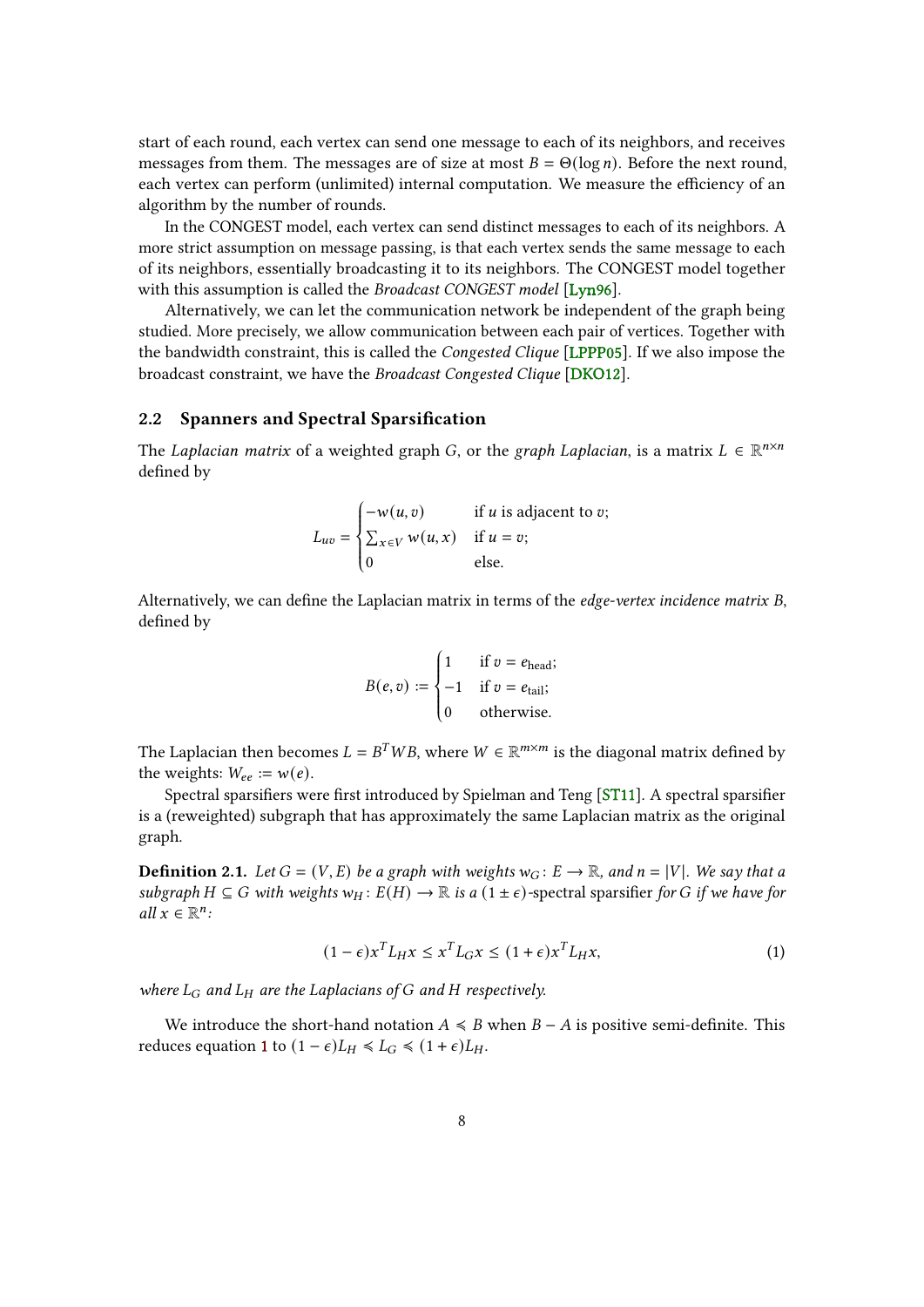start of each round, each vertex can send one message to each of its neighbors, and receives messages from them. The messages are of size at most $B = \Theta(\log n)$. Before the next round, each vertex can perform (unlimited) internal computation. We measure the efficiency of an algorithm by the number of rounds.

In the CONGEST model, each vertex can send distinct messages to each of its neighbors. A more strict assumption on message passing, is that each vertex sends the same message to each of its neighbors, essentially broadcasting it to its neighbors. The CONGEST model together with this assumption is called the *Broadcast CONGEST model* [Lyn96].

Alternatively, we can let the communication network be independent of the graph being studied. More precisely, we allow communication between each pair of vertices. Together with the bandwidth constraint, this is called the *Congested Clique* [LPPP05]. If we also impose the broadcast constraint, we have the *Broadcast Congested Clique* [DKO12].

## 2.2 Spanners and Spectral Sparsification

The *Laplacian matrix* of a weighted graph $G$, or the *graph Laplacian*, is a matrix $L \in \mathbb{R}^{n\times n}$ defined by

$$L_{uv} = \begin{cases} -w(u,v) & \text{if } u \text{ is adjacent to } v; \\ \sum_{x\in V} w(u,x) & \text{if } u = v; \\ 0 & \text{else.} \end{cases}$$

Alternatively, we can define the Laplacian matrix in terms of the *edge-vertex incidence matrix* $B$, defined by

$$B(e,v) := \begin{cases} 1 & \text{if } v = e_{\text{head}}; \\ -1 & \text{if } v = e_{\text{tail}}; \\ 0 & \text{otherwise.} \end{cases}$$

The Laplacian then becomes $L = B^T W B$, where $W \in \mathbb{R}^{m\times m}$ is the diagonal matrix defined by the weights: $W_{ee} := w(e)$.

Spectral sparsifiers were first introduced by Spielman and Teng [ST11]. A spectral sparsifier is a (reweighted) subgraph that has approximately the same Laplacian matrix as the original graph.

**Definition 2.1.** *Let $G = (V,E)$ be a graph with weights $w_G \colon E \to \mathbb{R}$, and $n = |V|$. We say that a subgraph $H \subseteq G$ with weights $w_H \colon E(H) \to \mathbb{R}$ is a $(1 \pm \epsilon)$-spectral sparsifier for $G$ if we have for all $x \in \mathbb{R}^n$:*

$$(1-\epsilon)x^T L_H x \leq x^T L_G x \leq (1+\epsilon)x^T L_H x, \tag{1}$$

*where $L_G$ and $L_H$ are the Laplacians of $G$ and $H$ respectively.*

We introduce the short-hand notation $A \preccurlyeq B$ when $B - A$ is positive semi-definite. This reduces equation 1 to $(1-\epsilon)L_H \preccurlyeq L_G \preccurlyeq (1+\epsilon)L_H$.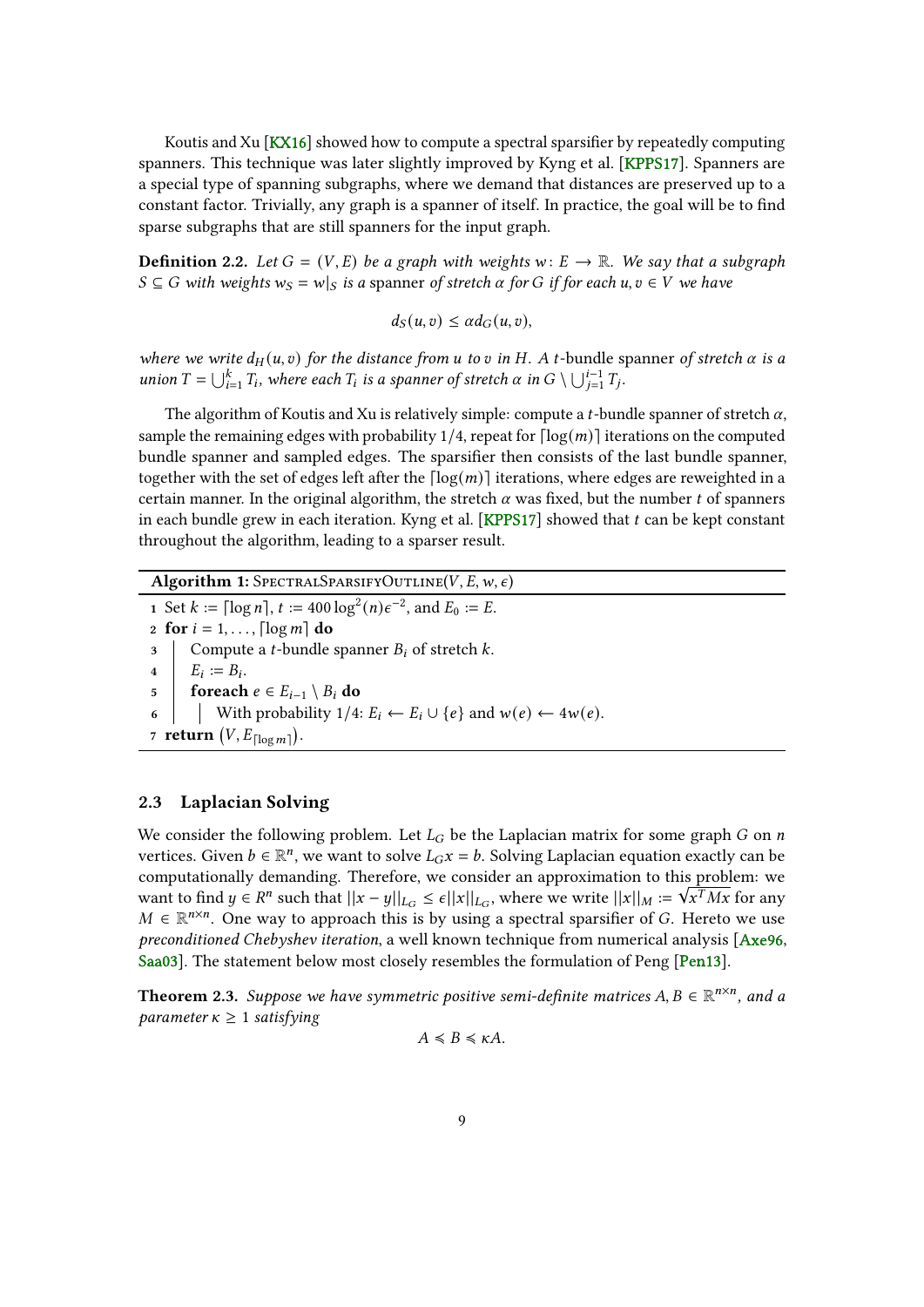Koutis and Xu [KX16] showed how to compute a spectral sparsifier by repeatedly computing spanners. This technique was later slightly improved by Kyng et al. [KPPS17]. Spanners are a special type of spanning subgraphs, where we demand that distances are preserved up to a constant factor. Trivially, any graph is a spanner of itself. In practice, the goal will be to find sparse subgraphs that are still spanners for the input graph.

**Definition 2.2.** *Let $G = (V, E)$ be a graph with weights $w\colon E \to \mathbb{R}$. We say that a subgraph $S \subseteq G$ with weights $w_S = w|_S$ is a* spanner *of stretch $\alpha$ for $G$ if for each $u, v \in V$ we have*

$$d_S(u, v) \leq \alpha d_G(u, v),$$

*where we write $d_H(u, v)$ for the distance from $u$ to $v$ in $H$. A $t$-bundle spanner of stretch $\alpha$ is a union $T = \bigcup_{i=1}^{k} T_i$, where each $T_i$ is a spanner of stretch $\alpha$ in $G \setminus \bigcup_{j=1}^{i-1} T_j$.*

The algorithm of Koutis and Xu is relatively simple: compute a $t$-bundle spanner of stretch $\alpha$, sample the remaining edges with probability $1/4$, repeat for $\lceil \log(m) \rceil$ iterations on the computed bundle spanner and sampled edges. The sparsifier then consists of the last bundle spanner, together with the set of edges left after the $\lceil \log(m) \rceil$ iterations, where edges are reweighted in a certain manner. In the original algorithm, the stretch $\alpha$ was fixed, but the number $t$ of spanners in each bundle grew in each iteration. Kyng et al. [KPPS17] showed that $t$ can be kept constant throughout the algorithm, leading to a sparser result.

**Algorithm 1:** SpectralSparsifyOutline$(V, E, w, \epsilon)$

```
1 Set k := ⌈log n⌉, t := 400 log²(n)ε⁻², and E₀ := E.
2 for i = 1, ..., ⌈log m⌉ do
3     Compute a t-bundle spanner Bᵢ of stretch k.
4     Eᵢ := Bᵢ.
5     foreach e ∈ Eᵢ₋₁ \ Bᵢ do
6         With probability 1/4: Eᵢ ← Eᵢ ∪ {e} and w(e) ← 4w(e).
7 return (V, E_⌈log m⌉).
```

## 2.3 Laplacian Solving

We consider the following problem. Let $L_G$ be the Laplacian matrix for some graph $G$ on $n$ vertices. Given $b \in \mathbb{R}^n$, we want to solve $L_G x = b$. Solving Laplacian equation exactly can be computationally demanding. Therefore, we consider an approximation to this problem: we want to find $y \in R^n$ such that $||x - y||_{L_G} \leq \epsilon ||x||_{L_G}$, where we write $||x||_M := \sqrt{x^T M x}$ for any $M \in \mathbb{R}^{n \times n}$. One way to approach this is by using a spectral sparsifier of $G$. Hereto we use *preconditioned Chebyshev iteration*, a well known technique from numerical analysis [Axe96, Saa03]. The statement below most closely resembles the formulation of Peng [Pen13].

**Theorem 2.3.** *Suppose we have symmetric positive semi-definite matrices $A, B \in \mathbb{R}^{n \times n}$, and a parameter $\kappa \geq 1$ satisfying*

$$A \preccurlyeq B \preccurlyeq \kappa A.$$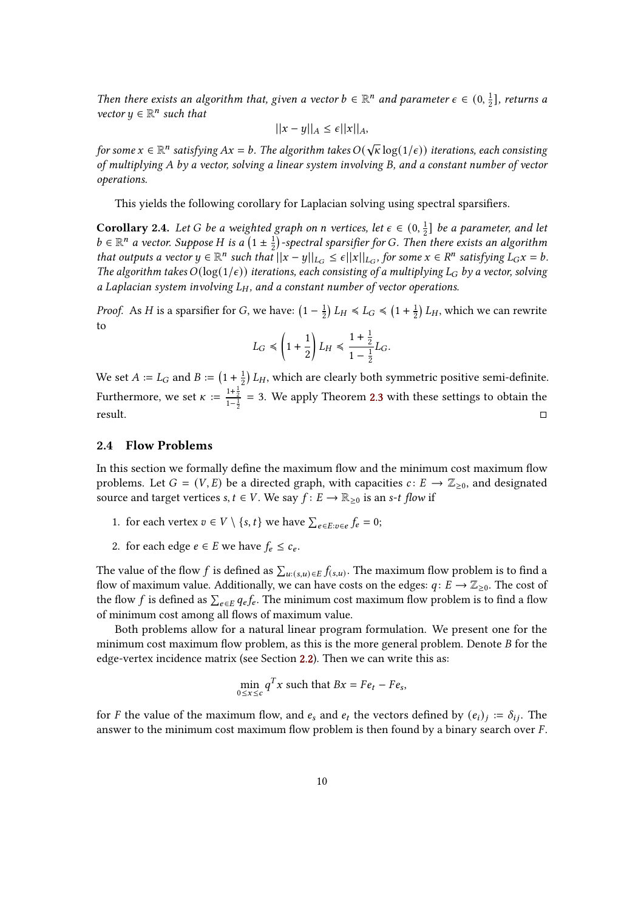*Then there exists an algorithm that, given a vector $b \in \mathbb{R}^n$ and parameter $\epsilon \in (0, \frac{1}{2}]$, returns a vector $y \in \mathbb{R}^n$ such that*

$$||x - y||_A \leq \epsilon ||x||_A,$$

*for some $x \in \mathbb{R}^n$ satisfying $Ax = b$. The algorithm takes $O(\sqrt{\kappa}\log(1/\epsilon))$ iterations, each consisting of multiplying $A$ by a vector, solving a linear system involving $B$, and a constant number of vector operations.*

This yields the following corollary for Laplacian solving using spectral sparsifiers.

**Corollary 2.4.** *Let $G$ be a weighted graph on $n$ vertices, let $\epsilon \in (0, \frac{1}{2}]$ be a parameter, and let $b \in \mathbb{R}^n$ a vector. Suppose $H$ is a $\left(1 \pm \frac{1}{2}\right)$-spectral sparsifier for $G$. Then there exists an algorithm that outputs a vector $y \in \mathbb{R}^n$ such that $||x - y||_{L_G} \leq \epsilon ||x||_{L_G}$, for some $x \in R^n$ satisfying $L_G x = b$. The algorithm takes $O(\log(1/\epsilon))$ iterations, each consisting of a multiplying $L_G$ by a vector, solving a Laplacian system involving $L_H$, and a constant number of vector operations.*

*Proof.* As $H$ is a sparsifier for $G$, we have: $\left(1 - \frac{1}{2}\right) L_H \preccurlyeq L_G \preccurlyeq \left(1 + \frac{1}{2}\right) L_H$, which we can rewrite to

$$L_G \preccurlyeq \left(1 + \frac{1}{2}\right) L_H \preccurlyeq \frac{1 + \frac{1}{2}}{1 - \frac{1}{2}} L_G.$$

We set $A := L_G$ and $B := \left(1 + \frac{1}{2}\right) L_H$, which are clearly both symmetric positive semi-definite. Furthermore, we set $\kappa := \frac{1+\frac{1}{2}}{1-\frac{1}{2}} = 3$. We apply Theorem 2.3 with these settings to obtain the result. □

## 2.4 Flow Problems

In this section we formally define the maximum flow and the minimum cost maximum flow problems. Let $G = (V, E)$ be a directed graph, with capacities $c \colon E \to \mathbb{Z}_{\geq 0}$, and designated source and target vertices $s, t \in V$. We say $f \colon E \to \mathbb{R}_{\geq 0}$ is an *s-t flow* if

1. for each vertex $v \in V \setminus \{s, t\}$ we have $\sum_{e \in E : v \in e} f_e = 0$;
2. for each edge $e \in E$ we have $f_e \leq c_e$.

The value of the flow $f$ is defined as $\sum_{u:(s,u) \in E} f_{(s,u)}$. The maximum flow problem is to find a flow of maximum value. Additionally, we can have costs on the edges: $q \colon E \to \mathbb{Z}_{\geq 0}$. The cost of the flow $f$ is defined as $\sum_{e \in E} q_e f_e$. The minimum cost maximum flow problem is to find a flow of minimum cost among all flows of maximum value.

Both problems allow for a natural linear program formulation. We present one for the minimum cost maximum flow problem, as this is the more general problem. Denote $B$ for the edge-vertex incidence matrix (see Section 2.2). Then we can write this as:

$$\min_{0 \leq x \leq c} q^T x \text{ such that } Bx = Fe_t - Fe_s,$$

for $F$ the value of the maximum flow, and $e_s$ and $e_t$ the vectors defined by $(e_i)_j := \delta_{ij}$. The answer to the minimum cost maximum flow problem is then found by a binary search over $F$.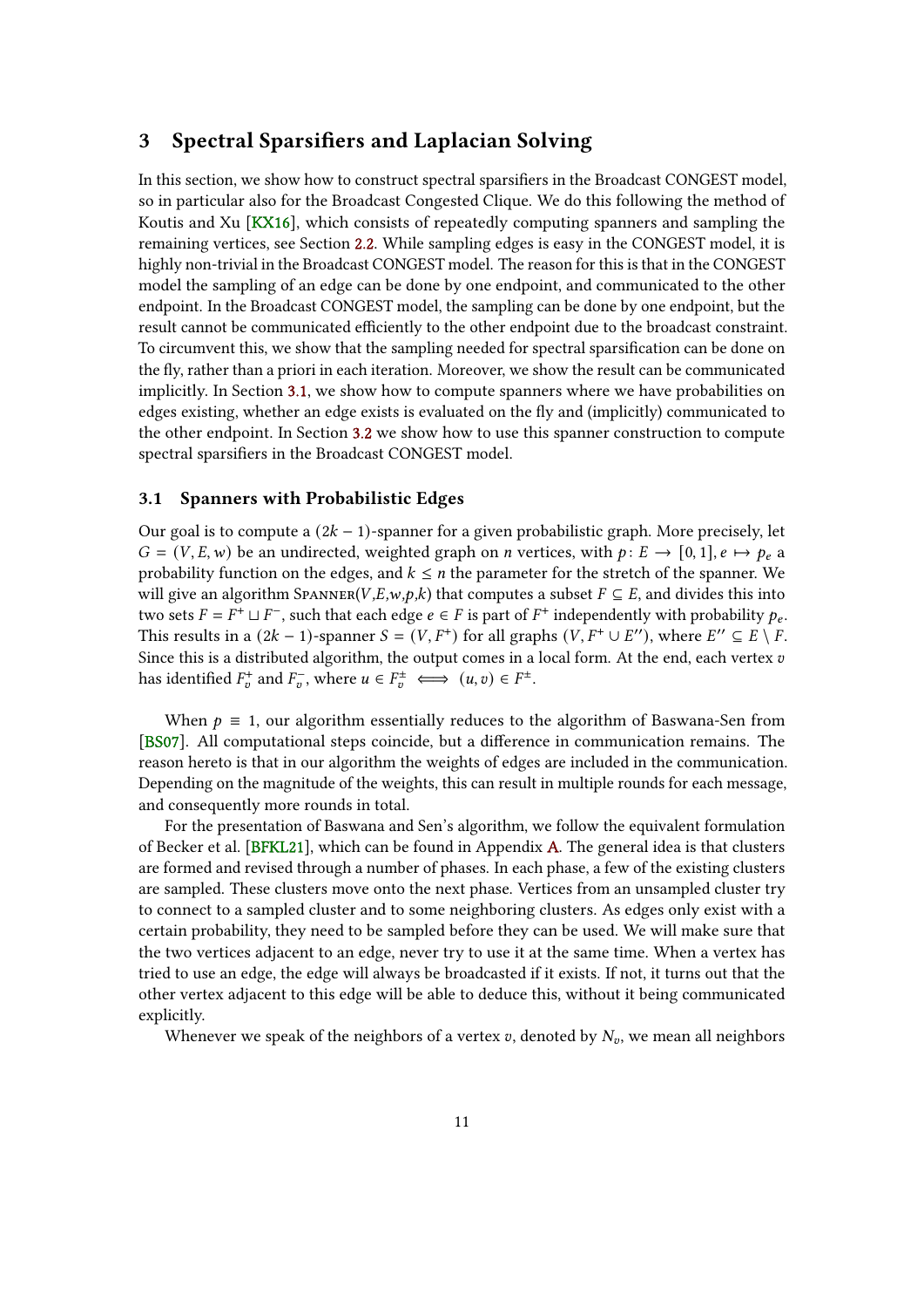## 3 Spectral Sparsifiers and Laplacian Solving

In this section, we show how to construct spectral sparsifiers in the Broadcast CONGEST model, so in particular also for the Broadcast Congested Clique. We do this following the method of Koutis and Xu [KX16], which consists of repeatedly computing spanners and sampling the remaining vertices, see Section 2.2. While sampling edges is easy in the CONGEST model, it is highly non-trivial in the Broadcast CONGEST model. The reason for this is that in the CONGEST model the sampling of an edge can be done by one endpoint, and communicated to the other endpoint. In the Broadcast CONGEST model, the sampling can be done by one endpoint, but the result cannot be communicated efficiently to the other endpoint due to the broadcast constraint. To circumvent this, we show that the sampling needed for spectral sparsification can be done on the fly, rather than a priori in each iteration. Moreover, we show the result can be communicated implicitly. In Section 3.1, we show how to compute spanners where we have probabilities on edges existing, whether an edge exists is evaluated on the fly and (implicitly) communicated to the other endpoint. In Section 3.2 we show how to use this spanner construction to compute spectral sparsifiers in the Broadcast CONGEST model.

### 3.1 Spanners with Probabilistic Edges

Our goal is to compute a $(2k-1)$-spanner for a given probabilistic graph. More precisely, let $G = (V, E, w)$ be an undirected, weighted graph on $n$ vertices, with $p \colon E \to [0,1], e \mapsto p_e$ a probability function on the edges, and $k \leq n$ the parameter for the stretch of the spanner. We will give an algorithm SPANNER($V$,$E$,$w$,$p$,$k$) that computes a subset $F \subseteq E$, and divides this into two sets $F = F^+ \sqcup F^-$, such that each edge $e \in F$ is part of $F^+$ independently with probability $p_e$. This results in a $(2k-1)$-spanner $S = (V, F^+)$ for all graphs $(V, F^+ \cup E'')$, where $E'' \subseteq E \setminus F$. Since this is a distributed algorithm, the output comes in a local form. At the end, each vertex $v$ has identified $F_v^+$ and $F_v^-$, where $u \in F_v^\pm \iff (u,v) \in F^\pm$.

When $p \equiv 1$, our algorithm essentially reduces to the algorithm of Baswana-Sen from [BS07]. All computational steps coincide, but a difference in communication remains. The reason hereto is that in our algorithm the weights of edges are included in the communication. Depending on the magnitude of the weights, this can result in multiple rounds for each message, and consequently more rounds in total.

For the presentation of Baswana and Sen's algorithm, we follow the equivalent formulation of Becker et al. [BFKL21], which can be found in Appendix A. The general idea is that clusters are formed and revised through a number of phases. In each phase, a few of the existing clusters are sampled. These clusters move onto the next phase. Vertices from an unsampled cluster try to connect to a sampled cluster and to some neighboring clusters. As edges only exist with a certain probability, they need to be sampled before they can be used. We will make sure that the two vertices adjacent to an edge, never try to use it at the same time. When a vertex has tried to use an edge, the edge will always be broadcasted if it exists. If not, it turns out that the other vertex adjacent to this edge will be able to deduce this, without it being communicated explicitly.

Whenever we speak of the neighbors of a vertex $v$, denoted by $N_v$, we mean all neighbors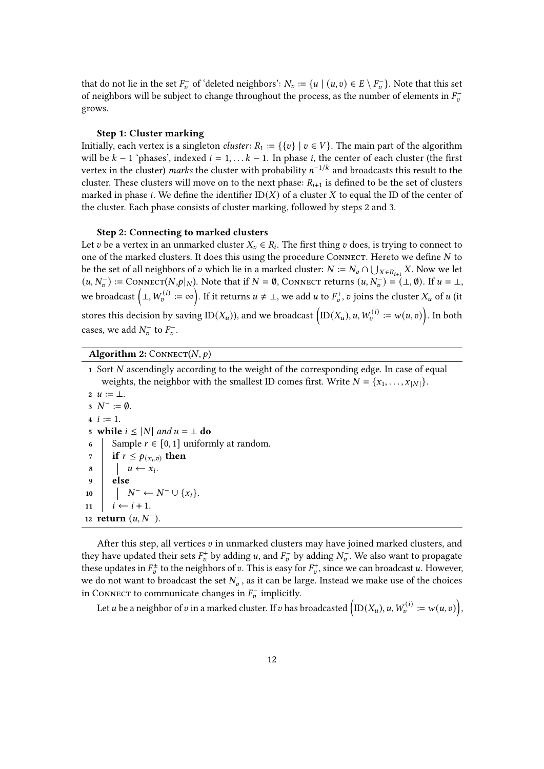that do not lie in the set $F_v^-$ of 'deleted neighbors': $N_v := \{u \mid (u,v) \in E \setminus F_v^-\}$. Note that this set of neighbors will be subject to change throughout the process, as the number of elements in $F_v^-$ grows.

**Step 1: Cluster marking**

Initially, each vertex is a singleton *cluster*: $R_1 := \{\{v\} \mid v \in V\}$. The main part of the algorithm will be $k-1$ 'phases', indexed $i = 1, \ldots k-1$. In phase $i$, the center of each cluster (the first vertex in the cluster) *marks* the cluster with probability $n^{-1/k}$ and broadcasts this result to the cluster. These clusters will move on to the next phase: $R_{i+1}$ is defined to be the set of clusters marked in phase $i$. We define the identifier $\mathrm{ID}(X)$ of a cluster $X$ to equal the ID of the center of the cluster. Each phase consists of cluster marking, followed by steps 2 and 3.

**Step 2: Connecting to marked clusters**

Let $v$ be a vertex in an unmarked cluster $X_v \in R_i$. The first thing $v$ does, is trying to connect to one of the marked clusters. It does this using the procedure Connect. Hereto we define $N$ to be the set of all neighbors of $v$ which lie in a marked cluster: $N := N_v \cap \bigcup_{X \in R_{i+1}} X$. Now we let $(u, N_v^-) := \textsc{Connect}(N, p|_N)$. Note that if $N = \emptyset$, Connect returns $(u, N_v^-) = (\perp, \emptyset)$. If $u = \perp$, we broadcast $\left(\perp, W_v^{(i)} := \infty\right)$. If it returns $u \neq \perp$, we add $u$ to $F_v^+$, $v$ joins the cluster $X_u$ of $u$ (it stores this decision by saving $\mathrm{ID}(X_u)$), and we broadcast $\left(\mathrm{ID}(X_u), u, W_v^{(i)} := w(u,v)\right)$. In both cases, we add $N_v^-$ to $F_v^-$.

**Algorithm 2:** Connect$(N, p)$

```
1  Sort N ascendingly according to the weight of the corresponding edge. In case of equal
     weights, the neighbor with the smallest ID comes first. Write N = {x_1, ..., x_|N|}.
2  u := ⊥.
3  N^- := ∅.
4  i := 1.
5  while i ≤ |N| and u = ⊥ do
6      Sample r ∈ [0, 1] uniformly at random.
7      if r ≤ p_(x_i, v) then
8          u ← x_i.
9      else
10         N^- ← N^- ∪ {x_i}.
11     i ← i + 1.
12 return (u, N^-).
```

After this step, all vertices $v$ in unmarked clusters may have joined marked clusters, and they have updated their sets $F_v^+$ by adding $u$, and $F_v^-$ by adding $N_v^-$. We also want to propagate these updates in $F_v^\pm$ to the neighbors of $v$. This is easy for $F_v^+$, since we can broadcast $u$. However, we do not want to broadcast the set $N_v^-$, as it can be large. Instead we make use of the choices in Connect to communicate changes in $F_v^-$ implicitly.

Let $u$ be a neighbor of $v$ in a marked cluster. If $v$ has broadcasted $\left(\mathrm{ID}(X_u), u, W_v^{(i)} := w(u,v)\right)$,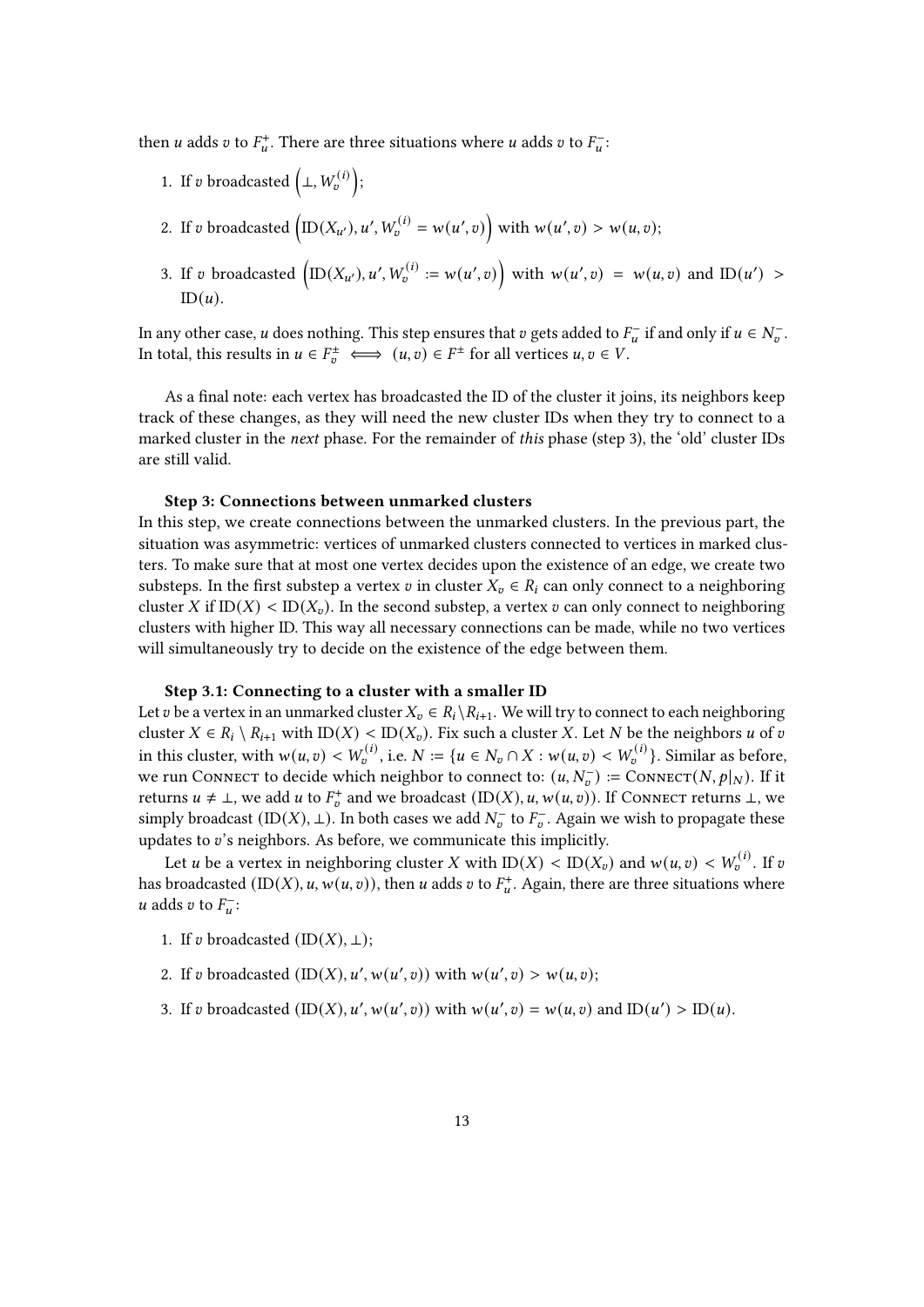then $u$ adds $v$ to $F_u^+$. There are three situations where $u$ adds $v$ to $F_u^-$:

1. If $v$ broadcasted $\left(\perp, W_v^{(i)}\right)$;
2. If $v$ broadcasted $\left(\mathrm{ID}(X_{u'}), u', W_v^{(i)} = w(u', v)\right)$ with $w(u', v) > w(u, v)$;
3. If $v$ broadcasted $\left(\mathrm{ID}(X_{u'}), u', W_v^{(i)} := w(u', v)\right)$ with $w(u', v) = w(u, v)$ and $\mathrm{ID}(u') > \mathrm{ID}(u)$.

In any other case, $u$ does nothing. This step ensures that $v$ gets added to $F_u^-$ if and only if $u \in N_v^-$. In total, this results in $u \in F_v^\pm \iff (u, v) \in F^\pm$ for all vertices $u, v \in V$.

As a final note: each vertex has broadcasted the ID of the cluster it joins, its neighbors keep track of these changes, as they will need the new cluster IDs when they try to connect to a marked cluster in the *next* phase. For the remainder of *this* phase (step 3), the 'old' cluster IDs are still valid.

**Step 3: Connections between unmarked clusters**

In this step, we create connections between the unmarked clusters. In the previous part, the situation was asymmetric: vertices of unmarked clusters connected to vertices in marked clusters. To make sure that at most one vertex decides upon the existence of an edge, we create two substeps. In the first substep a vertex $v$ in cluster $X_v \in R_i$ can only connect to a neighboring cluster $X$ if $\mathrm{ID}(X) < \mathrm{ID}(X_v)$. In the second substep, a vertex $v$ can only connect to neighboring clusters with higher ID. This way all necessary connections can be made, while no two vertices will simultaneously try to decide on the existence of the edge between them.

**Step 3.1: Connecting to a cluster with a smaller ID**

Let $v$ be a vertex in an unmarked cluster $X_v \in R_i \setminus R_{i+1}$. We will try to connect to each neighboring cluster $X \in R_i \setminus R_{i+1}$ with $\mathrm{ID}(X) < \mathrm{ID}(X_v)$. Fix such a cluster $X$. Let $N$ be the neighbors $u$ of $v$ in this cluster, with $w(u, v) < W_v^{(i)}$, i.e. $N := \{u \in N_v \cap X : w(u, v) < W_v^{(i)}\}$. Similar as before, we run Connect to decide which neighbor to connect to: $(u, N_v^-) := \textsc{Connect}(N, p|_N)$. If it returns $u \neq \perp$, we add $u$ to $F_v^+$ and we broadcast $(\mathrm{ID}(X), u, w(u, v))$. If Connect returns $\perp$, we simply broadcast $(\mathrm{ID}(X), \perp)$. In both cases we add $N_v^-$ to $F_v^-$. Again we wish to propagate these updates to $v$'s neighbors. As before, we communicate this implicitly.

Let $u$ be a vertex in neighboring cluster $X$ with $\mathrm{ID}(X) < \mathrm{ID}(X_v)$ and $w(u, v) < W_v^{(i)}$. If $v$ has broadcasted $(\mathrm{ID}(X), u, w(u, v))$, then $u$ adds $v$ to $F_u^+$. Again, there are three situations where $u$ adds $v$ to $F_u^-$:

1. If $v$ broadcasted $(\mathrm{ID}(X), \perp)$;
2. If $v$ broadcasted $(\mathrm{ID}(X), u', w(u', v))$ with $w(u', v) > w(u, v)$;
3. If $v$ broadcasted $(\mathrm{ID}(X), u', w(u', v))$ with $w(u', v) = w(u, v)$ and $\mathrm{ID}(u') > \mathrm{ID}(u)$.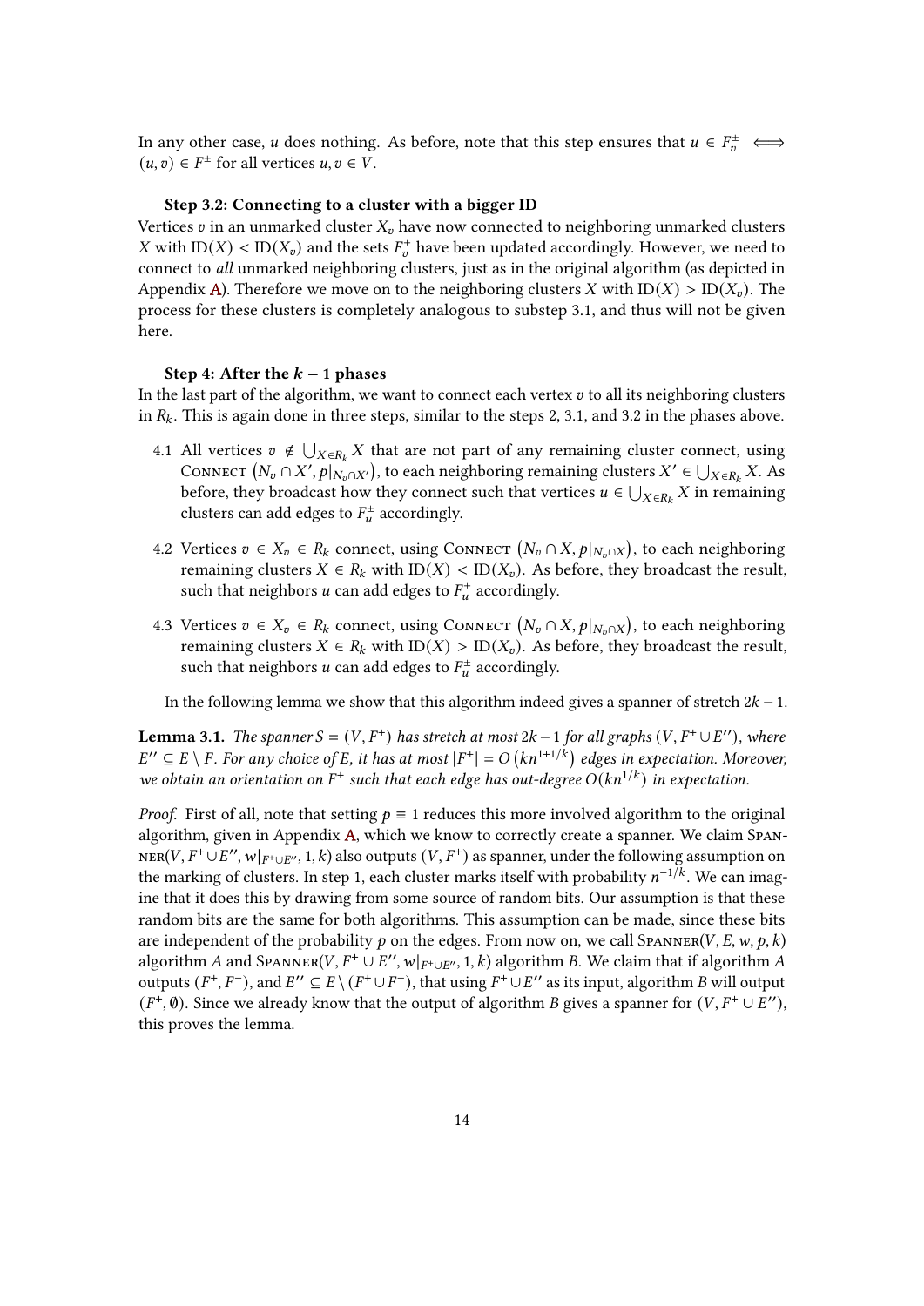In any other case, $u$ does nothing. As before, note that this step ensures that $u \in F_v^\pm \iff (u,v) \in F^\pm$ for all vertices $u, v \in V$.

**Step 3.2: Connecting to a cluster with a bigger ID**

Vertices $v$ in an unmarked cluster $X_v$ have now connected to neighboring unmarked clusters $X$ with $\mathrm{ID}(X) < \mathrm{ID}(X_v)$ and the sets $F_v^\pm$ have been updated accordingly. However, we need to connect to *all* unmarked neighboring clusters, just as in the original algorithm (as depicted in Appendix A). Therefore we move on to the neighboring clusters $X$ with $\mathrm{ID}(X) > \mathrm{ID}(X_v)$. The process for these clusters is completely analogous to substep 3.1, and thus will not be given here.

**Step 4: After the $k-1$ phases**

In the last part of the algorithm, we want to connect each vertex $v$ to all its neighboring clusters in $R_k$. This is again done in three steps, similar to the steps 2, 3.1, and 3.2 in the phases above.

4.1 All vertices $v \notin \bigcup_{X \in R_k} X$ that are not part of any remaining cluster connect, using Connect $\left(N_v \cap X', p|_{N_v \cap X'}\right)$, to each neighboring remaining clusters $X' \in \bigcup_{X \in R_k} X$. As before, they broadcast how they connect such that vertices $u \in \bigcup_{X \in R_k} X$ in remaining clusters can add edges to $F_u^\pm$ accordingly.

4.2 Vertices $v \in X_v \in R_k$ connect, using Connect $\left(N_v \cap X, p|_{N_v \cap X}\right)$, to each neighboring remaining clusters $X \in R_k$ with $\mathrm{ID}(X) < \mathrm{ID}(X_v)$. As before, they broadcast the result, such that neighbors $u$ can add edges to $F_u^\pm$ accordingly.

4.3 Vertices $v \in X_v \in R_k$ connect, using Connect $\left(N_v \cap X, p|_{N_v \cap X}\right)$, to each neighboring remaining clusters $X \in R_k$ with $\mathrm{ID}(X) > \mathrm{ID}(X_v)$. As before, they broadcast the result, such that neighbors $u$ can add edges to $F_u^\pm$ accordingly.

In the following lemma we show that this algorithm indeed gives a spanner of stretch $2k-1$.

**Lemma 3.1.** *The spanner $S = (V, F^+)$ has stretch at most $2k-1$ for all graphs $(V, F^+ \cup E'')$, where $E'' \subseteq E \setminus F$. For any choice of $E$, it has at most $|F^+| = O\left(kn^{1+1/k}\right)$ edges in expectation. Moreover, we obtain an orientation on $F^+$ such that each edge has out-degree $O(kn^{1/k})$ in expectation.*

*Proof.* First of all, note that setting $p \equiv 1$ reduces this more involved algorithm to the original algorithm, given in Appendix A, which we know to correctly create a spanner. We claim Spanner$(V, F^+ \cup E'', w|_{F^+ \cup E''}, 1, k)$ also outputs $(V, F^+)$ as spanner, under the following assumption on the marking of clusters. In step 1, each cluster marks itself with probability $n^{-1/k}$. We can imagine that it does this by drawing from some source of random bits. Our assumption is that these random bits are the same for both algorithms. This assumption can be made, since these bits are independent of the probability $p$ on the edges. From now on, we call Spanner$(V, E, w, p, k)$ algorithm $A$ and Spanner$(V, F^+ \cup E'', w|_{F^+ \cup E''}, 1, k)$ algorithm $B$. We claim that if algorithm $A$ outputs $(F^+, F^-)$, and $E'' \subseteq E \setminus (F^+ \cup F^-)$, that using $F^+ \cup E''$ as its input, algorithm $B$ will output $(F^+, \emptyset)$. Since we already know that the output of algorithm $B$ gives a spanner for $(V, F^+ \cup E'')$, this proves the lemma.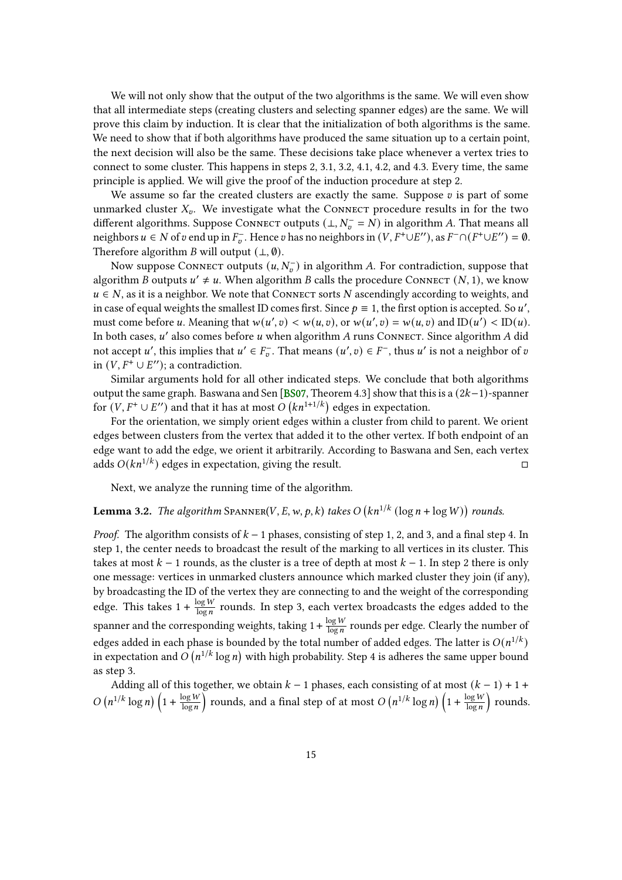We will not only show that the output of the two algorithms is the same. We will even show that all intermediate steps (creating clusters and selecting spanner edges) are the same. We will prove this claim by induction. It is clear that the initialization of both algorithms is the same. We need to show that if both algorithms have produced the same situation up to a certain point, the next decision will also be the same. These decisions take place whenever a vertex tries to connect to some cluster. This happens in steps 2, 3.1, 3.2, 4.1, 4.2, and 4.3. Every time, the same principle is applied. We will give the proof of the induction procedure at step 2.

We assume so far the created clusters are exactly the same. Suppose $v$ is part of some unmarked cluster $X_v$. We investigate what the Connect procedure results in for the two different algorithms. Suppose Connect outputs $(\perp, N_v^- = N)$ in algorithm $A$. That means all neighbors $u \in N$ of $v$ end up in $F_v^-$. Hence $v$ has no neighbors in $(V, F^+ \cup E'')$, as $F^- \cap (F^+ \cup E'') = \emptyset$. Therefore algorithm $B$ will output $(\perp, \emptyset)$.

Now suppose Connect outputs $(u, N_v^-)$ in algorithm $A$. For contradiction, suppose that algorithm $B$ outputs $u' \neq u$. When algorithm $B$ calls the procedure Connect $(N, 1)$, we know $u \in N$, as it is a neighbor. We note that Connect sorts $N$ ascendingly according to weights, and in case of equal weights the smallest ID comes first. Since $p \equiv 1$, the first option is accepted. So $u'$, must come before $u$. Meaning that $w(u', v) < w(u, v)$, or $w(u', v) = w(u, v)$ and $\mathrm{ID}(u') < \mathrm{ID}(u)$. In both cases, $u'$ also comes before $u$ when algorithm $A$ runs Connect. Since algorithm $A$ did not accept $u'$, this implies that $u' \in F_v^-$. That means $(u', v) \in F^-$, thus $u'$ is not a neighbor of $v$ in $(V, F^+ \cup E'')$; a contradiction.

Similar arguments hold for all other indicated steps. We conclude that both algorithms output the same graph. Baswana and Sen [BS07, Theorem 4.3] show that this is a $(2k-1)$-spanner for $(V, F^+ \cup E'')$ and that it has at most $O\left(kn^{1+1/k}\right)$ edges in expectation.

For the orientation, we simply orient edges within a cluster from child to parent. We orient edges between clusters from the vertex that added it to the other vertex. If both endpoint of an edge want to add the edge, we orient it arbitrarily. According to Baswana and Sen, each vertex adds $O(kn^{1/k})$ edges in expectation, giving the result. □

Next, we analyze the running time of the algorithm.

**Lemma 3.2.** *The algorithm* Spanner$(V, E, w, p, k)$ *takes* $O\left(kn^{1/k}(\log n + \log W)\right)$ *rounds.*

*Proof.* The algorithm consists of $k-1$ phases, consisting of step 1, 2, and 3, and a final step 4. In step 1, the center needs to broadcast the result of the marking to all vertices in its cluster. This takes at most $k-1$ rounds, as the cluster is a tree of depth at most $k-1$. In step 2 there is only one message: vertices in unmarked clusters announce which marked cluster they join (if any), by broadcasting the ID of the vertex they are connecting to and the weight of the corresponding edge. This takes $1 + \frac{\log W}{\log n}$ rounds. In step 3, each vertex broadcasts the edges added to the spanner and the corresponding weights, taking $1 + \frac{\log W}{\log n}$ rounds per edge. Clearly the number of edges added in each phase is bounded by the total number of added edges. The latter is $O(n^{1/k})$ in expectation and $O\left(n^{1/k}\log n\right)$ with high probability. Step 4 is adheres the same upper bound as step 3.

Adding all of this together, we obtain $k-1$ phases, each consisting of at most $(k-1) + 1 + O\left(n^{1/k}\log n\right)\left(1 + \frac{\log W}{\log n}\right)$ rounds, and a final step of at most $O\left(n^{1/k}\log n\right)\left(1 + \frac{\log W}{\log n}\right)$ rounds.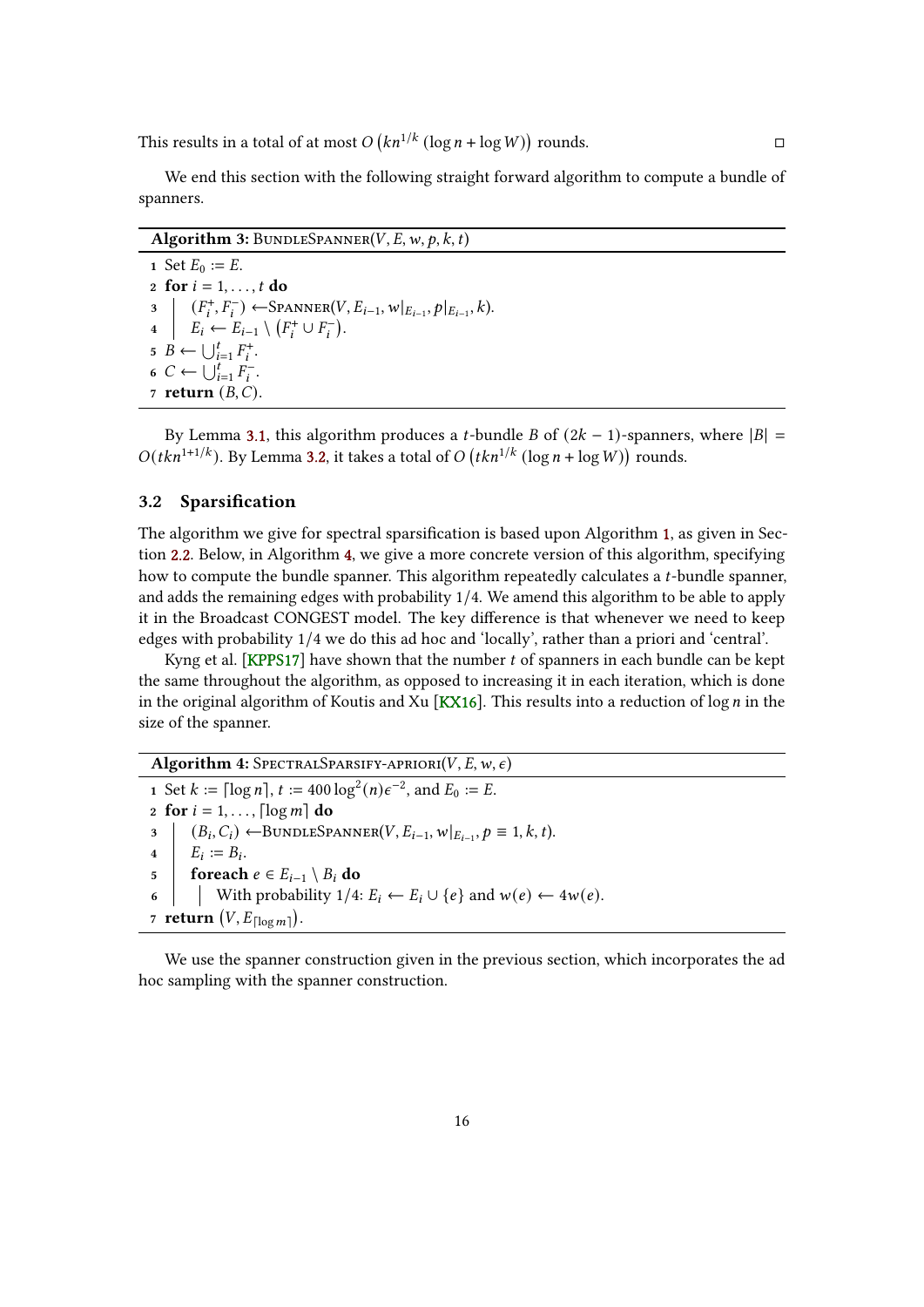This results in a total of at most $O\left(kn^{1/k}(\log n + \log W)\right)$ rounds. □

We end this section with the following straight forward algorithm to compute a bundle of spanners.

**Algorithm 3:** BundleSpanner$(V, E, w, p, k, t)$

```
1 Set E_0 := E.
2 for i = 1, ..., t do
3     (F_i^+, F_i^-) ← Spanner(V, E_{i-1}, w|_{E_{i-1}}, p|_{E_{i-1}}, k).
4     E_i ← E_{i-1} \ (F_i^+ ∪ F_i^-).
5 B ← ⋃_{i=1}^t F_i^+.
6 C ← ⋃_{i=1}^t F_i^-.
7 return (B, C).
```

By Lemma 3.1, this algorithm produces a $t$-bundle $B$ of $(2k-1)$-spanners, where $|B| = O(tkn^{1+1/k})$. By Lemma 3.2, it takes a total of $O\left(tkn^{1/k}(\log n + \log W)\right)$ rounds.

### 3.2 Sparsification

The algorithm we give for spectral sparsification is based upon Algorithm 1, as given in Section 2.2. Below, in Algorithm 4, we give a more concrete version of this algorithm, specifying how to compute the bundle spanner. This algorithm repeatedly calculates a $t$-bundle spanner, and adds the remaining edges with probability $1/4$. We amend this algorithm to be able to apply it in the Broadcast CONGEST model. The key difference is that whenever we need to keep edges with probability $1/4$ we do this ad hoc and 'locally', rather than a priori and 'central'.

Kyng et al. [KPPS17] have shown that the number $t$ of spanners in each bundle can be kept the same throughout the algorithm, as opposed to increasing it in each iteration, which is done in the original algorithm of Koutis and Xu [KX16]. This results into a reduction of $\log n$ in the size of the spanner.

**Algorithm 4:** SpectralSparsify-apriori$(V, E, w, \epsilon)$

```
1 Set k := ⌈log n⌉, t := 400 log^2(n) ε^{-2}, and E_0 := E.
2 for i = 1, ..., ⌈log m⌉ do
3     (B_i, C_i) ← BundleSpanner(V, E_{i-1}, w|_{E_{i-1}}, p ≡ 1, k, t).
4     E_i := B_i.
5     foreach e ∈ E_{i-1} \ B_i do
6         With probability 1/4: E_i ← E_i ∪ {e} and w(e) ← 4w(e).
7 return (V, E_{⌈log m⌉}).
```

We use the spanner construction given in the previous section, which incorporates the ad hoc sampling with the spanner construction.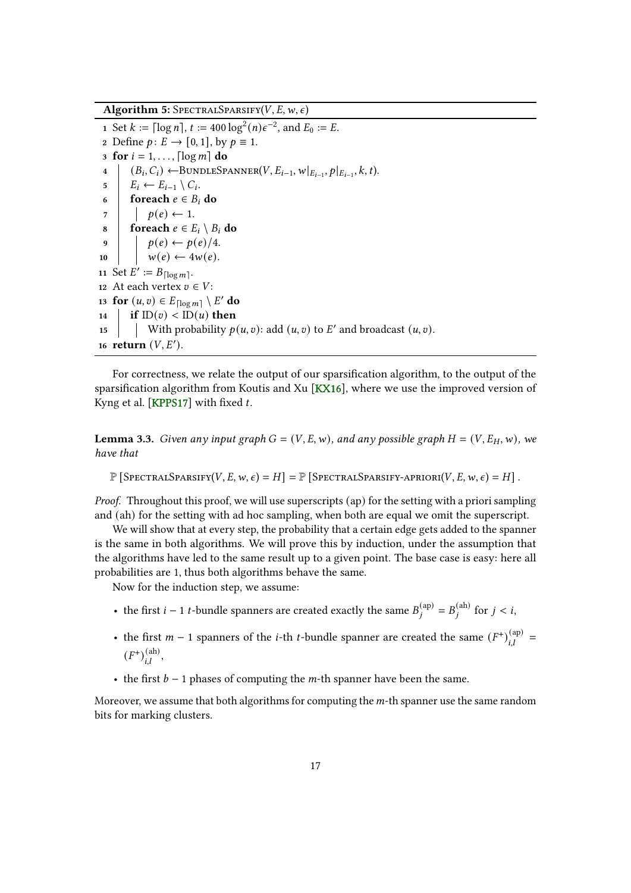**Algorithm 5:** SpectralSparsify($V, E, w, \epsilon$)

```
1  Set k := ⌈log n⌉, t := 400 log²(n)ε⁻², and E_0 := E.
2  Define p: E → [0, 1], by p ≡ 1.
3  for i = 1, ..., ⌈log m⌉ do
4      (B_i, C_i) ← BundleSpanner(V, E_{i-1}, w|_{E_{i-1}}, p|_{E_{i-1}}, k, t).
5      E_i ← E_{i-1} \ C_i.
6      foreach e ∈ B_i do
7          p(e) ← 1.
8      foreach e ∈ E_i \ B_i do
9          p(e) ← p(e)/4.
10         w(e) ← 4w(e).
11 Set E' := B_{⌈log m⌉}.
12 At each vertex v ∈ V:
13 for (u, v) ∈ E_{⌈log m⌉} \ E' do
14     if ID(v) < ID(u) then
15         With probability p(u, v): add (u, v) to E' and broadcast (u, v).
16 return (V, E').
```

For correctness, we relate the output of our sparsification algorithm, to the output of the sparsification algorithm from Koutis and Xu [KX16], where we use the improved version of Kyng et al. [KPPS17] with fixed $t$.

**Lemma 3.3.** *Given any input graph $G = (V, E, w)$, and any possible graph $H = (V, E_H, w)$, we have that*

$$\mathbb{P}\left[\text{SpectralSparsify}(V, E, w, \epsilon) = H\right] = \mathbb{P}\left[\text{SpectralSparsify-apriori}(V, E, w, \epsilon) = H\right].$$

*Proof.* Throughout this proof, we will use superscripts (ap) for the setting with a priori sampling and (ah) for the setting with ad hoc sampling, when both are equal we omit the superscript.

We will show that at every step, the probability that a certain edge gets added to the spanner is the same in both algorithms. We will prove this by induction, under the assumption that the algorithms have led to the same result up to a given point. The base case is easy: here all probabilities are 1, thus both algorithms behave the same.

Now for the induction step, we assume:

- the first $i-1$ $t$-bundle spanners are created exactly the same $B_j^{(\text{ap})} = B_j^{(\text{ah})}$ for $j < i$,
- the first $m-1$ spanners of the $i$-th $t$-bundle spanner are created the same $(F^+)_{i,l}^{(\text{ap})} = (F^+)_{i,l}^{(\text{ah})}$,
- the first $b-1$ phases of computing the $m$-th spanner have been the same.

Moreover, we assume that both algorithms for computing the $m$-th spanner use the same random bits for marking clusters.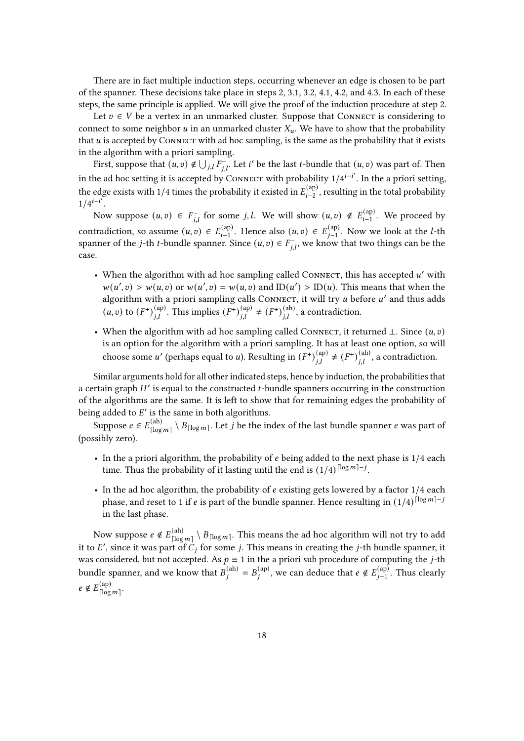There are in fact multiple induction steps, occurring whenever an edge is chosen to be part of the spanner. These decisions take place in steps 2, 3.1, 3.2, 4.1, 4.2, and 4.3. In each of these steps, the same principle is applied. We will give the proof of the induction procedure at step 2.

Let $v \in V$ be a vertex in an unmarked cluster. Suppose that Connect is considering to connect to some neighbor $u$ in an unmarked cluster $X_u$. We have to show that the probability that $u$ is accepted by Connect with ad hoc sampling, is the same as the probability that it exists in the algorithm with a priori sampling.

First, suppose that $(u, v) \notin \bigcup_{j,l} F^-_{j,l}$. Let $i'$ be the last $t$-bundle that $(u, v)$ was part of. Then in the ad hoc setting it is accepted by Connect with probability $1/4^{i-i'}$. In the a priori setting, the edge exists with $1/4$ times the probability it existed in $E^{(\text{ap})}_{i-2}$, resulting in the total probability $1/4^{i-i'}$.

Now suppose $(u, v) \in F^-_{j,l}$ for some $j, l$. We will show $(u, v) \notin E^{(\text{ap})}_{i-1}$. We proceed by contradiction, so assume $(u, v) \in E^{(\text{ap})}_{i-1}$. Hence also $(u, v) \in E^{(\text{ap})}_{j-1}$. Now we look at the $l$-th spanner of the $j$-th $t$-bundle spanner. Since $(u, v) \in F^-_{j,l}$, we know that two things can be the case.

- When the algorithm with ad hoc sampling called Connect, this has accepted $u'$ with $w(u', v) > w(u, v)$ or $w(u', v) = w(u, v)$ and $\text{ID}(u') > \text{ID}(u)$. This means that when the algorithm with a priori sampling calls Connect, it will try $u$ before $u'$ and thus adds $(u, v)$ to $(F^+)^{(\text{ap})}_{j,l}$. This implies $(F^+)^{(\text{ap})}_{j,l} \neq (F^+)^{(\text{ah})}_{j,l}$, a contradiction.
- When the algorithm with ad hoc sampling called Connect, it returned $\perp$. Since $(u, v)$ is an option for the algorithm with a priori sampling. It has at least one option, so will choose some $u'$ (perhaps equal to $u$). Resulting in $(F^+)^{(\text{ap})}_{j,l} \neq (F^+)^{(\text{ah})}_{j,l}$, a contradiction.

Similar arguments hold for all other indicated steps, hence by induction, the probabilities that a certain graph $H'$ is equal to the constructed $t$-bundle spanners occurring in the construction of the algorithms are the same. It is left to show that for remaining edges the probability of being added to $E'$ is the same in both algorithms.

Suppose $e \in E^{(\text{ah})}_{\lceil \log m \rceil} \setminus B_{\lceil \log m \rceil}$. Let $j$ be the index of the last bundle spanner $e$ was part of (possibly zero).

- In the a priori algorithm, the probability of $e$ being added to the next phase is $1/4$ each time. Thus the probability of it lasting until the end is $(1/4)^{\lceil \log m \rceil - j}$.
- In the ad hoc algorithm, the probability of $e$ existing gets lowered by a factor $1/4$ each phase, and reset to 1 if $e$ is part of the bundle spanner. Hence resulting in $(1/4)^{\lceil \log m \rceil - j}$ in the last phase.

Now suppose $e \notin E^{(\text{ah})}_{\lceil \log m \rceil} \setminus B_{\lceil \log m \rceil}$. This means the ad hoc algorithm will not try to add it to $E'$, since it was part of $C_j$ for some $j$. This means in creating the $j$-th bundle spanner, it was considered, but not accepted. As $p \equiv 1$ in the a priori sub procedure of computing the $j$-th bundle spanner, and we know that $B^{(\text{ah})}_j = B^{(\text{ap})}_j$, we can deduce that $e \notin E^{(\text{ap})}_{j-1}$. Thus clearly $e \notin E^{(\text{ap})}_{\lceil \log m \rceil}$.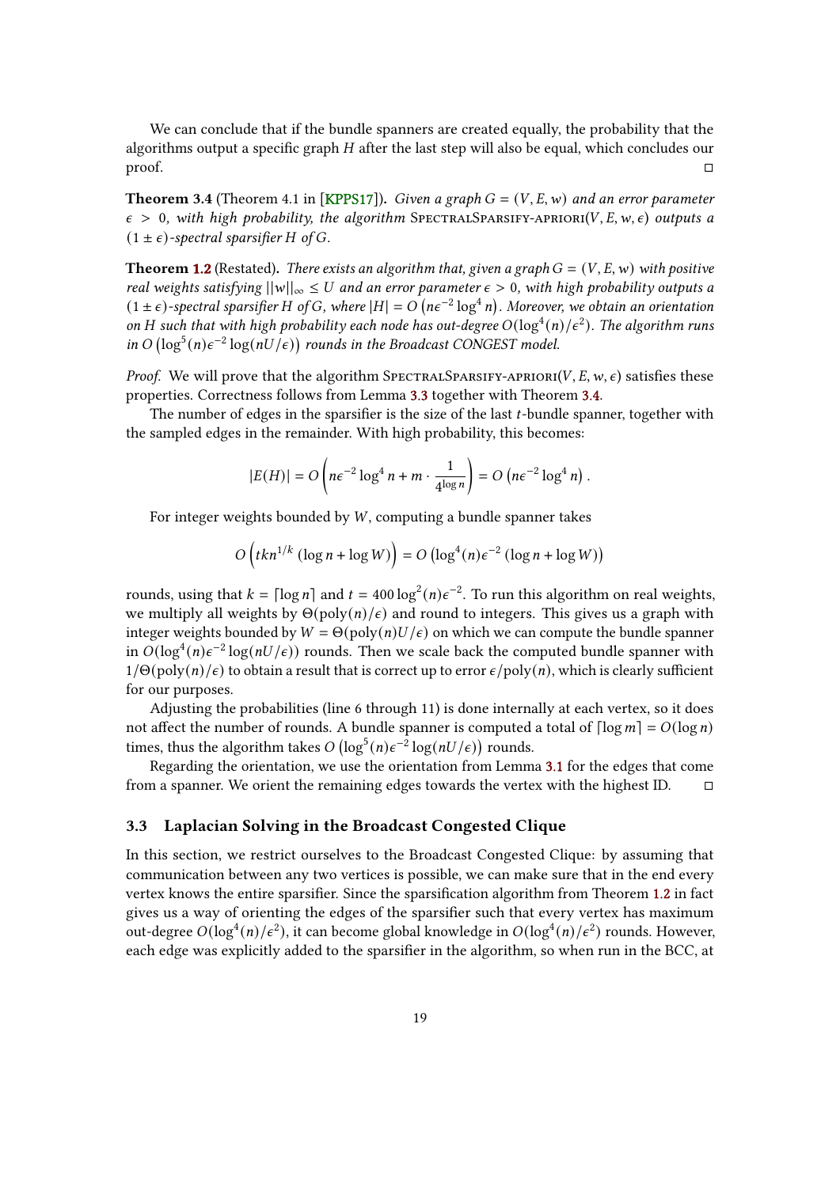We can conclude that if the bundle spanners are created equally, the probability that the algorithms output a specific graph $H$ after the last step will also be equal, which concludes our proof. ◻

**Theorem 3.4** (Theorem 4.1 in [KPPS17]). *Given a graph $G = (V, E, w)$ and an error parameter $\epsilon > 0$, with high probability, the algorithm* SpectralSparsify-apriori$(V, E, w, \epsilon)$ *outputs a $(1 \pm \epsilon)$-spectral sparsifier $H$ of $G$.*

**Theorem 1.2** (Restated). *There exists an algorithm that, given a graph $G = (V, E, w)$ with positive real weights satisfying $||w||_\infty \leq U$ and an error parameter $\epsilon > 0$, with high probability outputs a $(1 \pm \epsilon)$-spectral sparsifier $H$ of $G$, where $|H| = O\left(n\epsilon^{-2} \log^4 n\right)$. Moreover, we obtain an orientation on $H$ such that with high probability each node has out-degree $O(\log^4(n)/\epsilon^2)$. The algorithm runs in $O\left(\log^5(n)\epsilon^{-2} \log(nU/\epsilon)\right)$ rounds in the Broadcast CONGEST model.*

*Proof.* We will prove that the algorithm SpectralSparsify-apriori$(V, E, w, \epsilon)$ satisfies these properties. Correctness follows from Lemma 3.3 together with Theorem 3.4.

The number of edges in the sparsifier is the size of the last $t$-bundle spanner, together with the sampled edges in the remainder. With high probability, this becomes:

$$|E(H)| = O\left(n\epsilon^{-2} \log^4 n + m \cdot \frac{1}{4^{\log n}}\right) = O\left(n\epsilon^{-2} \log^4 n\right).$$

For integer weights bounded by $W$, computing a bundle spanner takes

$$O\left(tkn^{1/k}\left(\log n + \log W\right)\right) = O\left(\log^4(n)\epsilon^{-2}\left(\log n + \log W\right)\right)$$

rounds, using that $k = \lceil \log n \rceil$ and $t = 400 \log^2(n)\epsilon^{-2}$. To run this algorithm on real weights, we multiply all weights by $\Theta(\text{poly}(n)/\epsilon)$ and round to integers. This gives us a graph with integer weights bounded by $W = \Theta(\text{poly}(n)U/\epsilon)$ on which we can compute the bundle spanner in $O(\log^4(n)\epsilon^{-2} \log(nU/\epsilon))$ rounds. Then we scale back the computed bundle spanner with $1/\Theta(\text{poly}(n)/\epsilon)$ to obtain a result that is correct up to error $\epsilon/\text{poly}(n)$, which is clearly sufficient for our purposes.

Adjusting the probabilities (line 6 through 11) is done internally at each vertex, so it does not affect the number of rounds. A bundle spanner is computed a total of $\lceil \log m \rceil = O(\log n)$ times, thus the algorithm takes $O\left(\log^5(n)\epsilon^{-2} \log(nU/\epsilon)\right)$ rounds.

Regarding the orientation, we use the orientation from Lemma 3.1 for the edges that come from a spanner. We orient the remaining edges towards the vertex with the highest ID. ◻

### 3.3 Laplacian Solving in the Broadcast Congested Clique

In this section, we restrict ourselves to the Broadcast Congested Clique: by assuming that communication between any two vertices is possible, we can make sure that in the end every vertex knows the entire sparsifier. Since the sparsification algorithm from Theorem 1.2 in fact gives us a way of orienting the edges of the sparsifier such that every vertex has maximum out-degree $O(\log^4(n)/\epsilon^2)$, it can become global knowledge in $O(\log^4(n)/\epsilon^2)$ rounds. However, each edge was explicitly added to the sparsifier in the algorithm, so when run in the BCC, at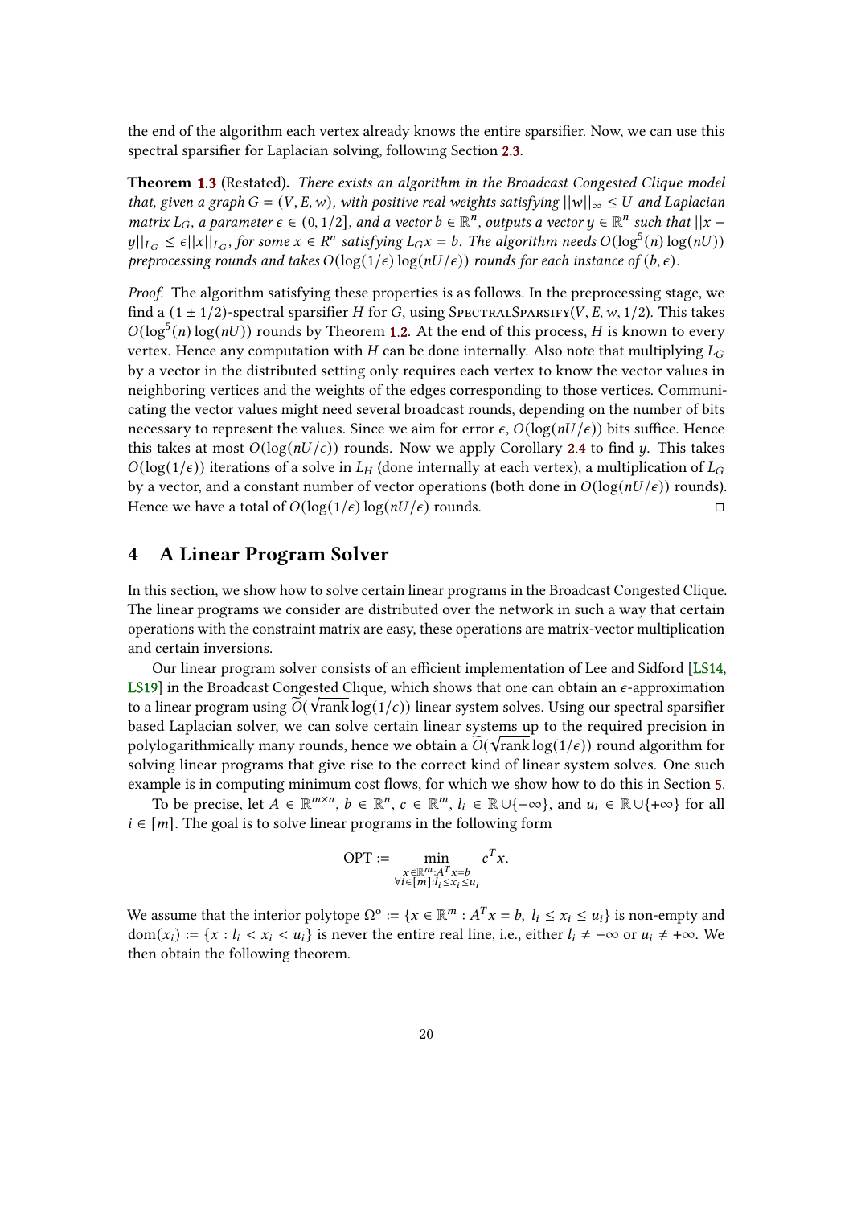the end of the algorithm each vertex already knows the entire sparsifier. Now, we can use this spectral sparsifier for Laplacian solving, following Section 2.3.

**Theorem 1.3** (Restated). *There exists an algorithm in the Broadcast Congested Clique model that, given a graph $G = (V, E, w)$, with positive real weights satisfying $||w||_\infty \leq U$ and Laplacian matrix $L_G$, a parameter $\epsilon \in (0, 1/2]$, and a vector $b \in \mathbb{R}^n$, outputs a vector $y \in \mathbb{R}^n$ such that $||x - y||_{L_G} \leq \epsilon ||x||_{L_G}$, for some $x \in R^n$ satisfying $L_G x = b$. The algorithm needs $O(\log^5(n)\log(nU))$ preprocessing rounds and takes $O(\log(1/\epsilon)\log(nU/\epsilon))$ rounds for each instance of $(b, \epsilon)$.*

*Proof.* The algorithm satisfying these properties is as follows. In the preprocessing stage, we find a $(1 \pm 1/2)$-spectral sparsifier $H$ for $G$, using SpectralSparsify$(V, E, w, 1/2)$. This takes $O(\log^5(n)\log(nU))$ rounds by Theorem 1.2. At the end of this process, $H$ is known to every vertex. Hence any computation with $H$ can be done internally. Also note that multiplying $L_G$ by a vector in the distributed setting only requires each vertex to know the vector values in neighboring vertices and the weights of the edges corresponding to those vertices. Communicating the vector values might need several broadcast rounds, depending on the number of bits necessary to represent the values. Since we aim for error $\epsilon$, $O(\log(nU/\epsilon))$ bits suffice. Hence this takes at most $O(\log(nU/\epsilon))$ rounds. Now we apply Corollary 2.4 to find $y$. This takes $O(\log(1/\epsilon))$ iterations of a solve in $L_H$ (done internally at each vertex), a multiplication of $L_G$ by a vector, and a constant number of vector operations (both done in $O(\log(nU/\epsilon))$ rounds). Hence we have a total of $O(\log(1/\epsilon)\log(nU/\epsilon)$ rounds. □

## 4 A Linear Program Solver

In this section, we show how to solve certain linear programs in the Broadcast Congested Clique. The linear programs we consider are distributed over the network in such a way that certain operations with the constraint matrix are easy, these operations are matrix-vector multiplication and certain inversions.

Our linear program solver consists of an efficient implementation of Lee and Sidford [LS14, LS19] in the Broadcast Congested Clique, which shows that one can obtain an $\epsilon$-approximation to a linear program using $\widetilde{O}(\sqrt{\text{rank}}\log(1/\epsilon))$ linear system solves. Using our spectral sparsifier based Laplacian solver, we can solve certain linear systems up to the required precision in polylogarithmically many rounds, hence we obtain a $\widetilde{O}(\sqrt{\text{rank}}\log(1/\epsilon))$ round algorithm for solving linear programs that give rise to the correct kind of linear system solves. One such example is in computing minimum cost flows, for which we show how to do this in Section 5.

To be precise, let $A \in \mathbb{R}^{m \times n}$, $b \in \mathbb{R}^n$, $c \in \mathbb{R}^m$, $l_i \in \mathbb{R} \cup \{-\infty\}$, and $u_i \in \mathbb{R} \cup \{+\infty\}$ for all $i \in [m]$. The goal is to solve linear programs in the following form

$$\text{OPT} := \min_{\substack{x \in \mathbb{R}^m : A^T x = b \\ \forall i \in [m] : l_i \leq x_i \leq u_i}} c^T x.$$

We assume that the interior polytope $\Omega^\circ := \{x \in \mathbb{R}^m : A^T x = b,\ l_i \leq x_i \leq u_i\}$ is non-empty and $\text{dom}(x_i) := \{x : l_i < x_i < u_i\}$ is never the entire real line, i.e., either $l_i \neq -\infty$ or $u_i \neq +\infty$. We then obtain the following theorem.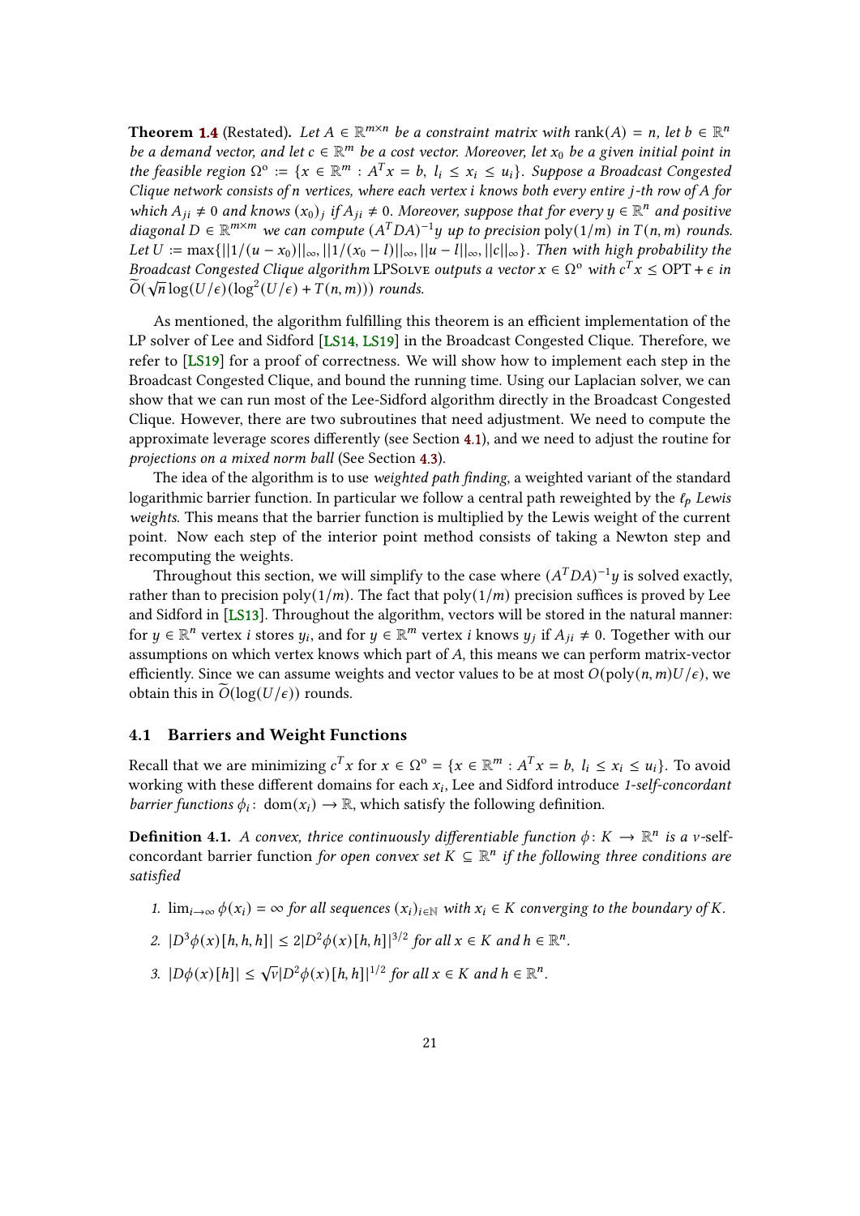**Theorem 1.4** (Restated). *Let $A \in \mathbb{R}^{m \times n}$ be a constraint matrix with $\operatorname{rank}(A) = n$, let $b \in \mathbb{R}^n$ be a demand vector, and let $c \in \mathbb{R}^m$ be a cost vector. Moreover, let $x_0$ be a given initial point in the feasible region $\Omega^\circ := \{x \in \mathbb{R}^m : A^T x = b,\ l_i \leq x_i \leq u_i\}$. Suppose a Broadcast Congested Clique network consists of $n$ vertices, where each vertex $i$ knows both every entire $j$-th row of $A$ for which $A_{ji} \neq 0$ and knows $(x_0)_j$ if $A_{ji} \neq 0$. Moreover, suppose that for every $y \in \mathbb{R}^n$ and positive diagonal $D \in \mathbb{R}^{m \times m}$ we can compute $(A^T DA)^{-1} y$ up to precision $\operatorname{poly}(1/m)$ in $T(n, m)$ rounds. Let $U := \max\{||1/(u - x_0)||_\infty, ||1/(x_0 - l)||_\infty, ||u - l||_\infty, ||c||_\infty\}$. Then with high probability the Broadcast Congested Clique algorithm* LPSolve *outputs a vector $x \in \Omega^\circ$ with $c^T x \leq \mathrm{OPT} + \epsilon$ in $\widetilde{O}(\sqrt{n} \log(U/\epsilon)(\log^2(U/\epsilon) + T(n, m)))$ rounds.*

As mentioned, the algorithm fulfilling this theorem is an efficient implementation of the LP solver of Lee and Sidford [LS14, LS19] in the Broadcast Congested Clique. Therefore, we refer to [LS19] for a proof of correctness. We will show how to implement each step in the Broadcast Congested Clique, and bound the running time. Using our Laplacian solver, we can show that we can run most of the Lee-Sidford algorithm directly in the Broadcast Congested Clique. However, there are two subroutines that need adjustment. We need to compute the approximate leverage scores differently (see Section 4.1), and we need to adjust the routine for *projections on a mixed norm ball* (See Section 4.3).

The idea of the algorithm is to use *weighted path finding*, a weighted variant of the standard logarithmic barrier function. In particular we follow a central path reweighted by the $\ell_p$ *Lewis weights*. This means that the barrier function is multiplied by the Lewis weight of the current point. Now each step of the interior point method consists of taking a Newton step and recomputing the weights.

Throughout this section, we will simplify to the case where $(A^T DA)^{-1} y$ is solved exactly, rather than to precision $\operatorname{poly}(1/m)$. The fact that $\operatorname{poly}(1/m)$ precision suffices is proved by Lee and Sidford in [LS13]. Throughout the algorithm, vectors will be stored in the natural manner: for $y \in \mathbb{R}^n$ vertex $i$ stores $y_i$, and for $y \in \mathbb{R}^m$ vertex $i$ knows $y_j$ if $A_{ji} \neq 0$. Together with our assumptions on which vertex knows which part of $A$, this means we can perform matrix-vector efficiently. Since we can assume weights and vector values to be at most $O(\operatorname{poly}(n, m)U/\epsilon)$, we obtain this in $\widetilde{O}(\log(U/\epsilon))$ rounds.

### 4.1 Barriers and Weight Functions

Recall that we are minimizing $c^T x$ for $x \in \Omega^\circ = \{x \in \mathbb{R}^m : A^T x = b,\ l_i \leq x_i \leq u_i\}$. To avoid working with these different domains for each $x_i$, Lee and Sidford introduce *1-self-concordant barrier functions* $\phi_i \colon \operatorname{dom}(x_i) \to \mathbb{R}$, which satisfy the following definition.

**Definition 4.1.** *A convex, thrice continuously differentiable function $\phi \colon K \to \mathbb{R}^n$ is a $\nu$-*self-concordant barrier function *for open convex set $K \subseteq \mathbb{R}^n$ if the following three conditions are satisfied*

1. *$\lim_{i \to \infty} \phi(x_i) = \infty$ for all sequences $(x_i)_{i \in \mathbb{N}}$ with $x_i \in K$ converging to the boundary of $K$.*
2. *$|D^3 \phi(x)[h, h, h]| \leq 2|D^2 \phi(x)[h, h]|^{3/2}$ for all $x \in K$ and $h \in \mathbb{R}^n$.*
3. *$|D\phi(x)[h]| \leq \sqrt{\nu} |D^2 \phi(x)[h, h]|^{1/2}$ for all $x \in K$ and $h \in \mathbb{R}^n$.*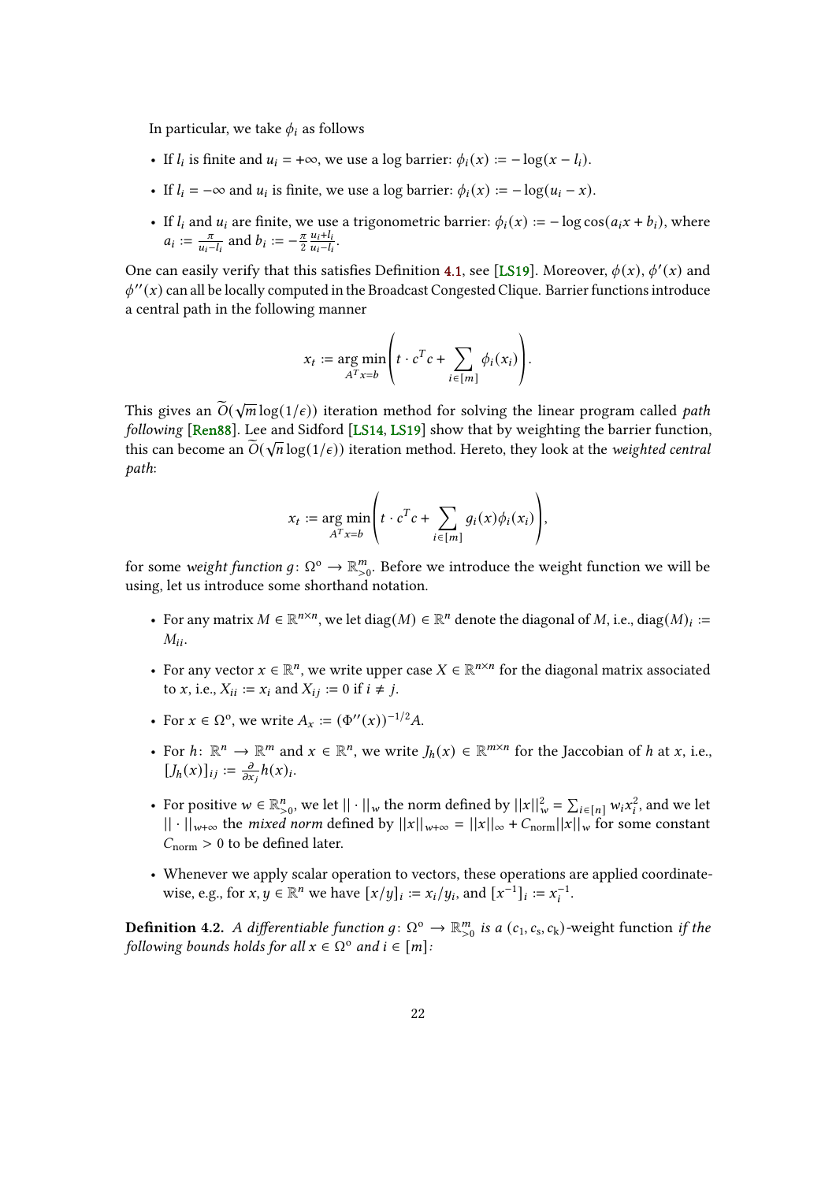In particular, we take $\phi_i$ as follows

- If $l_i$ is finite and $u_i = +\infty$, we use a log barrier: $\phi_i(x) := -\log(x - l_i)$.
- If $l_i = -\infty$ and $u_i$ is finite, we use a log barrier: $\phi_i(x) := -\log(u_i - x)$.
- If $l_i$ and $u_i$ are finite, we use a trigonometric barrier: $\phi_i(x) := -\log\cos(a_i x + b_i)$, where $a_i := \frac{\pi}{u_i - l_i}$ and $b_i := -\frac{\pi}{2}\frac{u_i + l_i}{u_i - l_i}$.

One can easily verify that this satisfies Definition 4.1, see [LS19]. Moreover, $\phi(x)$, $\phi'(x)$ and $\phi''(x)$ can all be locally computed in the Broadcast Congested Clique. Barrier functions introduce a central path in the following manner

$$x_t := \underset{A^T x = b}{\arg\min}\left(t \cdot c^T c + \sum_{i\in[m]} \phi_i(x_i)\right).$$

This gives an $\widetilde{O}(\sqrt{m}\log(1/\epsilon))$ iteration method for solving the linear program called *path following* [Ren88]. Lee and Sidford [LS14, LS19] show that by weighting the barrier function, this can become an $\widetilde{O}(\sqrt{n}\log(1/\epsilon))$ iteration method. Hereto, they look at the *weighted central path*:

$$x_t := \underset{A^T x = b}{\arg\min}\left(t \cdot c^T c + \sum_{i\in[m]} g_i(x)\phi_i(x_i)\right),$$

for some *weight function* $g\colon \Omega^o \to \mathbb{R}^m_{>0}$. Before we introduce the weight function we will be using, let us introduce some shorthand notation.

- For any matrix $M \in \mathbb{R}^{n\times n}$, we let $\operatorname{diag}(M) \in \mathbb{R}^n$ denote the diagonal of $M$, i.e., $\operatorname{diag}(M)_i := M_{ii}$.
- For any vector $x \in \mathbb{R}^n$, we write upper case $X \in \mathbb{R}^{n\times n}$ for the diagonal matrix associated to $x$, i.e., $X_{ii} := x_i$ and $X_{ij} := 0$ if $i \neq j$.
- For $x \in \Omega^o$, we write $A_x := (\Phi''(x))^{-1/2}A$.
- For $h\colon \mathbb{R}^n \to \mathbb{R}^m$ and $x \in \mathbb{R}^n$, we write $J_h(x) \in \mathbb{R}^{m\times n}$ for the Jaccobian of $h$ at $x$, i.e., $[J_h(x)]_{ij} := \frac{\partial}{\partial x_j} h(x)_i$.
- For positive $w \in \mathbb{R}^n_{>0}$, we let $||\cdot||_w$ the norm defined by $||x||_w^2 = \sum_{i\in[n]} w_i x_i^2$, and we let $||\cdot||_{w+\infty}$ the *mixed norm* defined by $||x||_{w+\infty} = ||x||_\infty + C_{\text{norm}}||x||_w$ for some constant $C_{\text{norm}} > 0$ to be defined later.
- Whenever we apply scalar operation to vectors, these operations are applied coordinate-wise, e.g., for $x, y \in \mathbb{R}^n$ we have $[x/y]_i := x_i/y_i$, and $[x^{-1}]_i := x_i^{-1}$.

**Definition 4.2.** *A differentiable function $g\colon \Omega^o \to \mathbb{R}^m_{>0}$ is a $(c_1, c_s, c_k)$-weight function if the following bounds holds for all $x \in \Omega^o$ and $i \in [m]$:*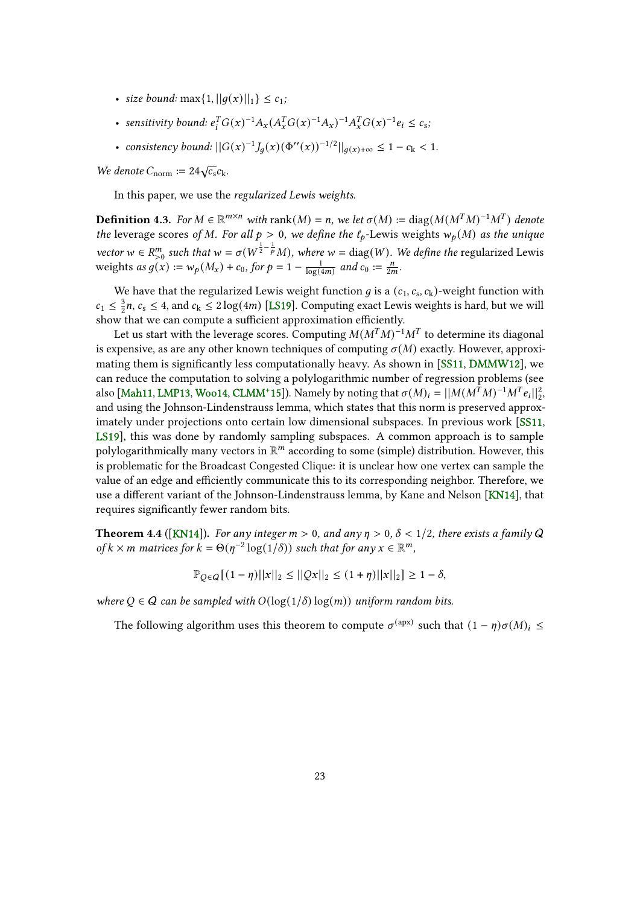- *size bound:* $\max\{1, ||g(x)||_1\} \leq c_1$;
- *sensitivity bound:* $e_i^T G(x)^{-1} A_x (A_x^T G(x)^{-1} A_x)^{-1} A_x^T G(x)^{-1} e_i \leq c_s$;
- *consistency bound:* $||G(x)^{-1} J_g(x) (\Phi''(x))^{-1/2}||_{g(x)+\infty} \leq 1 - c_k < 1$.

*We denote* $C_{\text{norm}} := 24\sqrt{c_s} c_k$.

In this paper, we use the *regularized Lewis weights*.

**Definition 4.3.** *For* $M \in \mathbb{R}^{m \times n}$ *with* $\text{rank}(M) = n$, *we let* $\sigma(M) := \text{diag}(M(M^T M)^{-1} M^T)$ *denote the* leverage scores *of* $M$. *For all* $p > 0$, *we define the* $\ell_p$*-Lewis weights* $w_p(M)$ *as the unique vector* $w \in R^m_{>0}$ *such that* $w = \sigma(W^{\frac{1}{2} - \frac{1}{p}} M)$, *where* $w = \text{diag}(W)$. *We define the* regularized Lewis weights *as* $g(x) := w_p(M_x) + c_0$, *for* $p = 1 - \frac{1}{\log(4m)}$ *and* $c_0 := \frac{n}{2m}$.

We have that the regularized Lewis weight function $g$ is a $(c_1, c_s, c_k)$-weight function with $c_1 \leq \frac{3}{2}n$, $c_s \leq 4$, and $c_k \leq 2\log(4m)$ [LS19]. Computing exact Lewis weights is hard, but we will show that we can compute a sufficient approximation efficiently.

Let us start with the leverage scores. Computing $M(M^T M)^{-1} M^T$ to determine its diagonal is expensive, as are any other known techniques of computing $\sigma(M)$ exactly. However, approximating them is significantly less computationally heavy. As shown in [SS11, DMMW12], we can reduce the computation to solving a polylogarithmic number of regression problems (see also [Mah11, LMP13, Woo14, CLMM+15]). Namely by noting that $\sigma(M)_i = ||M(M^T M)^{-1} M^T e_i||_2^2$, and using the Johnson-Lindenstrauss lemma, which states that this norm is preserved approximately under projections onto certain low dimensional subspaces. In previous work [SS11, LS19], this was done by randomly sampling subspaces. A common approach is to sample polylogarithmically many vectors in $\mathbb{R}^m$ according to some (simple) distribution. However, this is problematic for the Broadcast Congested Clique: it is unclear how one vertex can sample the value of an edge and efficiently communicate this to its corresponding neighbor. Therefore, we use a different variant of the Johnson-Lindenstrauss lemma, by Kane and Nelson [KN14], that requires significantly fewer random bits.

**Theorem 4.4** ([KN14]). *For any integer* $m > 0$, *and any* $\eta > 0$, $\delta < 1/2$, *there exists a family* $\mathcal{Q}$ *of* $k \times m$ *matrices for* $k = \Theta(\eta^{-2} \log(1/\delta))$ *such that for any* $x \in \mathbb{R}^m$,

$$\mathbb{P}_{Q \in \mathcal{Q}}[(1 - \eta)||x||_2 \leq ||Qx||_2 \leq (1 + \eta)||x||_2] \geq 1 - \delta,$$

*where* $Q \in \mathcal{Q}$ *can be sampled with* $O(\log(1/\delta)\log(m))$ *uniform random bits.*

The following algorithm uses this theorem to compute $\sigma^{(\text{apx})}$ such that $(1 - \eta)\sigma(M)_i \leq$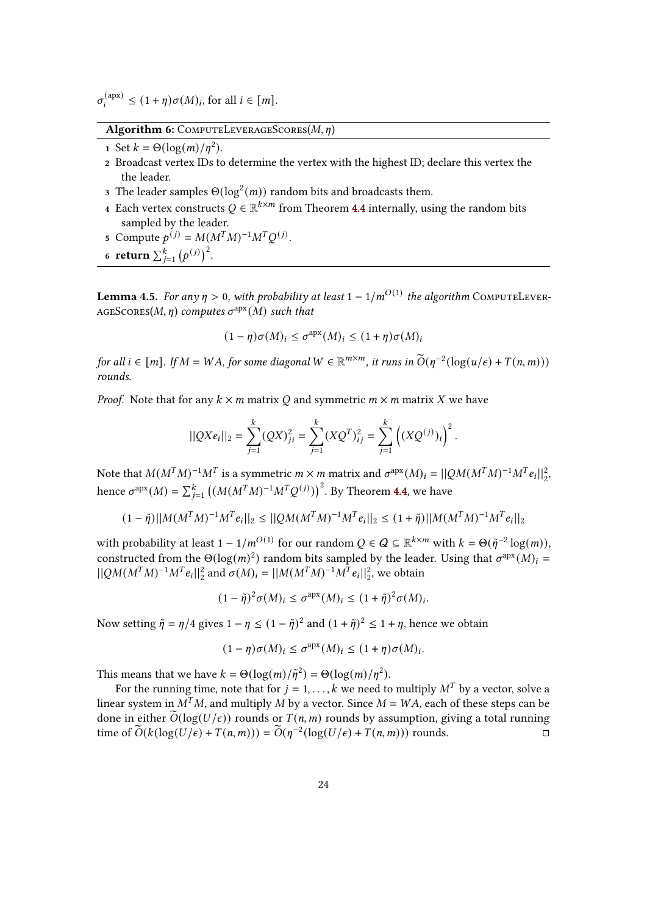$\sigma_i^{(\text{apx})} \leq (1+\eta)\sigma(M)_i$, for all $i \in [m]$.

---

**Algorithm 6:** ComputeLeverageScores$(M, \eta)$

1. Set $k = \Theta(\log(m)/\eta^2)$.
2. Broadcast vertex IDs to determine the vertex with the highest ID; declare this vertex the the leader.
3. The leader samples $\Theta(\log^2(m))$ random bits and broadcasts them.
4. Each vertex constructs $Q \in \mathbb{R}^{k \times m}$ from Theorem 4.4 internally, using the random bits sampled by the leader.
5. Compute $p^{(j)} = M(M^T M)^{-1} M^T Q^{(j)}$.
6. **return** $\sum_{j=1}^{k} \left(p^{(j)}\right)^2$.

---

**Lemma 4.5.** *For any $\eta > 0$, with probability at least $1 - 1/m^{O(1)}$ the algorithm* ComputeLeverageScores$(M, \eta)$ *computes $\sigma^{\text{apx}}(M)$ such that*

$$(1-\eta)\sigma(M)_i \leq \sigma^{\text{apx}}(M)_i \leq (1+\eta)\sigma(M)_i$$

*for all $i \in [m]$. If $M = WA$, for some diagonal $W \in \mathbb{R}^{m \times m}$, it runs in $\widetilde{O}(\eta^{-2}(\log(u/\epsilon) + T(n,m)))$ rounds.*

*Proof.* Note that for any $k \times m$ matrix $Q$ and symmetric $m \times m$ matrix $X$ we have

$$||QXe_i||_2 = \sum_{j=1}^{k} (QX)_{ji}^2 = \sum_{j=1}^{k} (XQ^T)_{ij}^2 = \sum_{j=1}^{k} \left((XQ^{(j)})_i\right)^2.$$

Note that $M(M^TM)^{-1}M^T$ is a symmetric $m \times m$ matrix and $\sigma^{\text{apx}}(M)_i = ||QM(M^TM)^{-1}M^Te_i||_2^2$, hence $\sigma^{\text{apx}}(M) = \sum_{j=1}^{k}\left((M(M^TM)^{-1}M^TQ^{(j)})\right)^2$. By Theorem 4.4, we have

$$(1-\tilde{\eta})||M(M^TM)^{-1}M^Te_i||_2 \leq ||QM(M^TM)^{-1}M^Te_i||_2 \leq (1+\tilde{\eta})||M(M^TM)^{-1}M^Te_i||_2$$

with probability at least $1 - 1/m^{O(1)}$ for our random $Q \in \mathcal{Q} \subseteq \mathbb{R}^{k \times m}$ with $k = \Theta(\tilde{\eta}^{-2}\log(m))$, constructed from the $\Theta(\log(m)^2)$ random bits sampled by the leader. Using that $\sigma^{\text{apx}}(M)_i = ||QM(M^TM)^{-1}M^Te_i||_2^2$ and $\sigma(M)_i = ||M(M^TM)^{-1}M^Te_i||_2^2$, we obtain

$$(1-\tilde{\eta})^2\sigma(M)_i \leq \sigma^{\text{apx}}(M)_i \leq (1+\tilde{\eta})^2\sigma(M)_i.$$

Now setting $\tilde{\eta} = \eta/4$ gives $1 - \eta \leq (1-\tilde{\eta})^2$ and $(1+\tilde{\eta})^2 \leq 1 + \eta$, hence we obtain

$$(1-\eta)\sigma(M)_i \leq \sigma^{\text{apx}}(M)_i \leq (1+\eta)\sigma(M)_i.$$

This means that we have $k = \Theta(\log(m)/\tilde{\eta}^2) = \Theta(\log(m)/\eta^2)$.

For the running time, note that for $j = 1, \ldots, k$ we need to multiply $M^T$ by a vector, solve a linear system in $M^TM$, and multiply $M$ by a vector. Since $M = WA$, each of these steps can be done in either $\widetilde{O}(\log(U/\epsilon))$ rounds or $T(n,m)$ rounds by assumption, giving a total running time of $\widetilde{O}(k(\log(U/\epsilon) + T(n,m))) = \widetilde{O}(\eta^{-2}(\log(U/\epsilon) + T(n,m)))$ rounds. □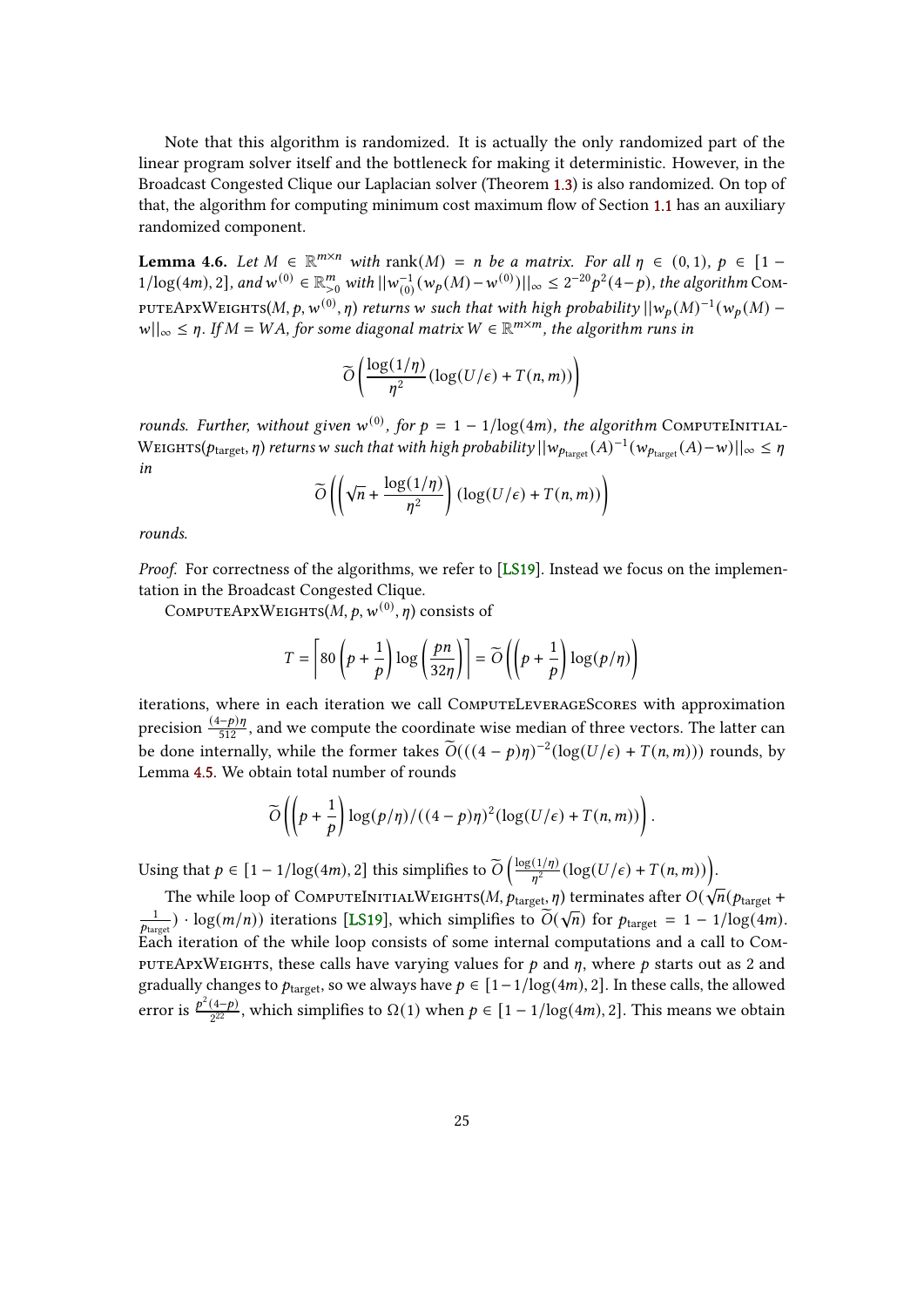Note that this algorithm is randomized. It is actually the only randomized part of the linear program solver itself and the bottleneck for making it deterministic. However, in the Broadcast Congested Clique our Laplacian solver (Theorem 1.3) is also randomized. On top of that, the algorithm for computing minimum cost maximum flow of Section 1.1 has an auxiliary randomized component.

**Lemma 4.6.** *Let $M \in \mathbb{R}^{m \times n}$ with $\operatorname{rank}(M) = n$ be a matrix. For all $\eta \in (0,1)$, $p \in [1 - 1/\log(4m), 2]$, and $w^{(0)} \in \mathbb{R}^m_{>0}$ with $||w_{(0)}^{-1}(w_p(M) - w^{(0)})||_\infty \leq 2^{-20} p^2 (4-p)$, the algorithm* ComputeApxWeights$(M, p, w^{(0)}, \eta)$ *returns $w$ such that with high probability $||w_p(M)^{-1}(w_p(M) - w||_\infty \leq \eta$. If $M = WA$, for some diagonal matrix $W \in \mathbb{R}^{m \times m}$, the algorithm runs in*

$$\widetilde{O}\left(\frac{\log(1/\eta)}{\eta^2}(\log(U/\epsilon) + T(n,m))\right)$$

*rounds. Further, without given $w^{(0)}$, for $p = 1 - 1/\log(4m)$, the algorithm* ComputeInitialWeights$(p_{\text{target}}, \eta)$ *returns $w$ such that with high probability $||w_{p_{\text{target}}}(A)^{-1}(w_{p_{\text{target}}}(A) - w)||_\infty \leq \eta$ in*

$$\widetilde{O}\left(\left(\sqrt{n} + \frac{\log(1/\eta)}{\eta^2}\right)(\log(U/\epsilon) + T(n,m))\right)$$

*rounds.*

*Proof.* For correctness of the algorithms, we refer to [LS19]. Instead we focus on the implementation in the Broadcast Congested Clique.

ComputeApxWeights$(M, p, w^{(0)}, \eta)$ consists of

$$T = \left\lceil 80\left(p + \frac{1}{p}\right)\log\left(\frac{pn}{32\eta}\right)\right\rceil = \widetilde{O}\left(\left(p + \frac{1}{p}\right)\log(p/\eta)\right)$$

iterations, where in each iteration we call ComputeLeverageScores with approximation precision $\frac{(4-p)\eta}{512}$, and we compute the coordinate wise median of three vectors. The latter can be done internally, while the former takes $\widetilde{O}(((4-p)\eta)^{-2}(\log(U/\epsilon) + T(n,m)))$ rounds, by Lemma 4.5. We obtain total number of rounds

$$\widetilde{O}\left(\left(p + \frac{1}{p}\right)\log(p/\eta)/((4-p)\eta)^2(\log(U/\epsilon) + T(n,m))\right).$$

Using that $p \in [1 - 1/\log(4m), 2]$ this simplifies to $\widetilde{O}\left(\frac{\log(1/\eta)}{\eta^2}(\log(U/\epsilon) + T(n,m))\right)$.

The while loop of ComputeInitialWeights$(M, p_{\text{target}}, \eta)$ terminates after $O(\sqrt{n}(p_{\text{target}} + \frac{1}{p_{\text{target}}}) \cdot \log(m/n))$ iterations [LS19], which simplifies to $\widetilde{O}(\sqrt{n})$ for $p_{\text{target}} = 1 - 1/\log(4m)$. Each iteration of the while loop consists of some internal computations and a call to ComputeApxWeights, these calls have varying values for $p$ and $\eta$, where $p$ starts out as 2 and gradually changes to $p_{\text{target}}$, so we always have $p \in [1 - 1/\log(4m), 2]$. In these calls, the allowed error is $\frac{p^2(4-p)}{2^{22}}$, which simplifies to $\Omega(1)$ when $p \in [1 - 1/\log(4m), 2]$. This means we obtain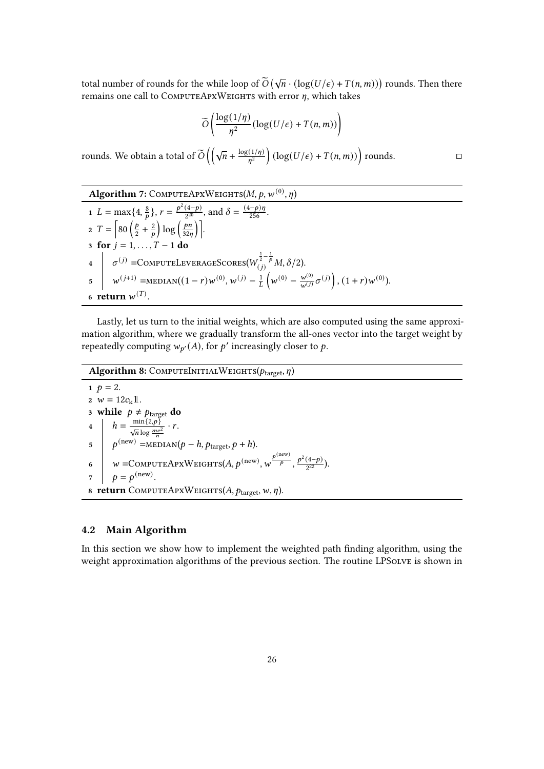total number of rounds for the while loop of $\widetilde{O}\left(\sqrt{n} \cdot (\log(U/\epsilon) + T(n,m))\right)$ rounds. Then there remains one call to ComputeApxWeights with error $\eta$, which takes

$$\widetilde{O}\left(\frac{\log(1/\eta)}{\eta^2}(\log(U/\epsilon) + T(n,m))\right)$$

rounds. We obtain a total of $\widetilde{O}\left(\left(\sqrt{n} + \frac{\log(1/\eta)}{\eta^2}\right)(\log(U/\epsilon) + T(n,m))\right)$ rounds. □

**Algorithm 7:** ComputeApxWeights($M, p, w^{(0)}, \eta$)

```
1 L = max{4, 8/p}, r = p^2(4−p)/2^20, and δ = (4−p)η/256.
2 T = ⌈80 (p/2 + 2/p) log(pn/(32η))⌉.
3 for j = 1, ..., T − 1 do
4     σ^(j) = ComputeLeverageScores(W_(j)^(1/2 − 1/p) M, δ/2).
5     w^(j+1) = median((1 − r)w^(0), w^(j) − (1/L)(w^(0) − (w^(0)/w^(j)) σ^(j)), (1 + r)w^(0)).
6 return w^(T).
```

Lastly, let us turn to the initial weights, which are also computed using the same approximation algorithm, where we gradually transform the all-ones vector into the target weight by repeatedly computing $w_{p'}(A)$, for $p'$ increasingly closer to $p$.

**Algorithm 8:** ComputeInitialWeights($p_{\text{target}}, \eta$)

```
1 p = 2.
2 w = 12c_k 𝟙.
3 while p ≠ p_target do
4     h = (min{2, p} / (√n log(me^2/n))) · r.
5     p^(new) = median(p − h, p_target, p + h).
6     w = ComputeApxWeights(A, p^(new), w^(p^(new)/p), p^2(4−p)/2^22).
7     p = p^(new).
8 return ComputeApxWeights(A, p_target, w, η).
```

### 4.2 Main Algorithm

In this section we show how to implement the weighted path finding algorithm, using the weight approximation algorithms of the previous section. The routine LPSolve is shown in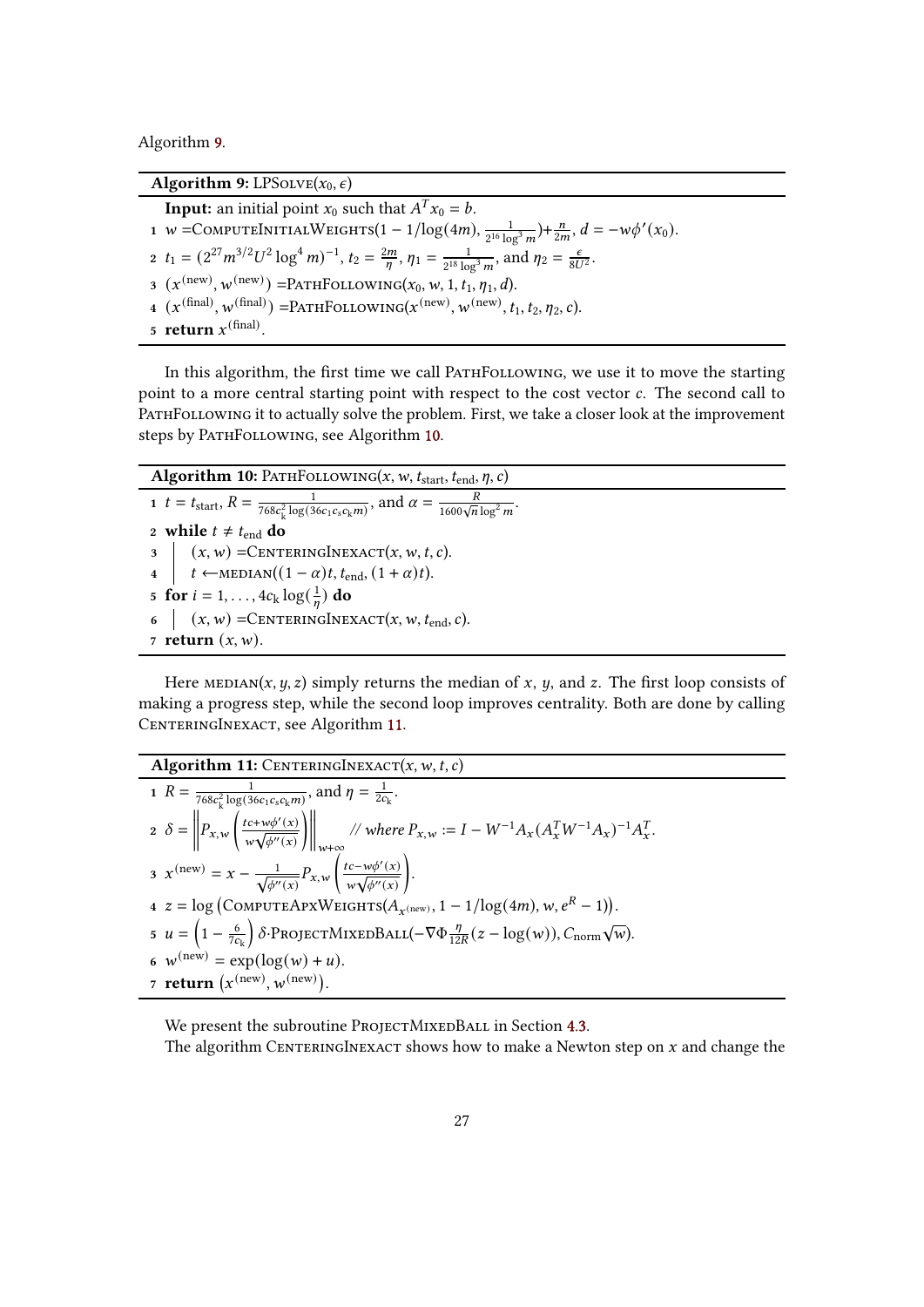Algorithm 9.

---

**Algorithm 9:** LPSolve$(x_0, \epsilon)$

---

**Input:** an initial point $x_0$ such that $A^T x_0 = b$.

1. $w$ =ComputeInitialWeights$(1 - 1/\log(4m), \frac{1}{2^{16}\log^3 m}) + \frac{n}{2m}$, $d = -w\phi'(x_0)$.
2. $t_1 = (2^{27} m^{3/2} U^2 \log^4 m)^{-1}$, $t_2 = \frac{2m}{\eta}$, $\eta_1 = \frac{1}{2^{18}\log^3 m}$, and $\eta_2 = \frac{\epsilon}{8U^2}$.
3. $(x^{(\text{new})}, w^{(\text{new})})$ =PathFollowing$(x_0, w, 1, t_1, \eta_1, d)$.
4. $(x^{(\text{final})}, w^{(\text{final})})$ =PathFollowing$(x^{(\text{new})}, w^{(\text{new})}, t_1, t_2, \eta_2, c)$.
5. **return** $x^{(\text{final})}$.

---

In this algorithm, the first time we call PathFollowing, we use it to move the starting point to a more central starting point with respect to the cost vector $c$. The second call to PathFollowing it to actually solve the problem. First, we take a closer look at the improvement steps by PathFollowing, see Algorithm 10.

---

**Algorithm 10:** PathFollowing$(x, w, t_{\text{start}}, t_{\text{end}}, \eta, c)$

---

1. $t = t_{\text{start}}$, $R = \frac{1}{768 c_k^2 \log(36 c_1 c_s c_k m)}$, and $\alpha = \frac{R}{1600\sqrt{n}\log^2 m}$.
2. **while** $t \neq t_{\text{end}}$ **do**
3. $\quad (x, w)$ =CenteringInexact$(x, w, t, c)$.
4. $\quad t \leftarrow$median$((1-\alpha)t, t_{\text{end}}, (1+\alpha)t)$.
5. **for** $i = 1, \ldots, 4c_k \log(\frac{1}{\eta})$ **do**
6. $\quad (x, w)$ =CenteringInexact$(x, w, t_{\text{end}}, c)$.
7. **return** $(x, w)$.

---

Here median$(x, y, z)$ simply returns the median of $x$, $y$, and $z$. The first loop consists of making a progress step, while the second loop improves centrality. Both are done by calling CenteringInexact, see Algorithm 11.

---

**Algorithm 11:** CenteringInexact$(x, w, t, c)$

---

1. $R = \frac{1}{768 c_k^2 \log(36 c_1 c_s c_k m)}$, and $\eta = \frac{1}{2c_k}$.
2. $\delta = \left\| P_{x,w}\left(\frac{tc + w\phi'(x)}{w\sqrt{\phi''(x)}}\right)\right\|_{w+\infty}$ // where $P_{x,w} := I - W^{-1}A_x(A_x^T W^{-1} A_x)^{-1} A_x^T$.
3. $x^{(\text{new})} = x - \frac{1}{\sqrt{\phi''(x)}} P_{x,w}\left(\frac{tc - w\phi'(x)}{w\sqrt{\phi''(x)}}\right)$.
4. $z = \log\left(\text{ComputeApxWeights}(A_{x^{(\text{new})}}, 1 - 1/\log(4m), w, e^R - 1)\right)$.
5. $u = \left(1 - \frac{6}{7c_k}\right)\delta \cdot$ProjectMixedBall$(-\nabla\Phi_{\frac{\eta}{12R}}(z - \log(w)), C_{\text{norm}}\sqrt{w})$.
6. $w^{(\text{new})} = \exp(\log(w) + u)$.
7. **return** $\left(x^{(\text{new})}, w^{(\text{new})}\right)$.

---

We present the subroutine ProjectMixedBall in Section 4.3.

The algorithm CenteringInexact shows how to make a Newton step on $x$ and change the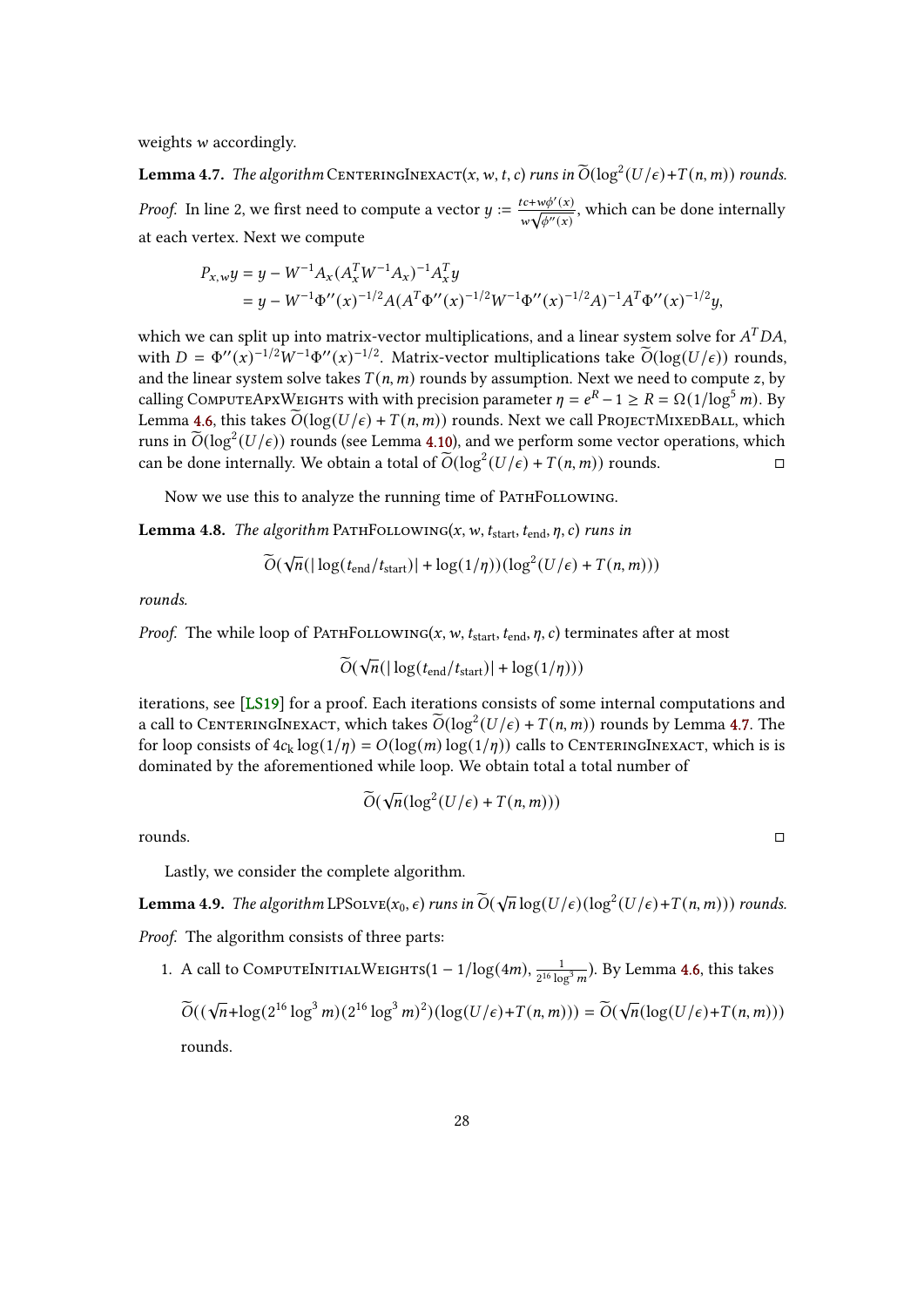weights $w$ accordingly.

**Lemma 4.7.** *The algorithm* CenteringInexact$(x, w, t, c)$ *runs in* $\widetilde{O}(\log^2(U/\epsilon) + T(n, m))$ *rounds.*

*Proof.* In line 2, we first need to compute a vector $y := \frac{tc + w\phi'(x)}{w\sqrt{\phi''(x)}}$, which can be done internally at each vertex. Next we compute

$$
\begin{aligned}
P_{x,w} y &= y - W^{-1} A_x (A_x^T W^{-1} A_x)^{-1} A_x^T y \\
&= y - W^{-1} \Phi''(x)^{-1/2} A (A^T \Phi''(x)^{-1/2} W^{-1} \Phi''(x)^{-1/2} A)^{-1} A^T \Phi''(x)^{-1/2} y,
\end{aligned}
$$

which we can split up into matrix-vector multiplications, and a linear system solve for $A^T D A$, with $D = \Phi''(x)^{-1/2} W^{-1} \Phi''(x)^{-1/2}$. Matrix-vector multiplications take $\widetilde{O}(\log(U/\epsilon))$ rounds, and the linear system solve takes $T(n, m)$ rounds by assumption. Next we need to compute $z$, by calling ComputeApxWeights with with precision parameter $\eta = e^R - 1 \geq R = \Omega(1/\log^5 m)$. By Lemma 4.6, this takes $\widetilde{O}(\log(U/\epsilon) + T(n, m))$ rounds. Next we call ProjectMixedBall, which runs in $\widetilde{O}(\log^2(U/\epsilon))$ rounds (see Lemma 4.10), and we perform some vector operations, which can be done internally. We obtain a total of $\widetilde{O}(\log^2(U/\epsilon) + T(n, m))$ rounds. □

Now we use this to analyze the running time of PathFollowing.

**Lemma 4.8.** *The algorithm* PathFollowing$(x, w, t_{\text{start}}, t_{\text{end}}, \eta, c)$ *runs in*

$$
\widetilde{O}(\sqrt{n}(|\log(t_{\text{end}}/t_{\text{start}})| + \log(1/\eta))(\log^2(U/\epsilon) + T(n, m)))
$$

*rounds.*

*Proof.* The while loop of PathFollowing$(x, w, t_{\text{start}}, t_{\text{end}}, \eta, c)$ terminates after at most

$$
\widetilde{O}(\sqrt{n}(|\log(t_{\text{end}}/t_{\text{start}})| + \log(1/\eta)))
$$

iterations, see [LS19] for a proof. Each iterations consists of some internal computations and a call to CenteringInexact, which takes $\widetilde{O}(\log^2(U/\epsilon) + T(n, m))$ rounds by Lemma 4.7. The for loop consists of $4c_k \log(1/\eta) = O(\log(m)\log(1/\eta))$ calls to CenteringInexact, which is is dominated by the aforementioned while loop. We obtain total a total number of

$$
\widetilde{O}(\sqrt{n}(\log^2(U/\epsilon) + T(n, m)))
$$

rounds. □

Lastly, we consider the complete algorithm.

**Lemma 4.9.** *The algorithm* LPSolve$(x_0, \epsilon)$ *runs in* $\widetilde{O}(\sqrt{n}\log(U/\epsilon)(\log^2(U/\epsilon) + T(n, m)))$ *rounds.*

*Proof.* The algorithm consists of three parts:

1. A call to ComputeInitialWeights$(1 - 1/\log(4m), \frac{1}{2^{16}\log^3 m})$. By Lemma 4.6, this takes

   $$\widetilde{O}((\sqrt{n} + \log(2^{16}\log^3 m)(2^{16}\log^3 m)^2)(\log(U/\epsilon) + T(n, m))) = \widetilde{O}(\sqrt{n}(\log(U/\epsilon) + T(n, m)))$$

   rounds.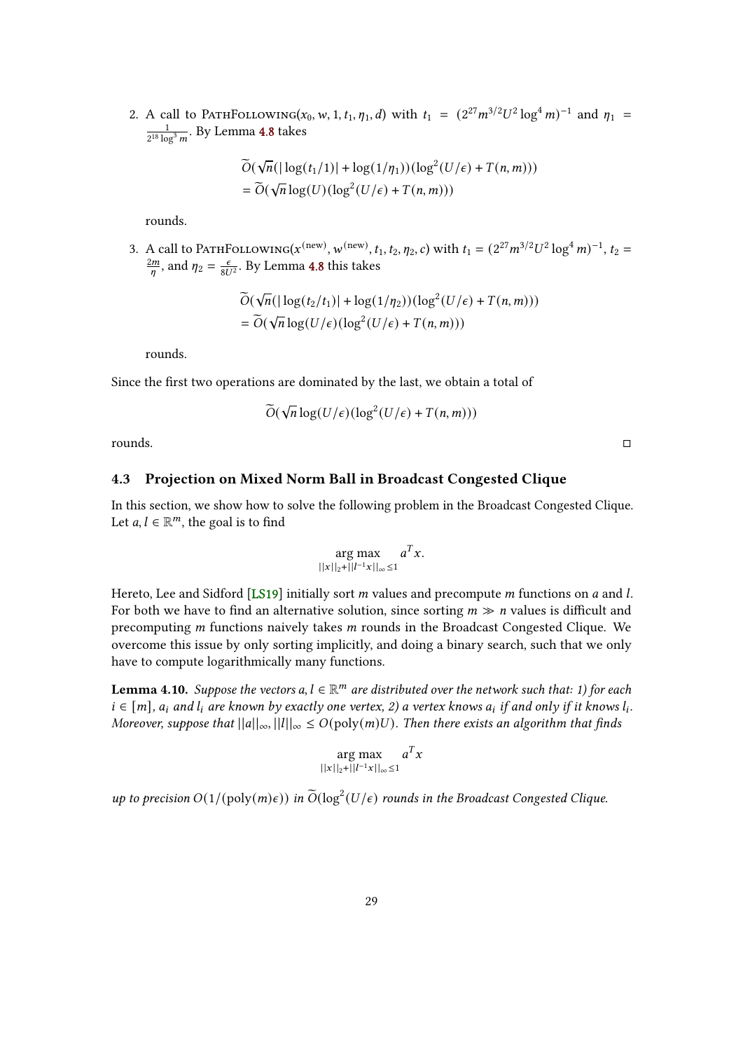2. A call to PathFollowing($x_0, w, 1, t_1, \eta_1, d$) with $t_1 = (2^{27}m^{3/2}U^2\log^4 m)^{-1}$ and $\eta_1 = \frac{1}{2^{18}\log^3 m}$. By Lemma 4.8 takes

$$\widetilde{O}(\sqrt{n}(|\log(t_1/1)| + \log(1/\eta_1))(\log^2(U/\epsilon) + T(n,m)))$$
$$= \widetilde{O}(\sqrt{n}\log(U)(\log^2(U/\epsilon) + T(n,m)))$$

rounds.

3. A call to PathFollowing($x^{(\text{new})}, w^{(\text{new})}, t_1, t_2, \eta_2, c$) with $t_1 = (2^{27}m^{3/2}U^2\log^4 m)^{-1}$, $t_2 = \frac{2m}{\eta}$, and $\eta_2 = \frac{\epsilon}{8U^2}$. By Lemma 4.8 this takes

$$\widetilde{O}(\sqrt{n}(|\log(t_2/t_1)| + \log(1/\eta_2))(\log^2(U/\epsilon) + T(n,m)))$$
$$= \widetilde{O}(\sqrt{n}\log(U/\epsilon)(\log^2(U/\epsilon) + T(n,m)))$$

rounds.

Since the first two operations are dominated by the last, we obtain a total of

$$\widetilde{O}(\sqrt{n}\log(U/\epsilon)(\log^2(U/\epsilon) + T(n,m)))$$

rounds. □

### 4.3 Projection on Mixed Norm Ball in Broadcast Congested Clique

In this section, we show how to solve the following problem in the Broadcast Congested Clique. Let $a, l \in \mathbb{R}^m$, the goal is to find

$$\underset{||x||_2 + ||l^{-1}x||_\infty \leq 1}{\arg\max} \quad a^T x.$$

Hereto, Lee and Sidford [LS19] initially sort $m$ values and precompute $m$ functions on $a$ and $l$. For both we have to find an alternative solution, since sorting $m \gg n$ values is difficult and precomputing $m$ functions naively takes $m$ rounds in the Broadcast Congested Clique. We overcome this issue by only sorting implicitly, and doing a binary search, such that we only have to compute logarithmically many functions.

**Lemma 4.10.** *Suppose the vectors $a, l \in \mathbb{R}^m$ are distributed over the network such that: 1) for each $i \in [m]$, $a_i$ and $l_i$ are known by exactly one vertex, 2) a vertex knows $a_i$ if and only if it knows $l_i$. Moreover, suppose that $||a||_\infty, ||l||_\infty \leq O(\text{poly}(m)U)$. Then there exists an algorithm that finds*

$$\underset{||x||_2 + ||l^{-1}x||_\infty \leq 1}{\arg\max} \quad a^T x$$

*up to precision $O(1/(\text{poly}(m)\epsilon))$ in $\widetilde{O}(\log^2(U/\epsilon)$ rounds in the Broadcast Congested Clique.*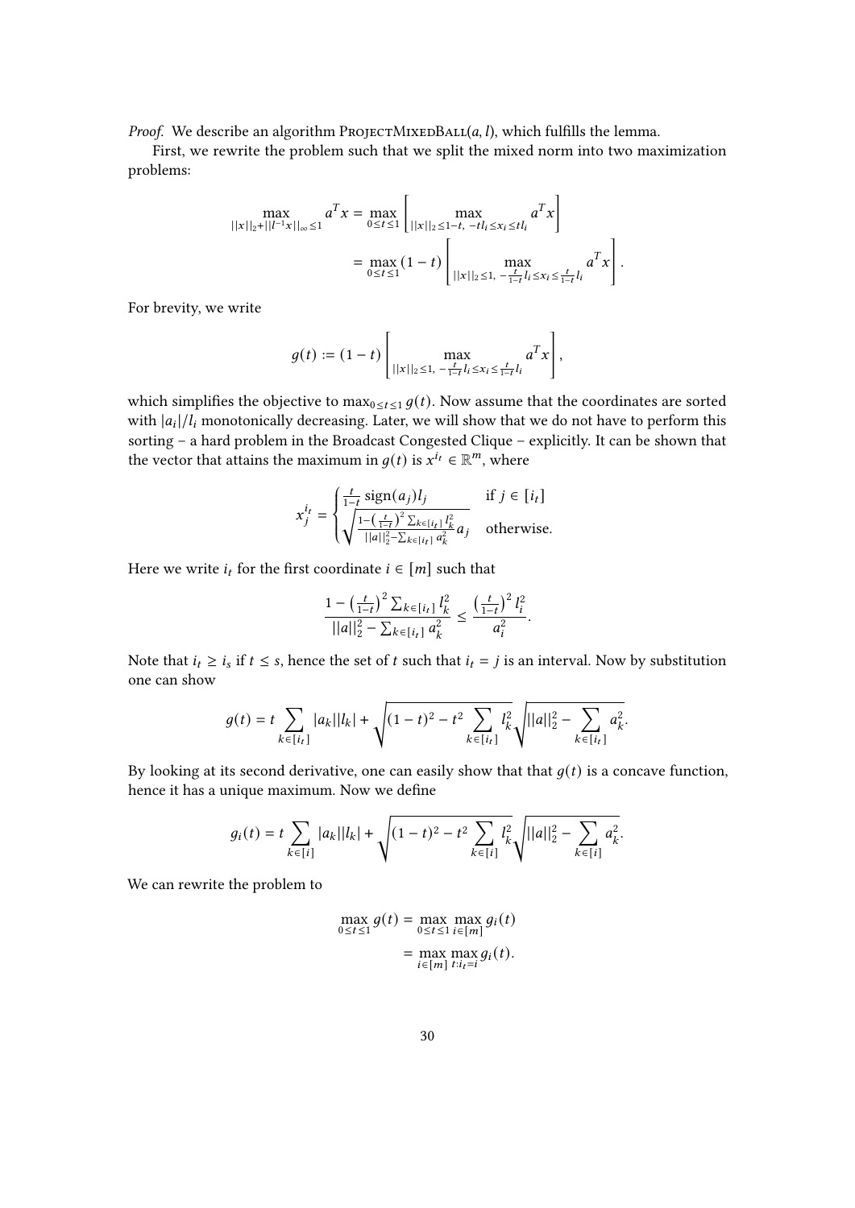*Proof.* We describe an algorithm ProjectMixedBall$(a, l)$, which fulfills the lemma.

First, we rewrite the problem such that we split the mixed norm into two maximization problems:

$$\max_{||x||_2+||l^{-1}x||_\infty \le 1} a^T x = \max_{0\le t\le 1} \left[ \max_{||x||_2 \le 1-t,\ -tl_i \le x_i \le tl_i} a^T x \right]$$
$$= \max_{0\le t\le 1} (1-t) \left[ \max_{||x||_2 \le 1,\ -\frac{t}{1-t} l_i \le x_i \le \frac{t}{1-t} l_i} a^T x \right].$$

For brevity, we write

$$g(t) := (1-t) \left[ \max_{||x||_2 \le 1,\ -\frac{t}{1-t} l_i \le x_i \le \frac{t}{1-t} l_i} a^T x \right],$$

which simplifies the objective to $\max_{0\le t\le 1} g(t)$. Now assume that the coordinates are sorted with $|a_i|/l_i$ monotonically decreasing. Later, we will show that we do not have to perform this sorting – a hard problem in the Broadcast Congested Clique – explicitly. It can be shown that the vector that attains the maximum in $g(t)$ is $x^{i_t} \in \mathbb{R}^m$, where

$$x^{i_t}_j = \begin{cases} \frac{t}{1-t} \operatorname{sign}(a_j) l_j & \text{if } j \in [i_t] \\ \sqrt{\frac{1-\left(\frac{t}{1-t}\right)^2 \sum_{k\in[i_t]} l_k^2}{||a||_2^2 - \sum_{k\in[i_t]} a_k^2}}\, a_j & \text{otherwise.} \end{cases}$$

Here we write $i_t$ for the first coordinate $i \in [m]$ such that

$$\frac{1-\left(\frac{t}{1-t}\right)^2 \sum_{k\in[i_t]} l_k^2}{||a||_2^2 - \sum_{k\in[i_t]} a_k^2} \le \frac{\left(\frac{t}{1-t}\right)^2 l_i^2}{a_i^2}.$$

Note that $i_t \ge i_s$ if $t \le s$, hence the set of $t$ such that $i_t = j$ is an interval. Now by substitution one can show

$$g(t) = t \sum_{k\in[i_t]} |a_k||l_k| + \sqrt{(1-t)^2 - t^2 \sum_{k\in[i_t]} l_k^2} \sqrt{||a||_2^2 - \sum_{k\in[i_t]} a_k^2}.$$

By looking at its second derivative, one can easily show that that $g(t)$ is a concave function, hence it has a unique maximum. Now we define

$$g_i(t) = t \sum_{k\in[i]} |a_k||l_k| + \sqrt{(1-t)^2 - t^2 \sum_{k\in[i]} l_k^2} \sqrt{||a||_2^2 - \sum_{k\in[i]} a_k^2}.$$

We can rewrite the problem to

$$\max_{0\le t\le 1} g(t) = \max_{0\le t\le 1} \max_{i\in[m]} g_i(t)$$
$$= \max_{i\in[m]} \max_{t:i_t=i} g_i(t).$$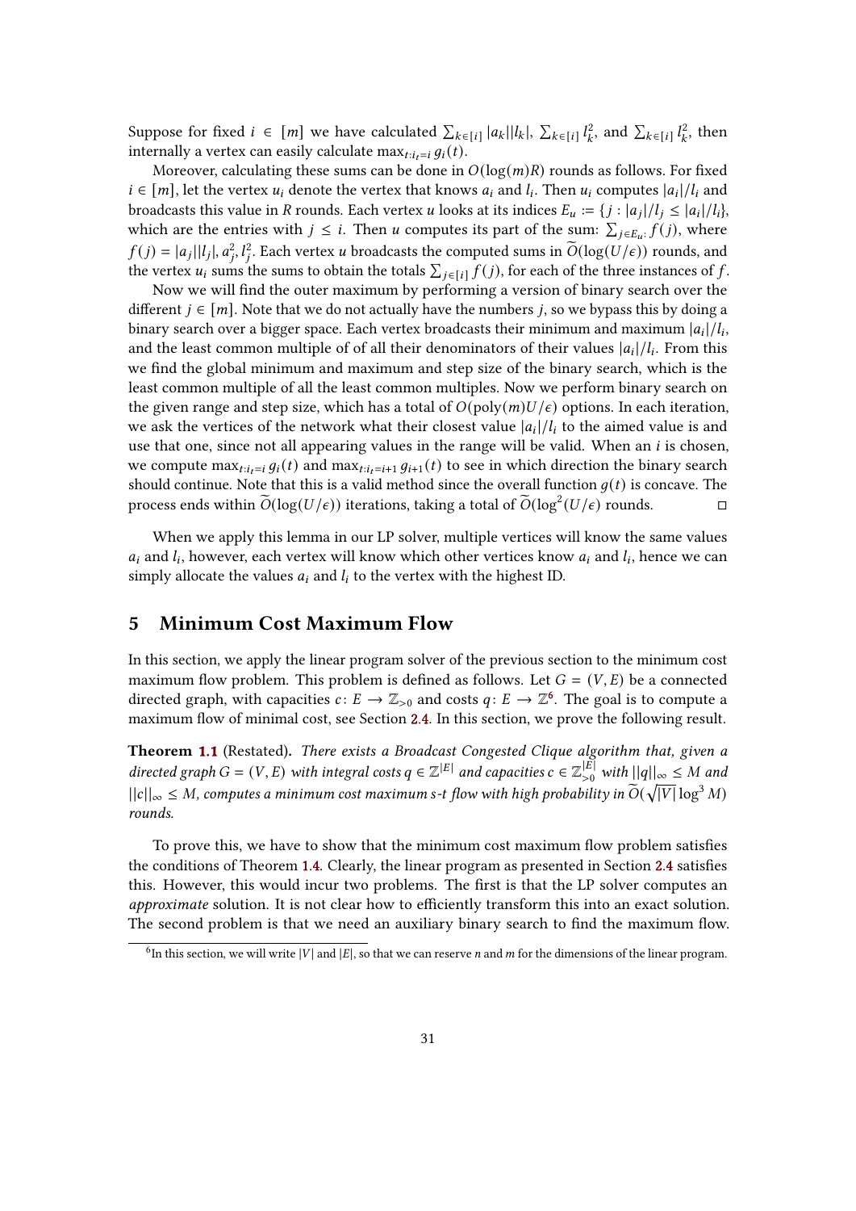Suppose for fixed $i \in [m]$ we have calculated $\sum_{k\in[i]} |a_k||l_k|$, $\sum_{k\in[i]} l_k^2$, and $\sum_{k\in[i]} l_k^2$, then internally a vertex can easily calculate $\max_{t:i_t=i} g_i(t)$.

Moreover, calculating these sums can be done in $O(\log(m)R)$ rounds as follows. For fixed $i \in [m]$, let the vertex $u_i$ denote the vertex that knows $a_i$ and $l_i$. Then $u_i$ computes $|a_i|/l_i$ and broadcasts this value in $R$ rounds. Each vertex $u$ looks at its indices $E_u := \{j : |a_j|/l_j \leq |a_i|/l_i\}$, which are the entries with $j \leq i$. Then $u$ computes its part of the sum: $\sum_{j\in E_u:} f(j)$, where $f(j) = |a_j||l_j|, a_j^2, l_j^2$. Each vertex $u$ broadcasts the computed sums in $\widetilde{O}(\log(U/\epsilon))$ rounds, and the vertex $u_i$ sums the sums to obtain the totals $\sum_{j\in[i]} f(j)$, for each of the three instances of $f$.

Now we will find the outer maximum by performing a version of binary search over the different $j \in [m]$. Note that we do not actually have the numbers $j$, so we bypass this by doing a binary search over a bigger space. Each vertex broadcasts their minimum and maximum $|a_i|/l_i$, and the least common multiple of of all their denominators of their values $|a_i|/l_i$. From this we find the global minimum and maximum and step size of the binary search, which is the least common multiple of all the least common multiples. Now we perform binary search on the given range and step size, which has a total of $O(\text{poly}(m)U/\epsilon)$ options. In each iteration, we ask the vertices of the network what their closest value $|a_i|/l_i$ to the aimed value is and use that one, since not all appearing values in the range will be valid. When an $i$ is chosen, we compute $\max_{t:i_t=i} g_i(t)$ and $\max_{t:i_t=i+1} g_{i+1}(t)$ to see in which direction the binary search should continue. Note that this is a valid method since the overall function $g(t)$ is concave. The process ends within $\widetilde{O}(\log(U/\epsilon))$ iterations, taking a total of $\widetilde{O}(\log^2(U/\epsilon))$ rounds. ◻

When we apply this lemma in our LP solver, multiple vertices will know the same values $a_i$ and $l_i$, however, each vertex will know which other vertices know $a_i$ and $l_i$, hence we can simply allocate the values $a_i$ and $l_i$ to the vertex with the highest ID.

## 5 Minimum Cost Maximum Flow

In this section, we apply the linear program solver of the previous section to the minimum cost maximum flow problem. This problem is defined as follows. Let $G = (V, E)$ be a connected directed graph, with capacities $c\colon E \to \mathbb{Z}_{>0}$ and costs $q\colon E \to \mathbb{Z}$[6]. The goal is to compute a maximum flow of minimal cost, see Section 2.4. In this section, we prove the following result.

**Theorem 1.1** (Restated). *There exists a Broadcast Congested Clique algorithm that, given a directed graph $G = (V, E)$ with integral costs $q \in \mathbb{Z}^{|E|}$ and capacities $c \in \mathbb{Z}_{>0}^{|E|}$ with $||q||_\infty \leq M$ and $||c||_\infty \leq M$, computes a minimum cost maximum s-t flow with high probability in $\widetilde{O}(\sqrt{|V|}\log^3 M)$ rounds.*

To prove this, we have to show that the minimum cost maximum flow problem satisfies the conditions of Theorem 1.4. Clearly, the linear program as presented in Section 2.4 satisfies this. However, this would incur two problems. The first is that the LP solver computes an *approximate* solution. It is not clear how to efficiently transform this into an exact solution. The second problem is that we need an auxiliary binary search to find the maximum flow.

[6] In this section, we will write $|V|$ and $|E|$, so that we can reserve $n$ and $m$ for the dimensions of the linear program.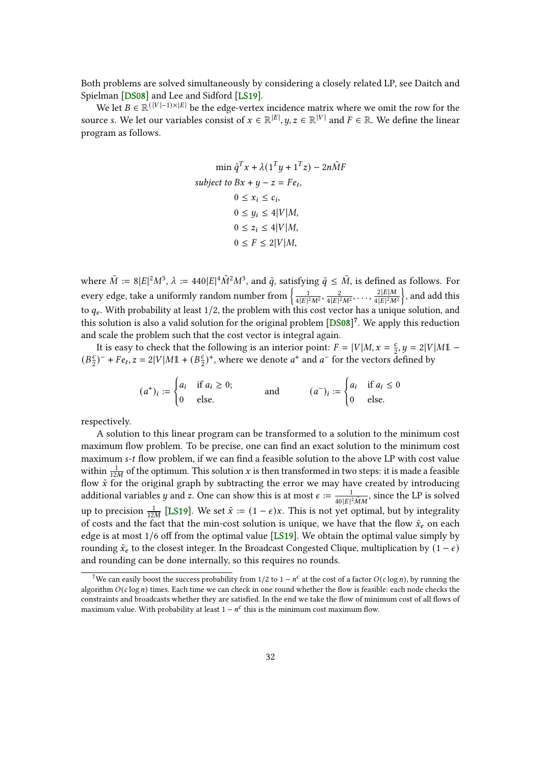Both problems are solved simultaneously by considering a closely related LP, see Daitch and Spielman [DS08] and Lee and Sidford [LS19].

We let $B \in \mathbb{R}^{(|V|-1)\times|E|}$ be the edge-vertex incidence matrix where we omit the row for the source $s$. We let our variables consist of $x \in \mathbb{R}^{|E|}$, $y, z \in \mathbb{R}^{|V|}$ and $F \in \mathbb{R}$. We define the linear program as follows.

$$
\begin{aligned}
\min\ & \tilde{q}^T x + \lambda(1^T y + 1^T z) - 2n\tilde{M}F \\
\textit{subject to } & Bx + y - z = Fe_t, \\
& 0 \le x_i \le c_i, \\
& 0 \le y_i \le 4|V|M, \\
& 0 \le z_i \le 4|V|M, \\
& 0 \le F \le 2|V|M,
\end{aligned}
$$

where $\tilde{M} := 8|E|^2M^3$, $\lambda := 440|E|^4\tilde{M}^2M^3$, and $\tilde{q}$, satisfying $\tilde{q} \le \tilde{M}$, is defined as follows. For every edge, take a uniformly random number from $\left\{\frac{1}{4|E|^2M^2}, \frac{2}{4|E|^2M^2}, \dots, \frac{2|E|M}{4|E|^2M^2}\right\}$, and add this to $q_e$. With probability at least $1/2$, the problem with this cost vector has a unique solution, and this solution is also a valid solution for the original problem [DS08][7]. We apply this reduction and scale the problem such that the cost vector is integral again.

It is easy to check that the following is an interior point: $F = |V|M$, $x = \frac{c}{2}$, $y = 2|V|M\mathbb{1} - (B\frac{c}{2})^- + Fe_t$, $z = 2|V|M\mathbb{1} + (B\frac{c}{2})^+$, where we denote $a^+$ and $a^-$ for the vectors defined by

$$
(a^+)_i := \begin{cases} a_i & \text{if } a_i \ge 0; \\ 0 & \text{else.} \end{cases} \qquad \text{and} \qquad (a^-)_i := \begin{cases} a_i & \text{if } a_i \le 0 \\ 0 & \text{else.} \end{cases}
$$

respectively.

A solution to this linear program can be transformed to a solution to the minimum cost maximum flow problem. To be precise, one can find an exact solution to the minimum cost maximum $s$-$t$ flow problem, if we can find a feasible solution to the above LP with cost value within $\frac{1}{12M}$ of the optimum. This solution $x$ is then transformed in two steps: it is made a feasible flow $\tilde{x}$ for the original graph by subtracting the error we may have created by introducing additional variables $y$ and $z$. One can show this is at most $\epsilon := \frac{1}{40|E|^2\tilde{M}M}$, since the LP is solved up to precision $\frac{1}{12M}$ [LS19]. We set $\tilde{x} := (1-\epsilon)x$. This is not yet optimal, but by integrality of costs and the fact that the min-cost solution is unique, we have that the flow $\tilde{x}_e$ on each edge is at most $1/6$ off from the optimal value [LS19]. We obtain the optimal value simply by rounding $\tilde{x}_e$ to the closest integer. In the Broadcast Congested Clique, multiplication by $(1-\epsilon)$ and rounding can be done internally, so this requires no rounds.

[7] We can easily boost the success probability from $1/2$ to $1 - n^c$ at the cost of a factor $O(c \log n)$, by running the algorithm $O(c \log n)$ times. Each time we can check in one round whether the flow is feasible: each node checks the constraints and broadcasts whether they are satisfied. In the end we take the flow of minimum cost of all flows of maximum value. With probability at least $1 - n^c$ this is the minimum cost maximum flow.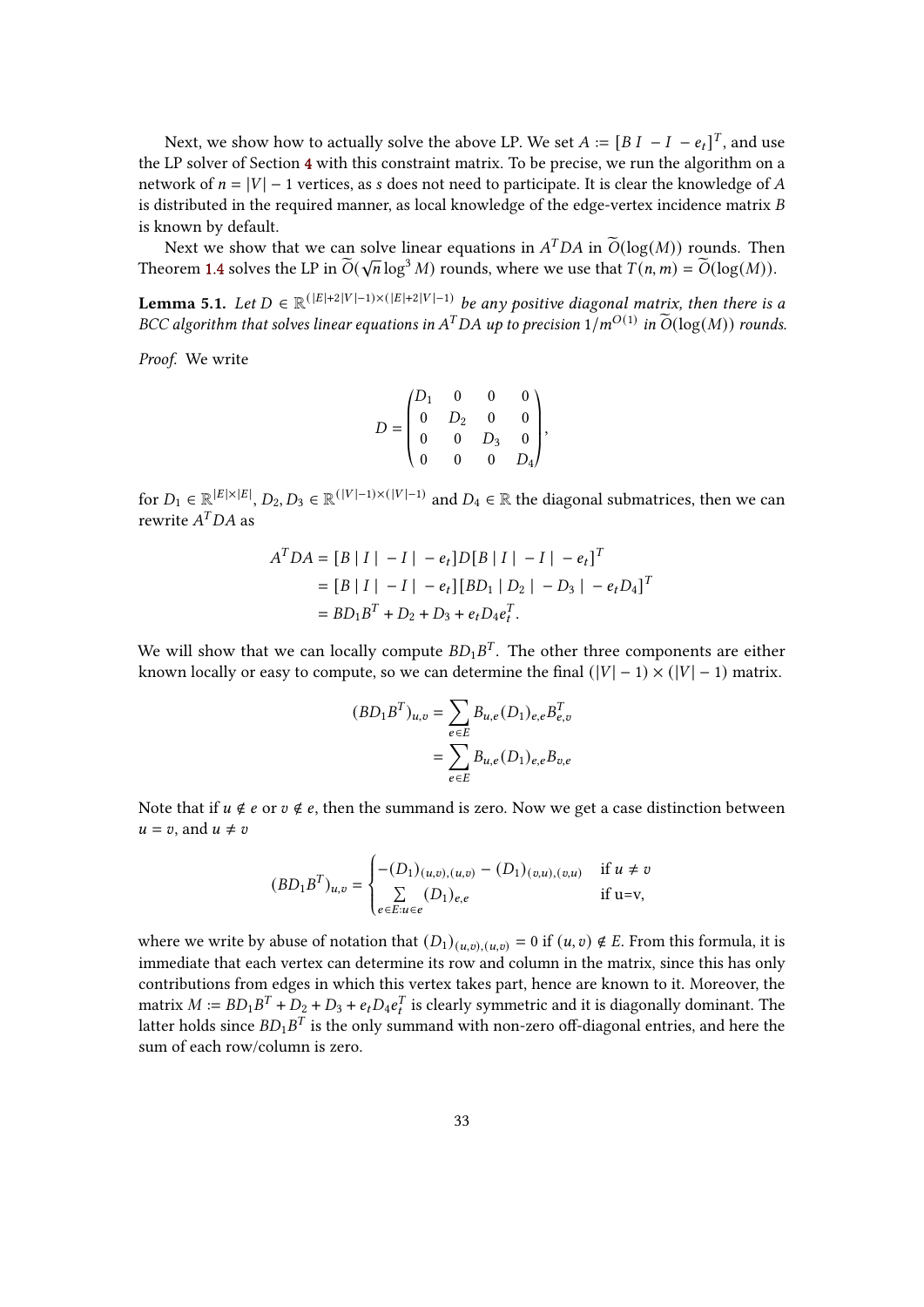Next, we show how to actually solve the above LP. We set $A := [B\ I\ -I\ -e_t]^T$, and use the LP solver of Section 4 with this constraint matrix. To be precise, we run the algorithm on a network of $n = |V| - 1$ vertices, as $s$ does not need to participate. It is clear the knowledge of $A$ is distributed in the required manner, as local knowledge of the edge-vertex incidence matrix $B$ is known by default.

Next we show that we can solve linear equations in $A^T DA$ in $\widetilde{O}(\log(M))$ rounds. Then Theorem 1.4 solves the LP in $\widetilde{O}(\sqrt{n}\log^3 M)$ rounds, where we use that $T(n, m) = \widetilde{O}(\log(M))$.

**Lemma 5.1.** *Let $D \in \mathbb{R}^{(|E|+2|V|-1)\times(|E|+2|V|-1)}$ be any positive diagonal matrix, then there is a BCC algorithm that solves linear equations in $A^T DA$ up to precision $1/m^{O(1)}$ in $\widetilde{O}(\log(M))$ rounds.*

*Proof.* We write

$$D = \begin{pmatrix} D_1 & 0 & 0 & 0 \\ 0 & D_2 & 0 & 0 \\ 0 & 0 & D_3 & 0 \\ 0 & 0 & 0 & D_4 \end{pmatrix},$$

for $D_1 \in \mathbb{R}^{|E|\times|E|}$, $D_2, D_3 \in \mathbb{R}^{(|V|-1)\times(|V|-1)}$ and $D_4 \in \mathbb{R}$ the diagonal submatrices, then we can rewrite $A^T DA$ as

$$\begin{aligned} A^T DA &= [B \mid I \mid -I \mid -e_t] D [B \mid I \mid -I \mid -e_t]^T \\ &= [B \mid I \mid -I \mid -e_t][BD_1 \mid D_2 \mid -D_3 \mid -e_t D_4]^T \\ &= BD_1 B^T + D_2 + D_3 + e_t D_4 e_t^T. \end{aligned}$$

We will show that we can locally compute $BD_1B^T$. The other three components are either known locally or easy to compute, so we can determine the final $(|V| - 1) \times (|V| - 1)$ matrix.

$$\begin{aligned} (BD_1B^T)_{u,v} &= \sum_{e\in E} B_{u,e}(D_1)_{e,e} B^T_{e,v} \\ &= \sum_{e\in E} B_{u,e}(D_1)_{e,e} B_{v,e} \end{aligned}$$

Note that if $u \notin e$ or $v \notin e$, then the summand is zero. Now we get a case distinction between $u = v$, and $u \neq v$

$$(BD_1B^T)_{u,v} = \begin{cases} -(D_1)_{(u,v),(u,v)} - (D_1)_{(v,u),(v,u)} & \text{if } u \neq v \\ \sum\limits_{e\in E: u\in e} (D_1)_{e,e} & \text{if u=v,} \end{cases}$$

where we write by abuse of notation that $(D_1)_{(u,v),(u,v)} = 0$ if $(u, v) \notin E$. From this formula, it is immediate that each vertex can determine its row and column in the matrix, since this has only contributions from edges in which this vertex takes part, hence are known to it. Moreover, the matrix $M := BD_1B^T + D_2 + D_3 + e_t D_4 e_t^T$ is clearly symmetric and it is diagonally dominant. The latter holds since $BD_1B^T$ is the only summand with non-zero off-diagonal entries, and here the sum of each row/column is zero.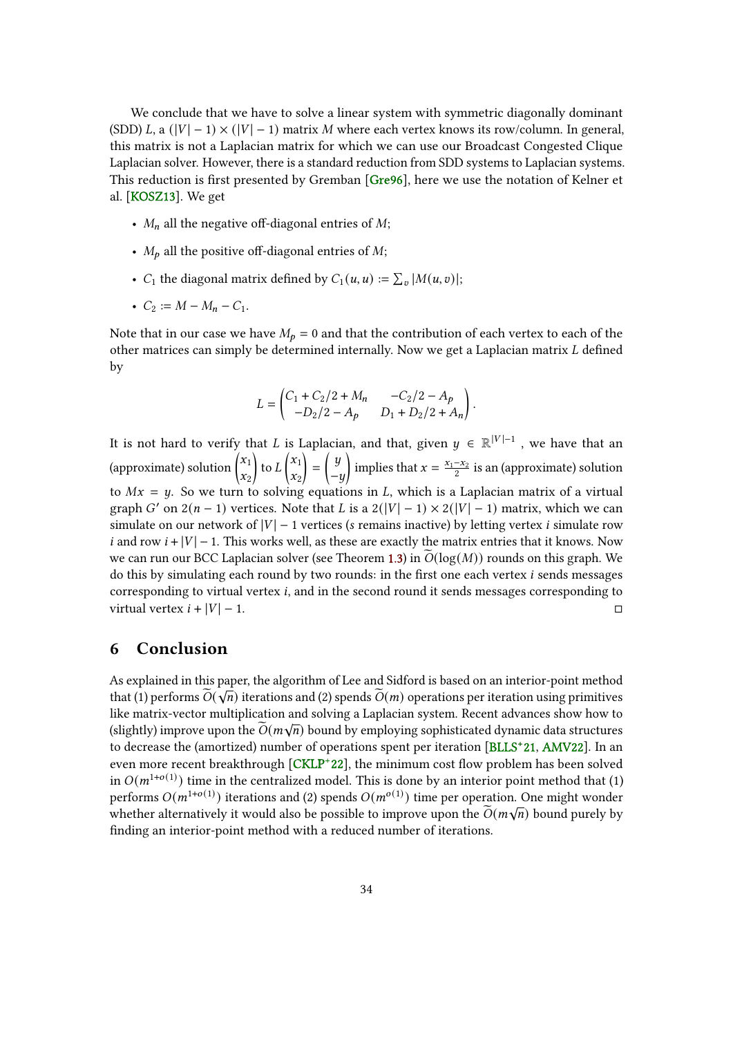We conclude that we have to solve a linear system with symmetric diagonally dominant (SDD) $L$, a $(|V|-1) \times (|V|-1)$ matrix $M$ where each vertex knows its row/column. In general, this matrix is not a Laplacian matrix for which we can use our Broadcast Congested Clique Laplacian solver. However, there is a standard reduction from SDD systems to Laplacian systems. This reduction is first presented by Gremban [Gre96], here we use the notation of Kelner et al. [KOSZ13]. We get

- $M_n$ all the negative off-diagonal entries of $M$;
- $M_p$ all the positive off-diagonal entries of $M$;
- $C_1$ the diagonal matrix defined by $C_1(u,u) := \sum_v |M(u,v)|$;
- $C_2 := M - M_n - C_1$.

Note that in our case we have $M_p = 0$ and that the contribution of each vertex to each of the other matrices can simply be determined internally. Now we get a Laplacian matrix $L$ defined by

$$L = \begin{pmatrix} C_1 + C_2/2 + M_n & -C_2/2 - A_p \\ -D_2/2 - A_p & D_1 + D_2/2 + A_n \end{pmatrix}.$$

It is not hard to verify that $L$ is Laplacian, and that, given $y \in \mathbb{R}^{|V|-1}$, we have that an (approximate) solution $\begin{pmatrix} x_1 \\ x_2 \end{pmatrix}$ to $L \begin{pmatrix} x_1 \\ x_2 \end{pmatrix} = \begin{pmatrix} y \\ -y \end{pmatrix}$ implies that $x = \frac{x_1 - x_2}{2}$ is an (approximate) solution to $Mx = y$. So we turn to solving equations in $L$, which is a Laplacian matrix of a virtual graph $G'$ on $2(n-1)$ vertices. Note that $L$ is a $2(|V|-1) \times 2(|V|-1)$ matrix, which we can simulate on our network of $|V|-1$ vertices ($s$ remains inactive) by letting vertex $i$ simulate row $i$ and row $i + |V| - 1$. This works well, as these are exactly the matrix entries that it knows. Now we can run our BCC Laplacian solver (see Theorem 1.3) in $\widetilde{O}(\log(M))$ rounds on this graph. We do this by simulating each round by two rounds: in the first one each vertex $i$ sends messages corresponding to virtual vertex $i$, and in the second round it sends messages corresponding to virtual vertex $i + |V| - 1$. $\square$

## 6 Conclusion

As explained in this paper, the algorithm of Lee and Sidford is based on an interior-point method that (1) performs $\widetilde{O}(\sqrt{n})$ iterations and (2) spends $\widetilde{O}(m)$ operations per iteration using primitives like matrix-vector multiplication and solving a Laplacian system. Recent advances show how to (slightly) improve upon the $\widetilde{O}(m\sqrt{n})$ bound by employing sophisticated dynamic data structures to decrease the (amortized) number of operations spent per iteration [BLLS+21, AMV22]. In an even more recent breakthrough [CKLP+22], the minimum cost flow problem has been solved in $O(m^{1+o(1)})$ time in the centralized model. This is done by an interior point method that (1) performs $O(m^{1+o(1)})$ iterations and (2) spends $O(m^{o(1)})$ time per operation. One might wonder whether alternatively it would also be possible to improve upon the $\widetilde{O}(m\sqrt{n})$ bound purely by finding an interior-point method with a reduced number of iterations.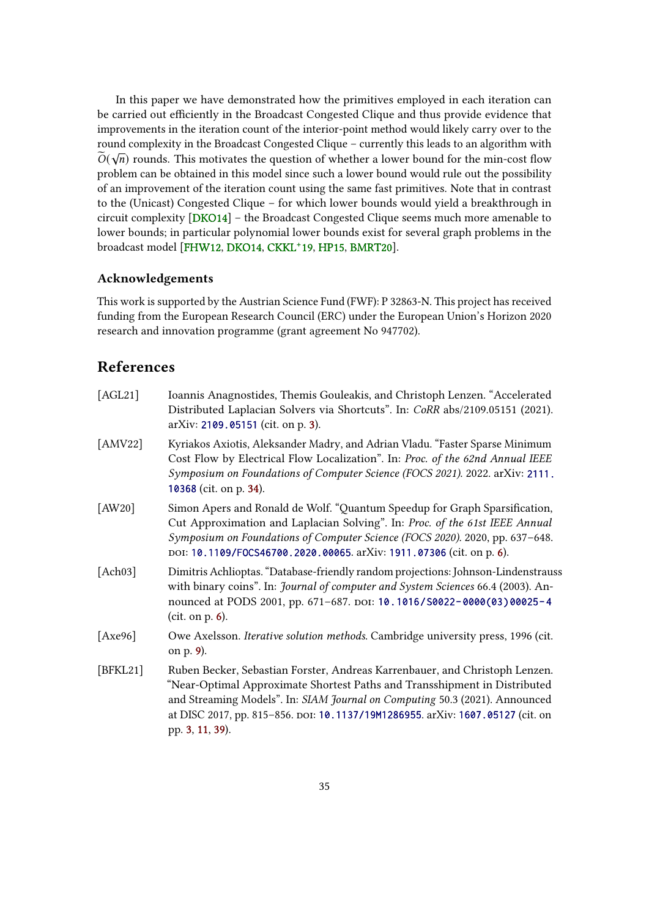In this paper we have demonstrated how the primitives employed in each iteration can be carried out efficiently in the Broadcast Congested Clique and thus provide evidence that improvements in the iteration count of the interior-point method would likely carry over to the round complexity in the Broadcast Congested Clique – currently this leads to an algorithm with $\widetilde{O}(\sqrt{n})$ rounds. This motivates the question of whether a lower bound for the min-cost flow problem can be obtained in this model since such a lower bound would rule out the possibility of an improvement of the iteration count using the same fast primitives. Note that in contrast to the (Unicast) Congested Clique – for which lower bounds would yield a breakthrough in circuit complexity [DKO14] – the Broadcast Congested Clique seems much more amenable to lower bounds; in particular polynomial lower bounds exist for several graph problems in the broadcast model [FHW12, DKO14, CKKL+19, HP15, BMRT20].

### Acknowledgements

This work is supported by the Austrian Science Fund (FWF): P 32863-N. This project has received funding from the European Research Council (ERC) under the European Union's Horizon 2020 research and innovation programme (grant agreement No 947702).

## References

- [AGL21] Ioannis Anagnostides, Themis Gouleakis, and Christoph Lenzen. "Accelerated Distributed Laplacian Solvers via Shortcuts". In: *CoRR* abs/2109.05151 (2021). arXiv: 2109.05151 (cit. on p. 3).
- [AMV22] Kyriakos Axiotis, Aleksander Madry, and Adrian Vladu. "Faster Sparse Minimum Cost Flow by Electrical Flow Localization". In: *Proc. of the 62nd Annual IEEE Symposium on Foundations of Computer Science (FOCS 2021)*. 2022. arXiv: 2111.10368 (cit. on p. 34).
- [AW20] Simon Apers and Ronald de Wolf. "Quantum Speedup for Graph Sparsification, Cut Approximation and Laplacian Solving". In: *Proc. of the 61st IEEE Annual Symposium on Foundations of Computer Science (FOCS 2020)*. 2020, pp. 637–648. DOI: 10.1109/FOCS46700.2020.00065. arXiv: 1911.07306 (cit. on p. 6).
- [Ach03] Dimitris Achlioptas. "Database-friendly random projections: Johnson-Lindenstrauss with binary coins". In: *Journal of computer and System Sciences* 66.4 (2003). Announced at PODS 2001, pp. 671–687. DOI: 10.1016/S0022-0000(03)00025-4 (cit. on p. 6).
- [Axe96] Owe Axelsson. *Iterative solution methods*. Cambridge university press, 1996 (cit. on p. 9).
- [BFKL21] Ruben Becker, Sebastian Forster, Andreas Karrenbauer, and Christoph Lenzen. "Near-Optimal Approximate Shortest Paths and Transshipment in Distributed and Streaming Models". In: *SIAM Journal on Computing* 50.3 (2021). Announced at DISC 2017, pp. 815–856. DOI: 10.1137/19M1286955. arXiv: 1607.05127 (cit. on pp. 3, 11, 39).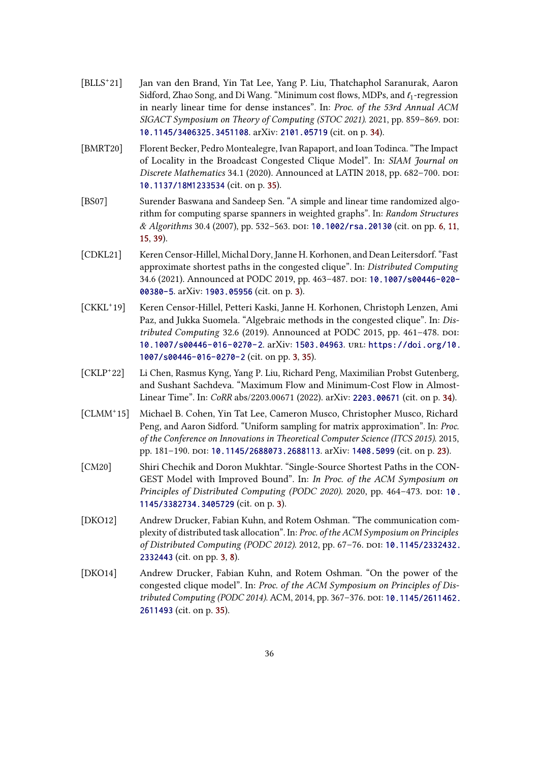[BLLS+21] Jan van den Brand, Yin Tat Lee, Yang P. Liu, Thatchaphol Saranurak, Aaron Sidford, Zhao Song, and Di Wang. "Minimum cost flows, MDPs, and $\ell_1$-regression in nearly linear time for dense instances". In: *Proc. of the 53rd Annual ACM SIGACT Symposium on Theory of Computing (STOC 2021)*. 2021, pp. 859–869. doi: 10.1145/3406325.3451108. arXiv: 2101.05719 (cit. on p. 34).

[BMRT20] Florent Becker, Pedro Montealegre, Ivan Rapaport, and Ioan Todinca. "The Impact of Locality in the Broadcast Congested Clique Model". In: *SIAM Journal on Discrete Mathematics* 34.1 (2020). Announced at LATIN 2018, pp. 682–700. doi: 10.1137/18M1233534 (cit. on p. 35).

[BS07] Surender Baswana and Sandeep Sen. "A simple and linear time randomized algorithm for computing sparse spanners in weighted graphs". In: *Random Structures & Algorithms* 30.4 (2007), pp. 532–563. doi: 10.1002/rsa.20130 (cit. on pp. 6, 11, 15, 39).

[CDKL21] Keren Censor-Hillel, Michal Dory, Janne H. Korhonen, and Dean Leitersdorf. "Fast approximate shortest paths in the congested clique". In: *Distributed Computing* 34.6 (2021). Announced at PODC 2019, pp. 463–487. doi: 10.1007/s00446-020-00380-5. arXiv: 1903.05956 (cit. on p. 3).

[CKKL+19] Keren Censor-Hillel, Petteri Kaski, Janne H. Korhonen, Christoph Lenzen, Ami Paz, and Jukka Suomela. "Algebraic methods in the congested clique". In: *Distributed Computing* 32.6 (2019). Announced at PODC 2015, pp. 461–478. doi: 10.1007/s00446-016-0270-2. arXiv: 1503.04963. url: https://doi.org/10.1007/s00446-016-0270-2 (cit. on pp. 3, 35).

[CKLP+22] Li Chen, Rasmus Kyng, Yang P. Liu, Richard Peng, Maximilian Probst Gutenberg, and Sushant Sachdeva. "Maximum Flow and Minimum-Cost Flow in Almost-Linear Time". In: *CoRR* abs/2203.00671 (2022). arXiv: 2203.00671 (cit. on p. 34).

[CLMM+15] Michael B. Cohen, Yin Tat Lee, Cameron Musco, Christopher Musco, Richard Peng, and Aaron Sidford. "Uniform sampling for matrix approximation". In: *Proc. of the Conference on Innovations in Theoretical Computer Science (ITCS 2015)*. 2015, pp. 181–190. doi: 10.1145/2688073.2688113. arXiv: 1408.5099 (cit. on p. 23).

[CM20] Shiri Chechik and Doron Mukhtar. "Single-Source Shortest Paths in the CONGEST Model with Improved Bound". In: *In Proc. of the ACM Symposium on Principles of Distributed Computing (PODC 2020)*. 2020, pp. 464–473. doi: 10.1145/3382734.3405729 (cit. on p. 3).

[DKO12] Andrew Drucker, Fabian Kuhn, and Rotem Oshman. "The communication complexity of distributed task allocation". In: *Proc. of the ACM Symposium on Principles of Distributed Computing (PODC 2012)*. 2012, pp. 67–76. doi: 10.1145/2332432.2332443 (cit. on pp. 3, 8).

[DKO14] Andrew Drucker, Fabian Kuhn, and Rotem Oshman. "On the power of the congested clique model". In: *Proc. of the ACM Symposium on Principles of Distributed Computing (PODC 2014)*. ACM, 2014, pp. 367–376. doi: 10.1145/2611462.2611493 (cit. on p. 35).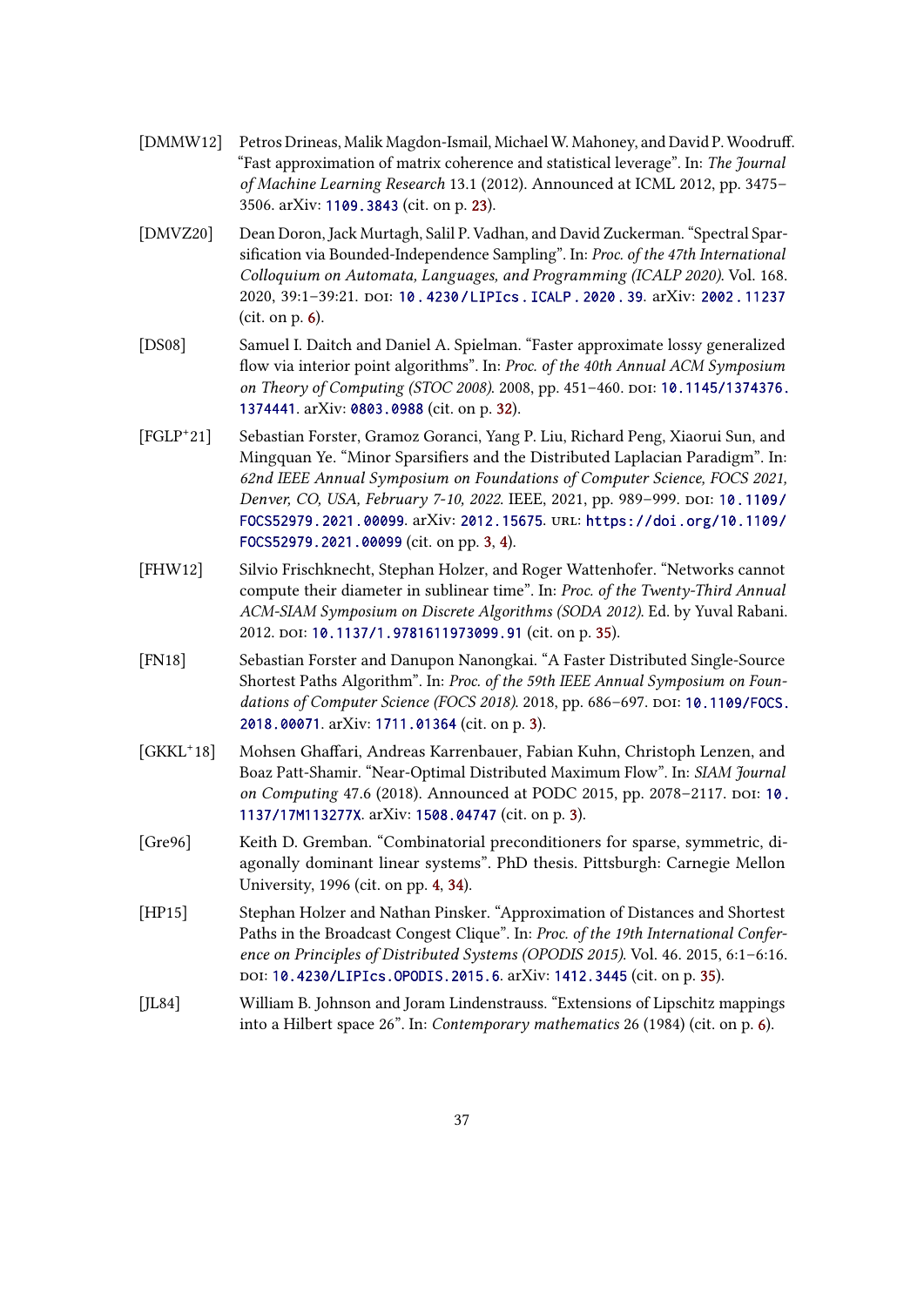[DMMW12] Petros Drineas, Malik Magdon-Ismail, Michael W. Mahoney, and David P. Woodruff. "Fast approximation of matrix coherence and statistical leverage". In: *The Journal of Machine Learning Research* 13.1 (2012). Announced at ICML 2012, pp. 3475–3506. arXiv: 1109.3843 (cit. on p. 23).

[DMVZ20] Dean Doron, Jack Murtagh, Salil P. Vadhan, and David Zuckerman. "Spectral Sparsification via Bounded-Independence Sampling". In: *Proc. of the 47th International Colloquium on Automata, Languages, and Programming (ICALP 2020)*. Vol. 168. 2020, 39:1–39:21. DOI: 10.4230/LIPIcs.ICALP.2020.39. arXiv: 2002.11237 (cit. on p. 6).

[DS08] Samuel I. Daitch and Daniel A. Spielman. "Faster approximate lossy generalized flow via interior point algorithms". In: *Proc. of the 40th Annual ACM Symposium on Theory of Computing (STOC 2008)*. 2008, pp. 451–460. DOI: 10.1145/1374376.1374441. arXiv: 0803.0988 (cit. on p. 32).

[FGLP+21] Sebastian Forster, Gramoz Goranci, Yang P. Liu, Richard Peng, Xiaorui Sun, and Mingquan Ye. "Minor Sparsifiers and the Distributed Laplacian Paradigm". In: *62nd IEEE Annual Symposium on Foundations of Computer Science, FOCS 2021, Denver, CO, USA, February 7-10, 2022*. IEEE, 2021, pp. 989–999. DOI: 10.1109/FOCS52979.2021.00099. arXiv: 2012.15675. URL: https://doi.org/10.1109/FOCS52979.2021.00099 (cit. on pp. 3, 4).

[FHW12] Silvio Frischknecht, Stephan Holzer, and Roger Wattenhofer. "Networks cannot compute their diameter in sublinear time". In: *Proc. of the Twenty-Third Annual ACM-SIAM Symposium on Discrete Algorithms (SODA 2012)*. Ed. by Yuval Rabani. 2012. DOI: 10.1137/1.9781611973099.91 (cit. on p. 35).

[FN18] Sebastian Forster and Danupon Nanongkai. "A Faster Distributed Single-Source Shortest Paths Algorithm". In: *Proc. of the 59th IEEE Annual Symposium on Foundations of Computer Science (FOCS 2018)*. 2018, pp. 686–697. DOI: 10.1109/FOCS.2018.00071. arXiv: 1711.01364 (cit. on p. 3).

[GKKL+18] Mohsen Ghaffari, Andreas Karrenbauer, Fabian Kuhn, Christoph Lenzen, and Boaz Patt-Shamir. "Near-Optimal Distributed Maximum Flow". In: *SIAM Journal on Computing* 47.6 (2018). Announced at PODC 2015, pp. 2078–2117. DOI: 10.1137/17M113277X. arXiv: 1508.04747 (cit. on p. 3).

[Gre96] Keith D. Gremban. "Combinatorial preconditioners for sparse, symmetric, diagonally dominant linear systems". PhD thesis. Pittsburgh: Carnegie Mellon University, 1996 (cit. on pp. 4, 34).

[HP15] Stephan Holzer and Nathan Pinsker. "Approximation of Distances and Shortest Paths in the Broadcast Congest Clique". In: *Proc. of the 19th International Conference on Principles of Distributed Systems (OPODIS 2015)*. Vol. 46. 2015, 6:1–6:16. DOI: 10.4230/LIPIcs.OPODIS.2015.6. arXiv: 1412.3445 (cit. on p. 35).

[JL84] William B. Johnson and Joram Lindenstrauss. "Extensions of Lipschitz mappings into a Hilbert space 26". In: *Contemporary mathematics* 26 (1984) (cit. on p. 6).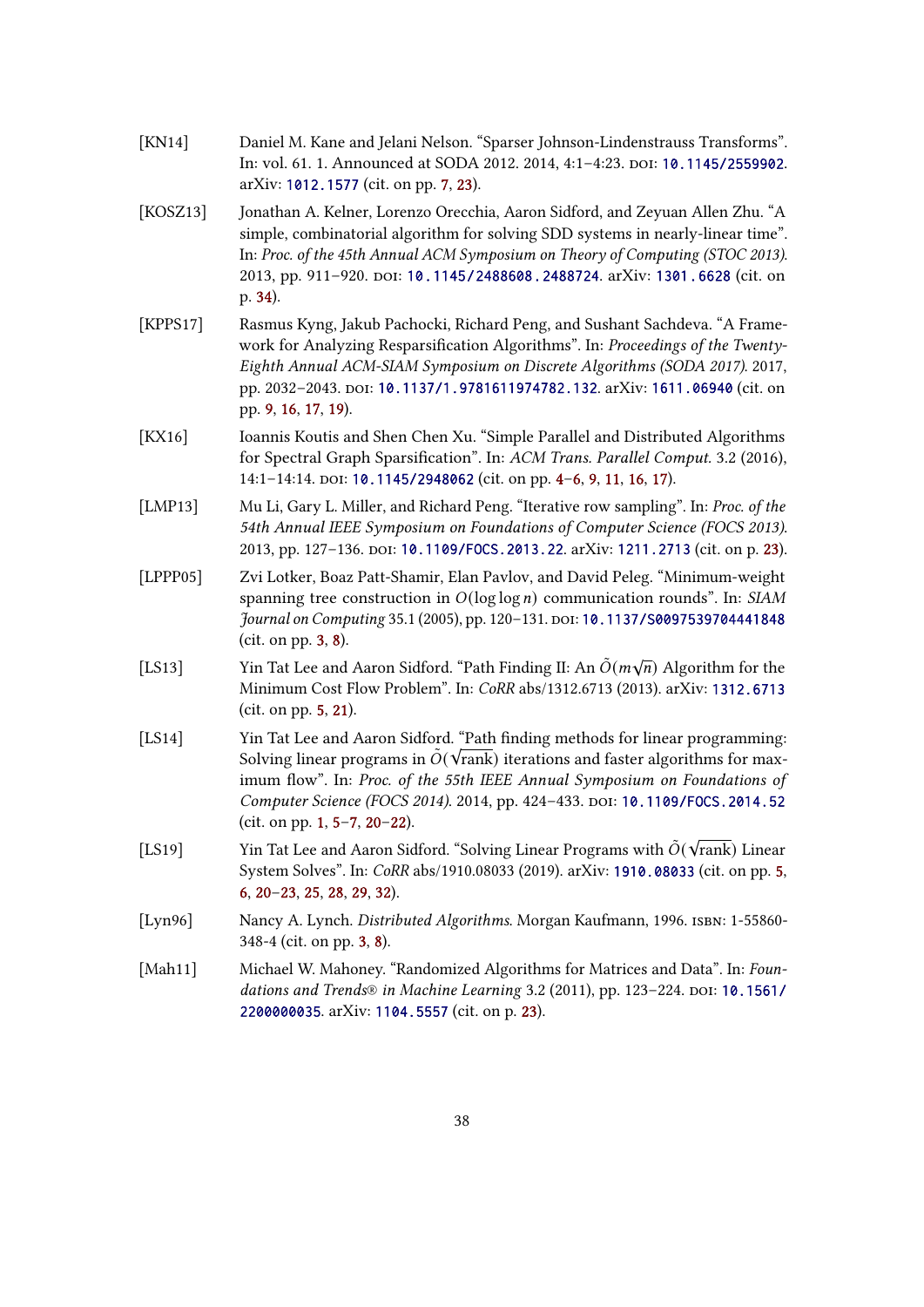[KN14] Daniel M. Kane and Jelani Nelson. “Sparser Johnson-Lindenstrauss Transforms”. In: vol. 61. 1. Announced at SODA 2012. 2014, 4:1–4:23. DOI: 10.1145/2559902. arXiv: 1012.1577 (cit. on pp. 7, 23).

[KOSZ13] Jonathan A. Kelner, Lorenzo Orecchia, Aaron Sidford, and Zeyuan Allen Zhu. “A simple, combinatorial algorithm for solving SDD systems in nearly-linear time”. In: *Proc. of the 45th Annual ACM Symposium on Theory of Computing (STOC 2013)*. 2013, pp. 911–920. DOI: 10.1145/2488608.2488724. arXiv: 1301.6628 (cit. on p. 34).

[KPPS17] Rasmus Kyng, Jakub Pachocki, Richard Peng, and Sushant Sachdeva. “A Framework for Analyzing Resparsification Algorithms”. In: *Proceedings of the Twenty-Eighth Annual ACM-SIAM Symposium on Discrete Algorithms (SODA 2017)*. 2017, pp. 2032–2043. DOI: 10.1137/1.9781611974782.132. arXiv: 1611.06940 (cit. on pp. 9, 16, 17, 19).

[KX16] Ioannis Koutis and Shen Chen Xu. “Simple Parallel and Distributed Algorithms for Spectral Graph Sparsification”. In: *ACM Trans. Parallel Comput.* 3.2 (2016), 14:1–14:14. DOI: 10.1145/2948062 (cit. on pp. 4–6, 9, 11, 16, 17).

[LMP13] Mu Li, Gary L. Miller, and Richard Peng. “Iterative row sampling”. In: *Proc. of the 54th Annual IEEE Symposium on Foundations of Computer Science (FOCS 2013)*. 2013, pp. 127–136. DOI: 10.1109/FOCS.2013.22. arXiv: 1211.2713 (cit. on p. 23).

[LPPP05] Zvi Lotker, Boaz Patt-Shamir, Elan Pavlov, and David Peleg. “Minimum-weight spanning tree construction in $O(\log \log n)$ communication rounds”. In: *SIAM Journal on Computing* 35.1 (2005), pp. 120–131. DOI: 10.1137/S0097539704441848 (cit. on pp. 3, 8).

[LS13] Yin Tat Lee and Aaron Sidford. “Path Finding II: An $\tilde{O}(m\sqrt{n})$ Algorithm for the Minimum Cost Flow Problem”. In: *CoRR* abs/1312.6713 (2013). arXiv: 1312.6713 (cit. on pp. 5, 21).

[LS14] Yin Tat Lee and Aaron Sidford. “Path finding methods for linear programming: Solving linear programs in $\tilde{O}(\sqrt{\text{rank}})$ iterations and faster algorithms for maximum flow”. In: *Proc. of the 55th IEEE Annual Symposium on Foundations of Computer Science (FOCS 2014)*. 2014, pp. 424–433. DOI: 10.1109/FOCS.2014.52 (cit. on pp. 1, 5–7, 20–22).

[LS19] Yin Tat Lee and Aaron Sidford. “Solving Linear Programs with $\tilde{O}(\sqrt{\text{rank}})$ Linear System Solves”. In: *CoRR* abs/1910.08033 (2019). arXiv: 1910.08033 (cit. on pp. 5, 6, 20–23, 25, 28, 29, 32).

[Lyn96] Nancy A. Lynch. *Distributed Algorithms*. Morgan Kaufmann, 1996. ISBN: 1-55860-348-4 (cit. on pp. 3, 8).

[Mah11] Michael W. Mahoney. “Randomized Algorithms for Matrices and Data”. In: *Foundations and Trends® in Machine Learning* 3.2 (2011), pp. 123–224. DOI: 10.1561/2200000035. arXiv: 1104.5557 (cit. on p. 23).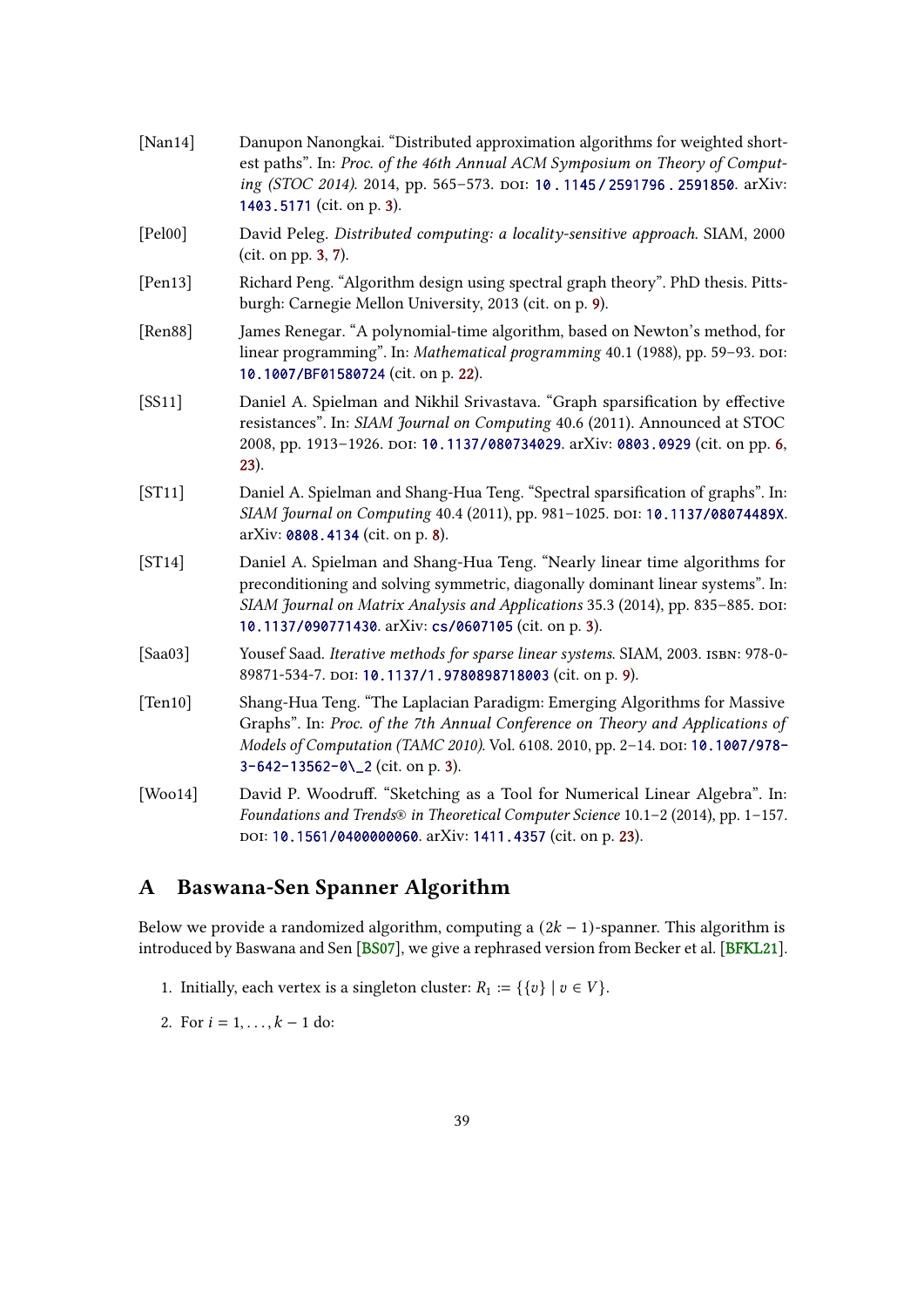[Nan14] Danupon Nanongkai. “Distributed approximation algorithms for weighted shortest paths”. In: *Proc. of the 46th Annual ACM Symposium on Theory of Computing (STOC 2014)*. 2014, pp. 565–573. DOI: 10.1145/2591796.2591850. arXiv: 1403.5171 (cit. on p. 3).

[Pel00] David Peleg. *Distributed computing: a locality-sensitive approach*. SIAM, 2000 (cit. on pp. 3, 7).

[Pen13] Richard Peng. “Algorithm design using spectral graph theory”. PhD thesis. Pittsburgh: Carnegie Mellon University, 2013 (cit. on p. 9).

[Ren88] James Renegar. “A polynomial-time algorithm, based on Newton’s method, for linear programming”. In: *Mathematical programming* 40.1 (1988), pp. 59–93. DOI: 10.1007/BF01580724 (cit. on p. 22).

[SS11] Daniel A. Spielman and Nikhil Srivastava. “Graph sparsification by effective resistances”. In: *SIAM Journal on Computing* 40.6 (2011). Announced at STOC 2008, pp. 1913–1926. DOI: 10.1137/080734029. arXiv: 0803.0929 (cit. on pp. 6, 23).

[ST11] Daniel A. Spielman and Shang-Hua Teng. “Spectral sparsification of graphs”. In: *SIAM Journal on Computing* 40.4 (2011), pp. 981–1025. DOI: 10.1137/08074489X. arXiv: 0808.4134 (cit. on p. 8).

[ST14] Daniel A. Spielman and Shang-Hua Teng. “Nearly linear time algorithms for preconditioning and solving symmetric, diagonally dominant linear systems”. In: *SIAM Journal on Matrix Analysis and Applications* 35.3 (2014), pp. 835–885. DOI: 10.1137/090771430. arXiv: cs/0607105 (cit. on p. 3).

[Saa03] Yousef Saad. *Iterative methods for sparse linear systems*. SIAM, 2003. ISBN: 978-0-89871-534-7. DOI: 10.1137/1.9780898718003 (cit. on p. 9).

[Ten10] Shang-Hua Teng. “The Laplacian Paradigm: Emerging Algorithms for Massive Graphs”. In: *Proc. of the 7th Annual Conference on Theory and Applications of Models of Computation (TAMC 2010)*. Vol. 6108. 2010, pp. 2–14. DOI: 10.1007/978-3-642-13562-0\_2 (cit. on p. 3).

[Woo14] David P. Woodruff. “Sketching as a Tool for Numerical Linear Algebra”. In: *Foundations and Trends® in Theoretical Computer Science* 10.1–2 (2014), pp. 1–157. DOI: 10.1561/0400000060. arXiv: 1411.4357 (cit. on p. 23).

# A Baswana-Sen Spanner Algorithm

Below we provide a randomized algorithm, computing a $(2k-1)$-spanner. This algorithm is introduced by Baswana and Sen [BS07], we give a rephrased version from Becker et al. [BFKL21].

1. Initially, each vertex is a singleton cluster: $R_1 := \{\{v\} \mid v \in V\}$.
2. For $i = 1, \ldots, k-1$ do: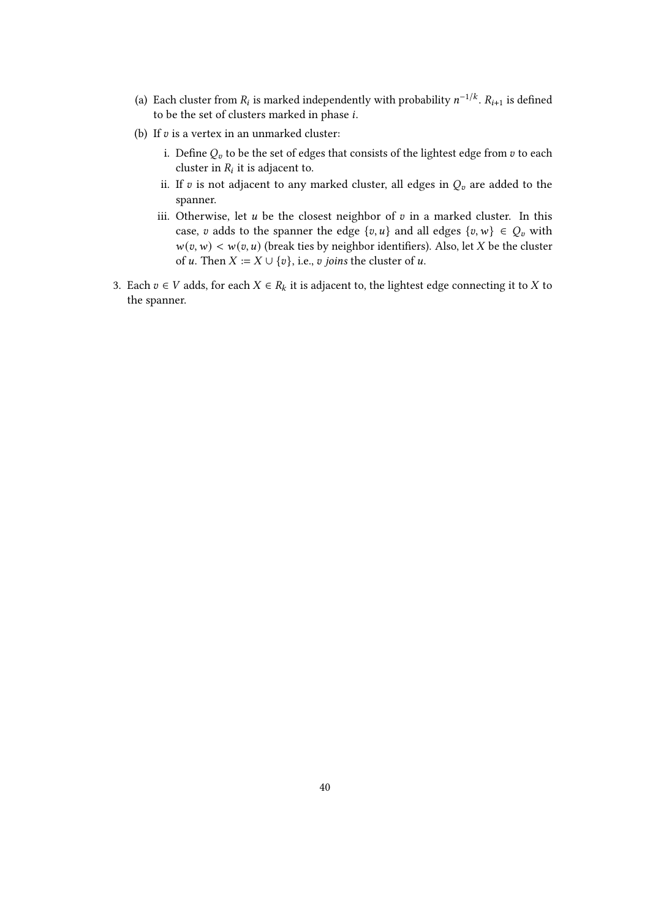(a) Each cluster from $R_i$ is marked independently with probability $n^{-1/k}$. $R_{i+1}$ is defined to be the set of clusters marked in phase $i$.

(b) If $v$ is a vertex in an unmarked cluster:

   i. Define $Q_v$ to be the set of edges that consists of the lightest edge from $v$ to each cluster in $R_i$ it is adjacent to.

   ii. If $v$ is not adjacent to any marked cluster, all edges in $Q_v$ are added to the spanner.

   iii. Otherwise, let $u$ be the closest neighbor of $v$ in a marked cluster. In this case, $v$ adds to the spanner the edge $\{v, u\}$ and all edges $\{v, w\} \in Q_v$ with $w(v, w) < w(v, u)$ (break ties by neighbor identifiers). Also, let $X$ be the cluster of $u$. Then $X := X \cup \{v\}$, i.e., $v$ *joins* the cluster of $u$.

3. Each $v \in V$ adds, for each $X \in R_k$ it is adjacent to, the lightest edge connecting it to $X$ to the spanner.